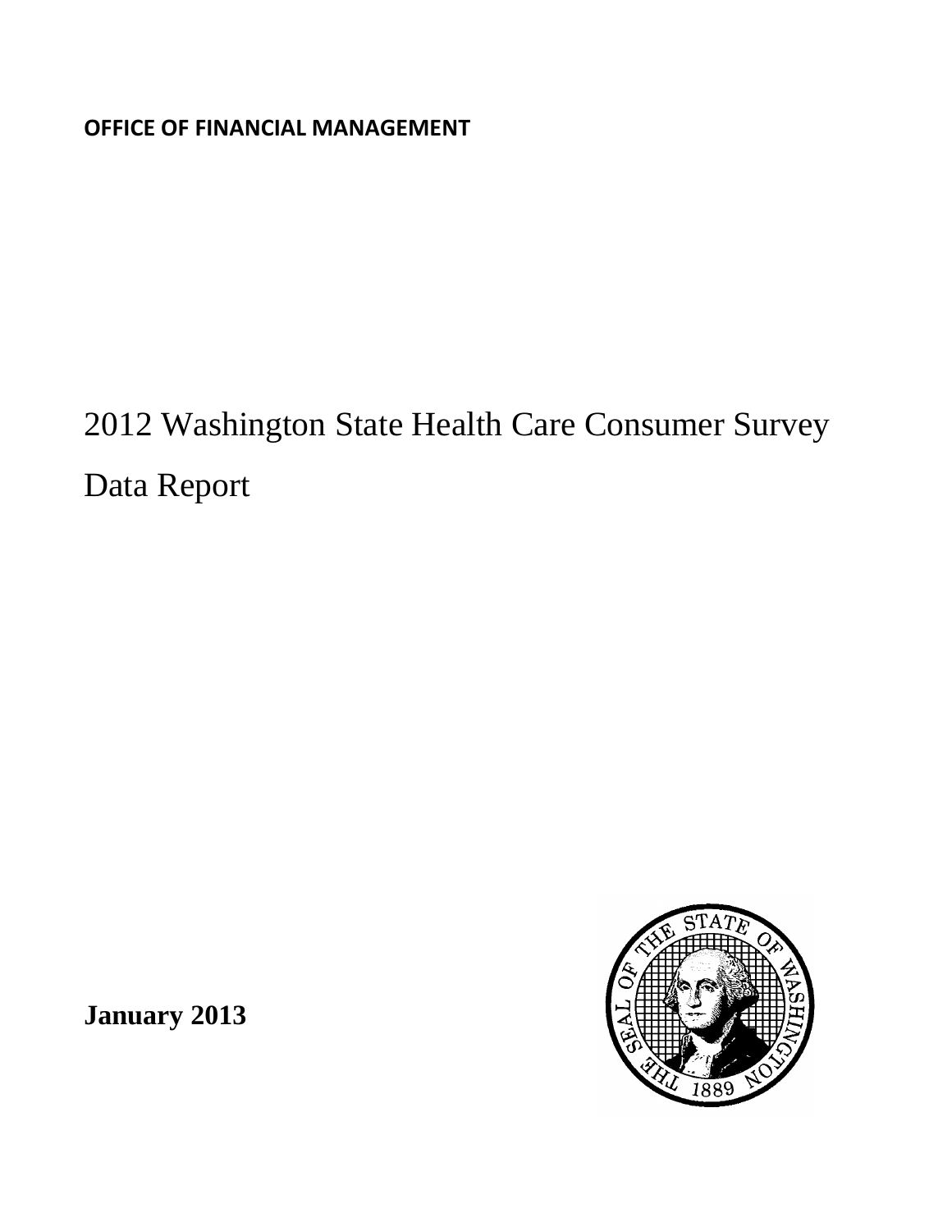**OFFICE OF FINANCIAL MANAGEMENT**

# 2012 Washington State Health Care Consumer Survey

# Data Report

**January 2013**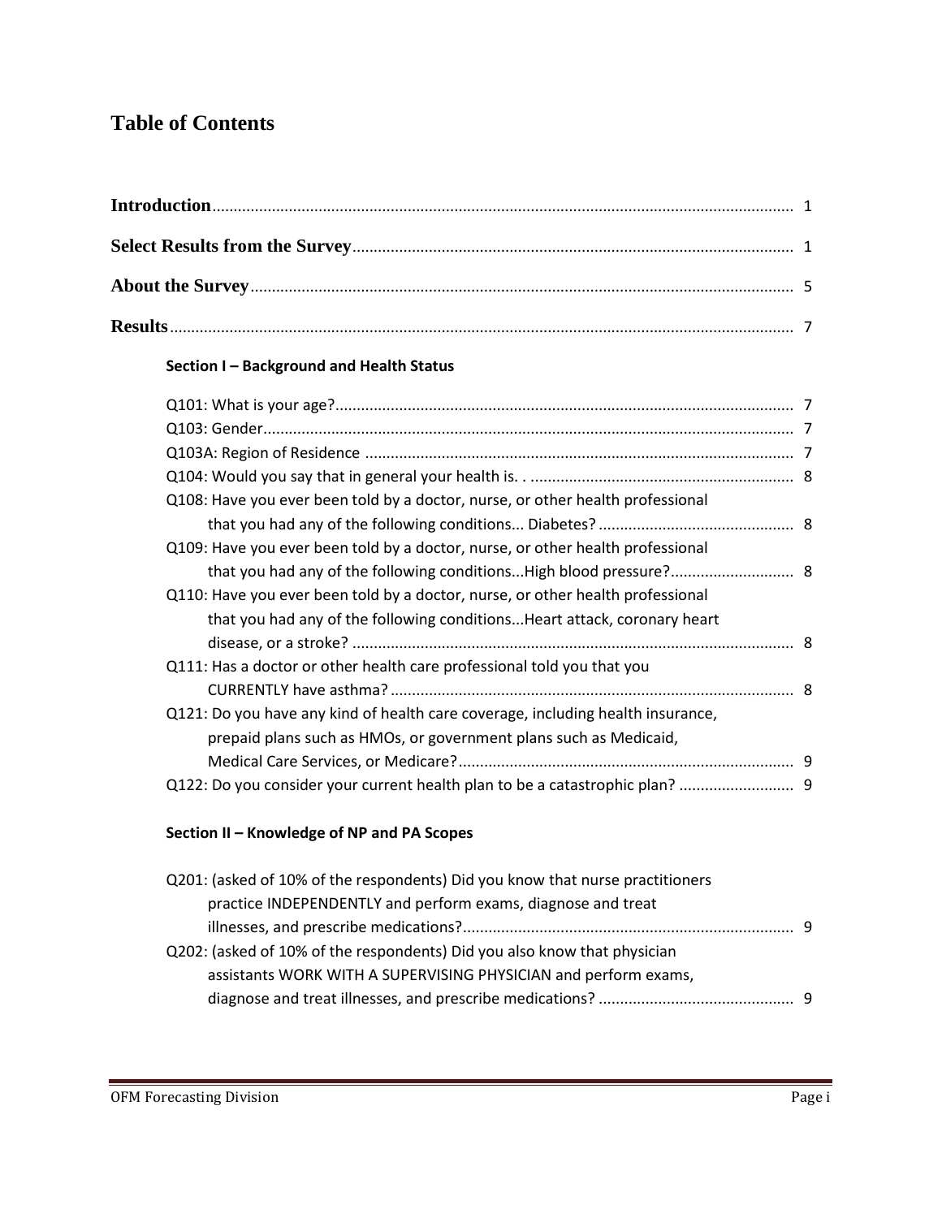# Table of Contents

**Introduction** ........................................................ 1

**Select Results from the Survey** ........................................................ 1

**About the Survey** ........................................................ 5

**Results** ........................................................ 7

**Section I – Background and Health Status**

Q101: What is your age? ........................................................ 7

Q103: Gender ........................................................ 7

Q103A: Region of Residence ........................................................ 7

Q104: Would you say that in general your health is. . ........................................................ 8

Q108: Have you ever been told by a doctor, nurse, or other health professional that you had any of the following conditions... Diabetes? ........................................................ 8

Q109: Have you ever been told by a doctor, nurse, or other health professional that you had any of the following conditions...High blood pressure? ........................................................ 8

Q110: Have you ever been told by a doctor, nurse, or other health professional that you had any of the following conditions...Heart attack, coronary heart disease, or a stroke? ........................................................ 8

Q111: Has a doctor or other health care professional told you that you CURRENTLY have asthma? ........................................................ 8

Q121: Do you have any kind of health care coverage, including health insurance, prepaid plans such as HMOs, or government plans such as Medicaid, Medical Care Services, or Medicare? ........................................................ 9

Q122: Do you consider your current health plan to be a catastrophic plan? ........................................................ 9

**Section II – Knowledge of NP and PA Scopes**

Q201: (asked of 10% of the respondents) Did you know that nurse practitioners practice INDEPENDENTLY and perform exams, diagnose and treat illnesses, and prescribe medications? ........................................................ 9

Q202: (asked of 10% of the respondents) Did you also know that physician assistants WORK WITH A SUPERVISING PHYSICIAN and perform exams, diagnose and treat illnesses, and prescribe medications? ........................................................ 9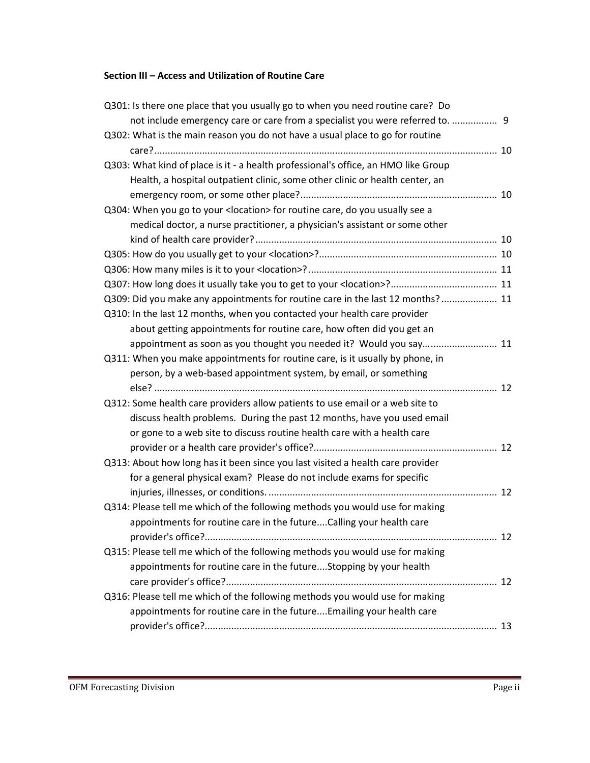**Section III – Access and Utilization of Routine Care**

Q301: Is there one place that you usually go to when you need routine care? Do not include emergency care or care from a specialist you were referred to. ................. 9

Q302: What is the main reason you do not have a usual place to go for routine care?................................................................................................................. 10

Q303: What kind of place is it - a health professional's office, an HMO like Group Health, a hospital outpatient clinic, some other clinic or health center, an emergency room, or some other place?........................................................................ 10

Q304: When you go to your <location> for routine care, do you usually see a medical doctor, a nurse practitioner, a physician's assistant or some other kind of health care provider?.......................................................................................... 10

Q305: How do you usually get to your <location>?................................................................... 10

Q306: How many miles is it to your <location>? ...................................................................... 11

Q307: How long does it usually take you to get to your <location>?........................................ 11

Q309: Did you make any appointments for routine care in the last 12 months? .................... 11

Q310: In the last 12 months, when you contacted your health care provider about getting appointments for routine care, how often did you get an appointment as soon as you thought you needed it? Would you say…......................... 11

Q311: When you make appointments for routine care, is it usually by phone, in person, by a web-based appointment system, by email, or something else? ................................................................................................................... 12

Q312: Some health care providers allow patients to use email or a web site to discuss health problems. During the past 12 months, have you used email or gone to a web site to discuss routine health care with a health care provider or a health care provider's office?.................................................................... 12

Q313: About how long has it been since you last visited a health care provider for a general physical exam? Please do not include exams for specific injuries, illnesses, or conditions. ...................................................................................... 12

Q314: Please tell me which of the following methods you would use for making appointments for routine care in the future....Calling your health care provider's office?............................................................................................................. 12

Q315: Please tell me which of the following methods you would use for making appointments for routine care in the future....Stopping by your health care provider's office?..................................................................................................... 12

Q316: Please tell me which of the following methods you would use for making appointments for routine care in the future....Emailing your health care provider's office?............................................................................................................. 13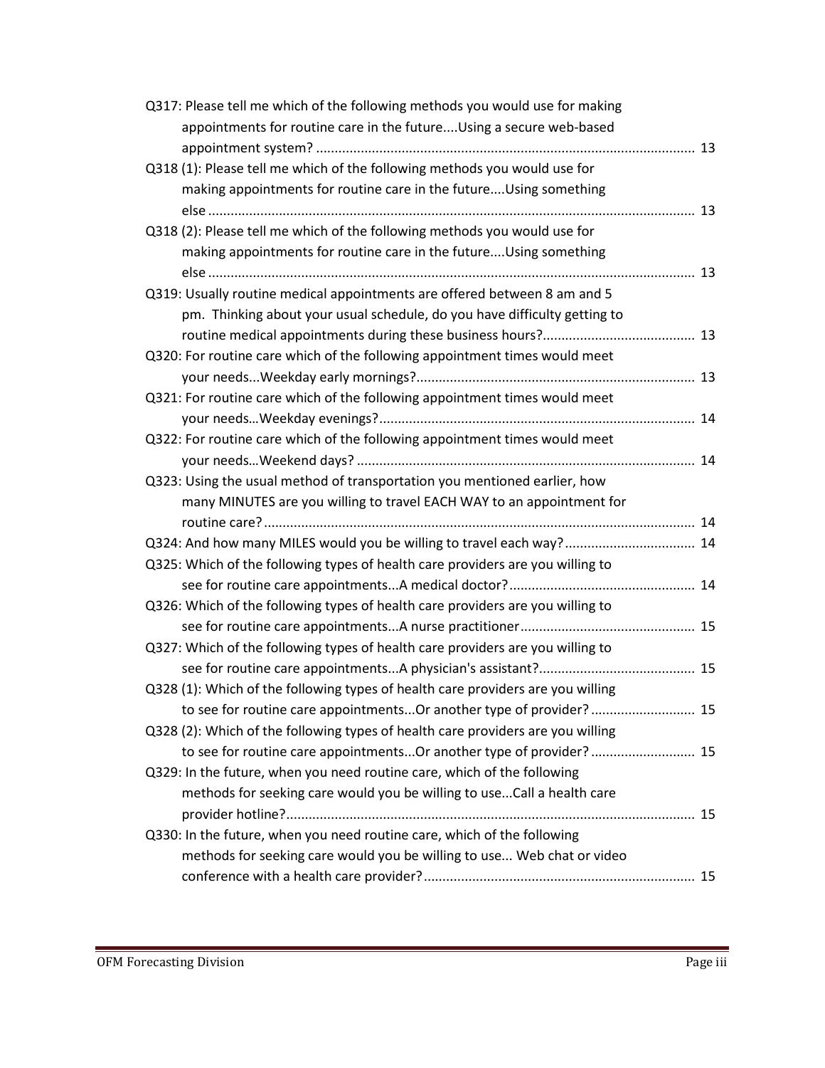Q317: Please tell me which of the following methods you would use for making appointments for routine care in the future....Using a secure web-based appointment system? .................................................................................................... 13

Q318 (1): Please tell me which of the following methods you would use for making appointments for routine care in the future....Using something else .................................................................................................................................. 13

Q318 (2): Please tell me which of the following methods you would use for making appointments for routine care in the future....Using something else .................................................................................................................................. 13

Q319: Usually routine medical appointments are offered between 8 am and 5 pm. Thinking about your usual schedule, do you have difficulty getting to routine medical appointments during these business hours?......................................... 13

Q320: For routine care which of the following appointment times would meet your needs...Weekday early mornings?.......................................................................... 13

Q321: For routine care which of the following appointment times would meet your needs…Weekday evenings?.................................................................................... 14

Q322: For routine care which of the following appointment times would meet your needs…Weekend days? .......................................................................................... 14

Q323: Using the usual method of transportation you mentioned earlier, how many MINUTES are you willing to travel EACH WAY to an appointment for routine care? ................................................................................................................... 14

Q324: And how many MILES would you be willing to travel each way?................................... 14

Q325: Which of the following types of health care providers are you willing to see for routine care appointments...A medical doctor?................................................. 14

Q326: Which of the following types of health care providers are you willing to see for routine care appointments...A nurse practitioner.............................................. 15

Q327: Which of the following types of health care providers are you willing to see for routine care appointments...A physician's assistant?......................................... 15

Q328 (1): Which of the following types of health care providers are you willing to see for routine care appointments...Or another type of provider? ........................... 15

Q328 (2): Which of the following types of health care providers are you willing to see for routine care appointments...Or another type of provider? ........................... 15

Q329: In the future, when you need routine care, which of the following methods for seeking care would you be willing to use...Call a health care provider hotline?............................................................................................................ 15

Q330: In the future, when you need routine care, which of the following methods for seeking care would you be willing to use... Web chat or video conference with a health care provider?........................................................................ 15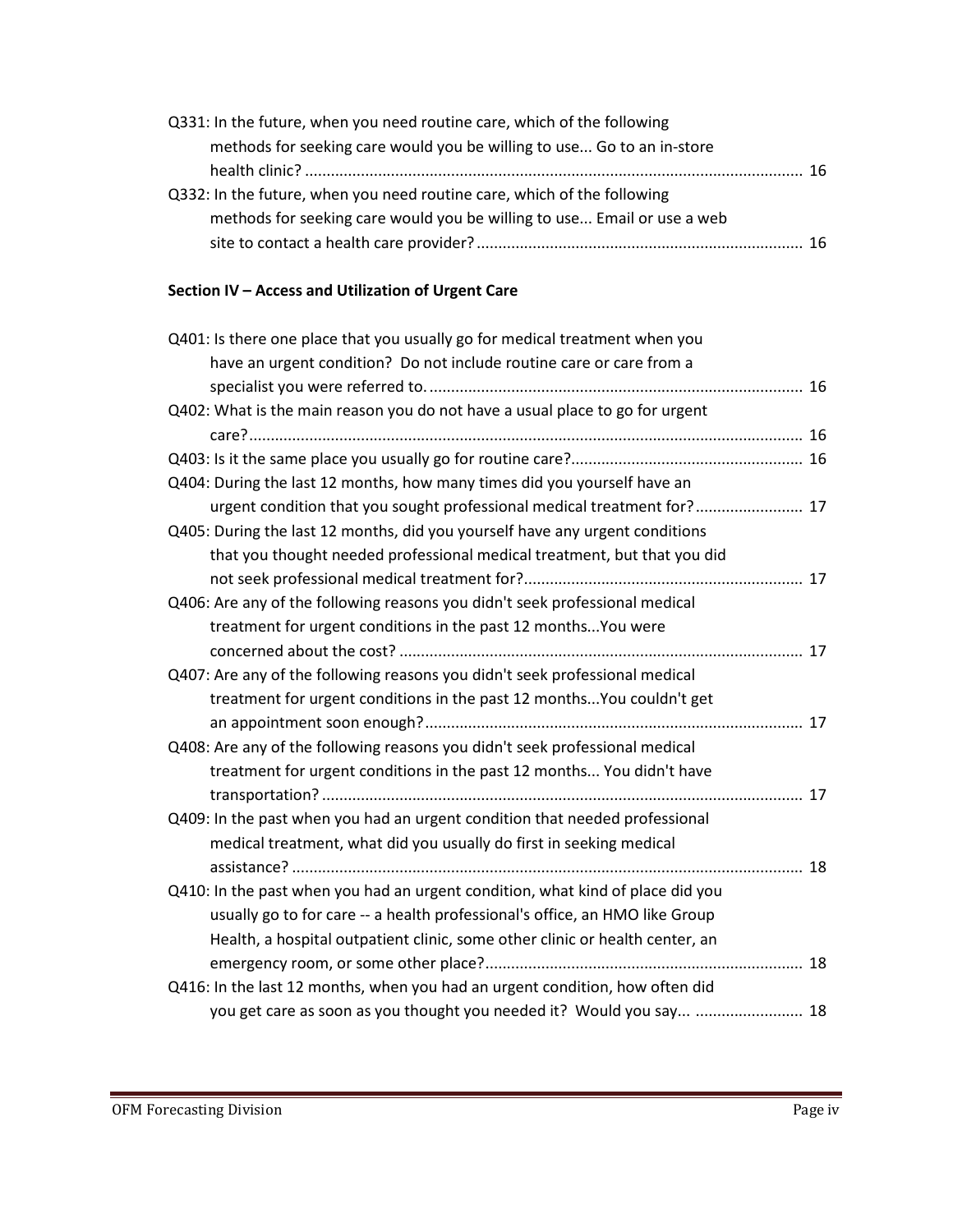Q331: In the future, when you need routine care, which of the following methods for seeking care would you be willing to use... Go to an in-store health clinic? .................................................................................................................. 16

Q332: In the future, when you need routine care, which of the following methods for seeking care would you be willing to use... Email or use a web site to contact a health care provider? ........................................................................... 16

**Section IV – Access and Utilization of Urgent Care**

Q401: Is there one place that you usually go for medical treatment when you have an urgent condition? Do not include routine care or care from a specialist you were referred to. ...................................................................................... 16

Q402: What is the main reason you do not have a usual place to go for urgent care? ................................................................................................................ 16

Q403: Is it the same place you usually go for routine care? ...................................................... 16

Q404: During the last 12 months, how many times did you yourself have an urgent condition that you sought professional medical treatment for? ......................... 17

Q405: During the last 12 months, did you yourself have any urgent conditions that you thought needed professional medical treatment, but that you did not seek professional medical treatment for? ................................................................. 17

Q406: Are any of the following reasons you didn't seek professional medical treatment for urgent conditions in the past 12 months...You were concerned about the cost? ............................................................................................. 17

Q407: Are any of the following reasons you didn't seek professional medical treatment for urgent conditions in the past 12 months...You couldn't get an appointment soon enough? ....................................................................................... 17

Q408: Are any of the following reasons you didn't seek professional medical treatment for urgent conditions in the past 12 months... You didn't have transportation? ................................................................................................................ 17

Q409: In the past when you had an urgent condition that needed professional medical treatment, what did you usually do first in seeking medical assistance? ....................................................................................................................... 18

Q410: In the past when you had an urgent condition, what kind of place did you usually go to for care -- a health professional's office, an HMO like Group Health, a hospital outpatient clinic, some other clinic or health center, an emergency room, or some other place? ......................................................................... 18

Q416: In the last 12 months, when you had an urgent condition, how often did you get care as soon as you thought you needed it? Would you say... ......................... 18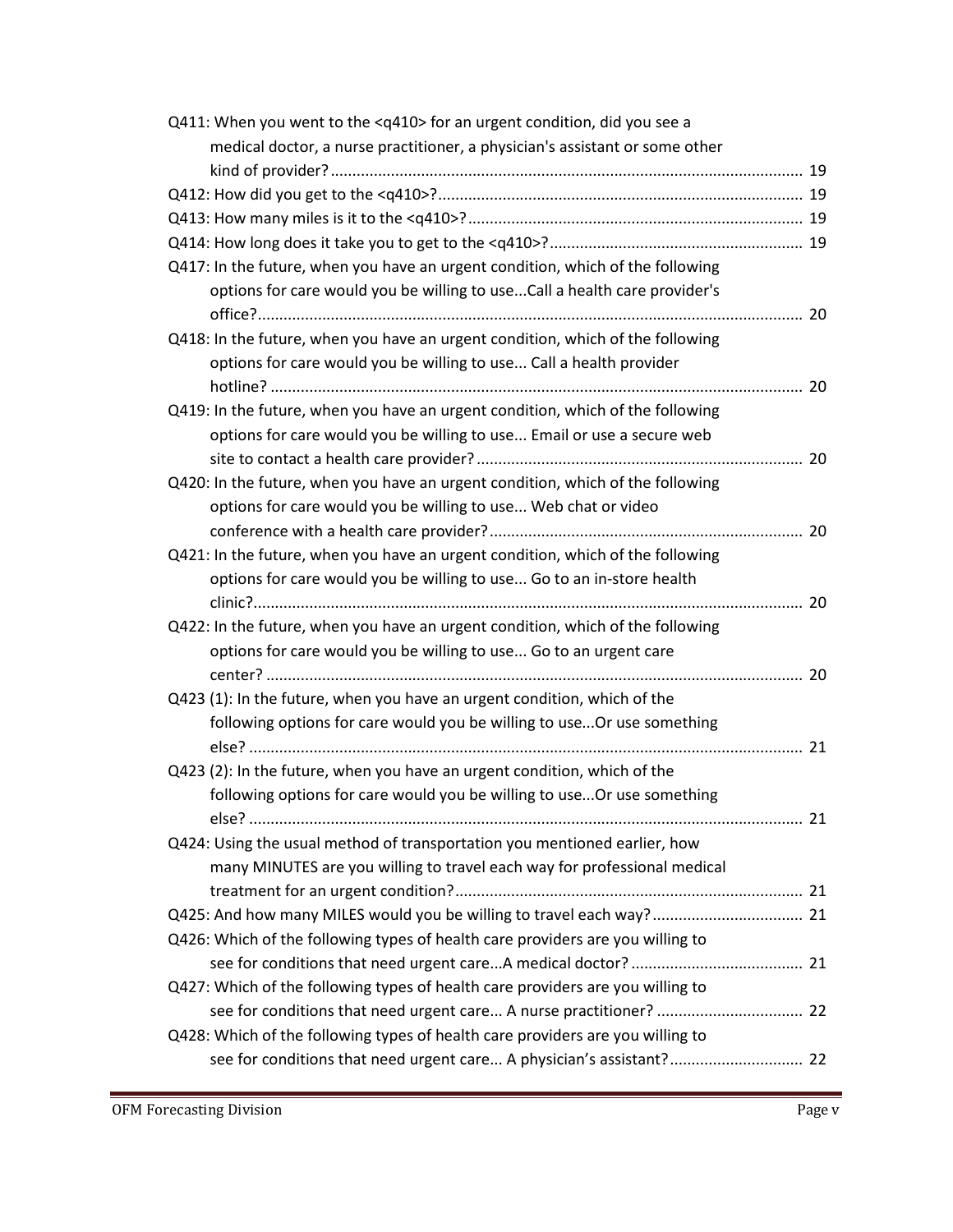Q411: When you went to the <q410> for an urgent condition, did you see a medical doctor, a nurse practitioner, a physician's assistant or some other kind of provider? ........ 19

Q412: How did you get to the <q410>? ........ 19

Q413: How many miles is it to the <q410>? ........ 19

Q414: How long does it take you to get to the <q410>? ........ 19

Q417: In the future, when you have an urgent condition, which of the following options for care would you be willing to use...Call a health care provider's office? ........ 20

Q418: In the future, when you have an urgent condition, which of the following options for care would you be willing to use... Call a health provider hotline? ........ 20

Q419: In the future, when you have an urgent condition, which of the following options for care would you be willing to use... Email or use a secure web site to contact a health care provider? ........ 20

Q420: In the future, when you have an urgent condition, which of the following options for care would you be willing to use... Web chat or video conference with a health care provider? ........ 20

Q421: In the future, when you have an urgent condition, which of the following options for care would you be willing to use... Go to an in-store health clinic? ........ 20

Q422: In the future, when you have an urgent condition, which of the following options for care would you be willing to use... Go to an urgent care center? ........ 20

Q423 (1): In the future, when you have an urgent condition, which of the following options for care would you be willing to use...Or use something else? ........ 21

Q423 (2): In the future, when you have an urgent condition, which of the following options for care would you be willing to use...Or use something else? ........ 21

Q424: Using the usual method of transportation you mentioned earlier, how many MINUTES are you willing to travel each way for professional medical treatment for an urgent condition? ........ 21

Q425: And how many MILES would you be willing to travel each way? ........ 21

Q426: Which of the following types of health care providers are you willing to see for conditions that need urgent care...A medical doctor? ........ 21

Q427: Which of the following types of health care providers are you willing to see for conditions that need urgent care... A nurse practitioner? ........ 22

Q428: Which of the following types of health care providers are you willing to see for conditions that need urgent care... A physician's assistant? ........ 22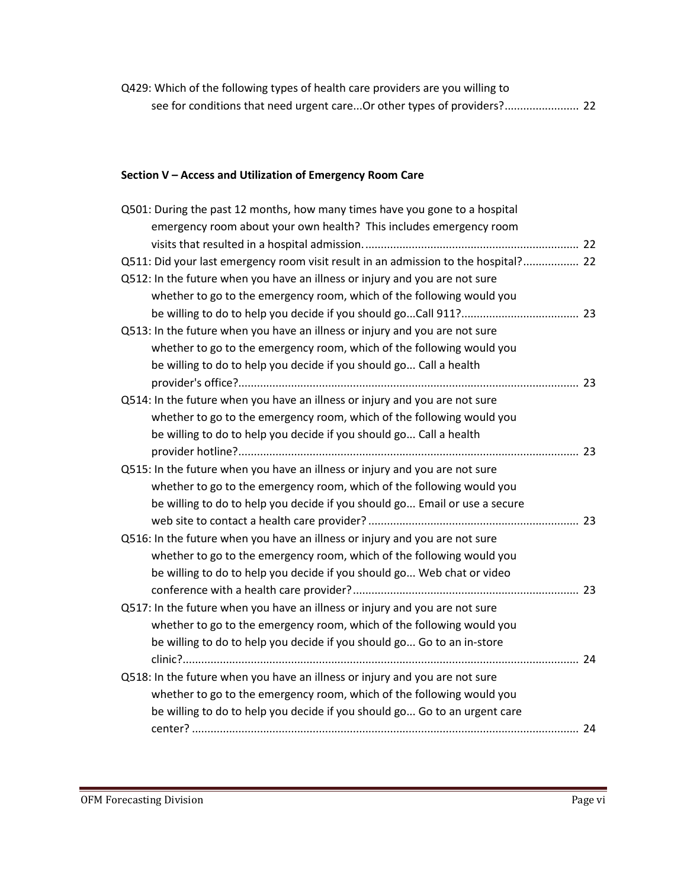Q429: Which of the following types of health care providers are you willing to see for conditions that need urgent care...Or other types of providers?........................ 22

**Section V – Access and Utilization of Emergency Room Care**

Q501: During the past 12 months, how many times have you gone to a hospital emergency room about your own health? This includes emergency room visits that resulted in a hospital admission. ..................................................................... 22

Q511: Did your last emergency room visit result in an admission to the hospital?.................. 22

Q512: In the future when you have an illness or injury and you are not sure whether to go to the emergency room, which of the following would you be willing to do to help you decide if you should go...Call 911?...................................... 23

Q513: In the future when you have an illness or injury and you are not sure whether to go to the emergency room, which of the following would you be willing to do to help you decide if you should go... Call a health provider's office?............................................................................................................. 23

Q514: In the future when you have an illness or injury and you are not sure whether to go to the emergency room, which of the following would you be willing to do to help you decide if you should go... Call a health provider hotline?............................................................................................................. 23

Q515: In the future when you have an illness or injury and you are not sure whether to go to the emergency room, which of the following would you be willing to do to help you decide if you should go... Email or use a secure web site to contact a health care provider? .................................................................... 23

Q516: In the future when you have an illness or injury and you are not sure whether to go to the emergency room, which of the following would you be willing to do to help you decide if you should go... Web chat or video conference with a health care provider?......................................................................... 23

Q517: In the future when you have an illness or injury and you are not sure whether to go to the emergency room, which of the following would you be willing to do to help you decide if you should go... Go to an in-store clinic?............................................................................................................................... 24

Q518: In the future when you have an illness or injury and you are not sure whether to go to the emergency room, which of the following would you be willing to do to help you decide if you should go... Go to an urgent care center? ............................................................................................................................. 24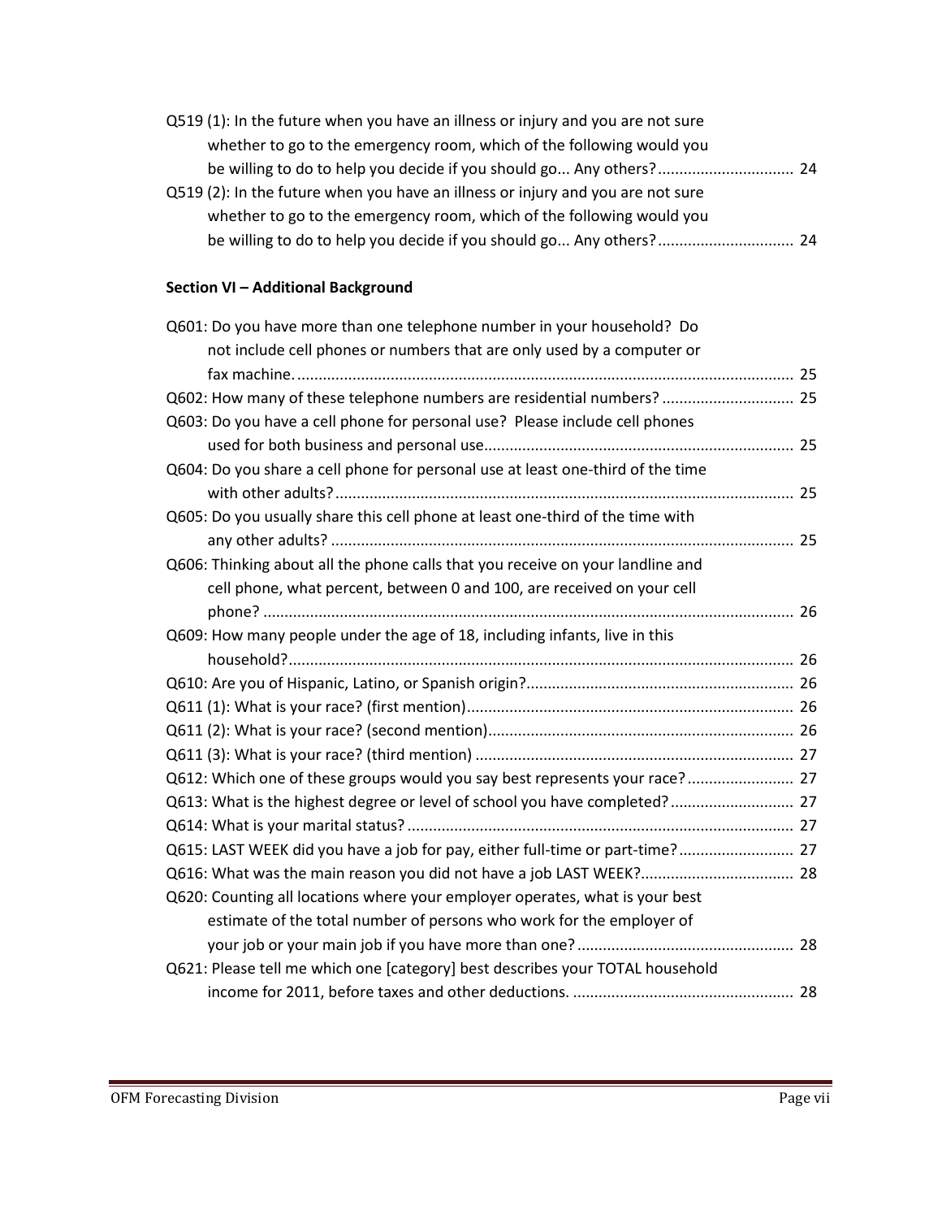Q519 (1): In the future when you have an illness or injury and you are not sure whether to go to the emergency room, which of the following would you be willing to do to help you decide if you should go... Any others? ................................ 24

Q519 (2): In the future when you have an illness or injury and you are not sure whether to go to the emergency room, which of the following would you be willing to do to help you decide if you should go... Any others? ................................ 24

**Section VI – Additional Background**

Q601: Do you have more than one telephone number in your household? Do not include cell phones or numbers that are only used by a computer or fax machine. ................................................................................................................... 25

Q602: How many of these telephone numbers are residential numbers? ............................... 25

Q603: Do you have a cell phone for personal use? Please include cell phones used for both business and personal use......................................................................... 25

Q604: Do you share a cell phone for personal use at least one-third of the time with other adults? ........................................................................................................... 25

Q605: Do you usually share this cell phone at least one-third of the time with any other adults? ............................................................................................................ 25

Q606: Thinking about all the phone calls that you receive on your landline and cell phone, what percent, between 0 and 100, are received on your cell phone? ........................................................................................................................... 26

Q609: How many people under the age of 18, including infants, live in this household? ..................................................................................................................... 26

Q610: Are you of Hispanic, Latino, or Spanish origin? .............................................................. 26

Q611 (1): What is your race? (first mention) ............................................................................ 26

Q611 (2): What is your race? (second mention) ....................................................................... 26

Q611 (3): What is your race? (third mention) .......................................................................... 27

Q612: Which one of these groups would you say best represents your race? ......................... 27

Q613: What is the highest degree or level of school you have completed? ............................. 27

Q614: What is your marital status? .......................................................................................... 27

Q615: LAST WEEK did you have a job for pay, either full-time or part-time? ........................... 27

Q616: What was the main reason you did not have a job LAST WEEK? .................................... 28

Q620: Counting all locations where your employer operates, what is your best estimate of the total number of persons who work for the employer of your job or your main job if you have more than one? .................................................. 28

Q621: Please tell me which one [category] best describes your TOTAL household income for 2011, before taxes and other deductions. .................................................... 28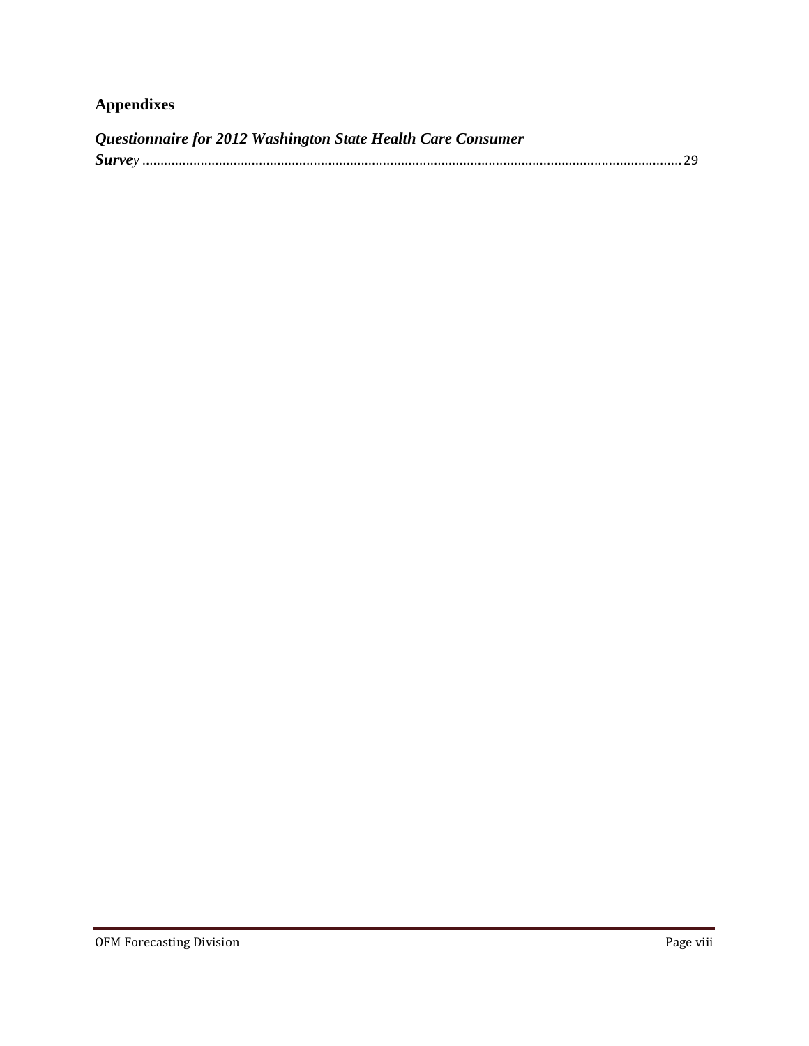## Appendixes

*Questionnaire for 2012 Washington State Health Care Consumer Survey* .......... 29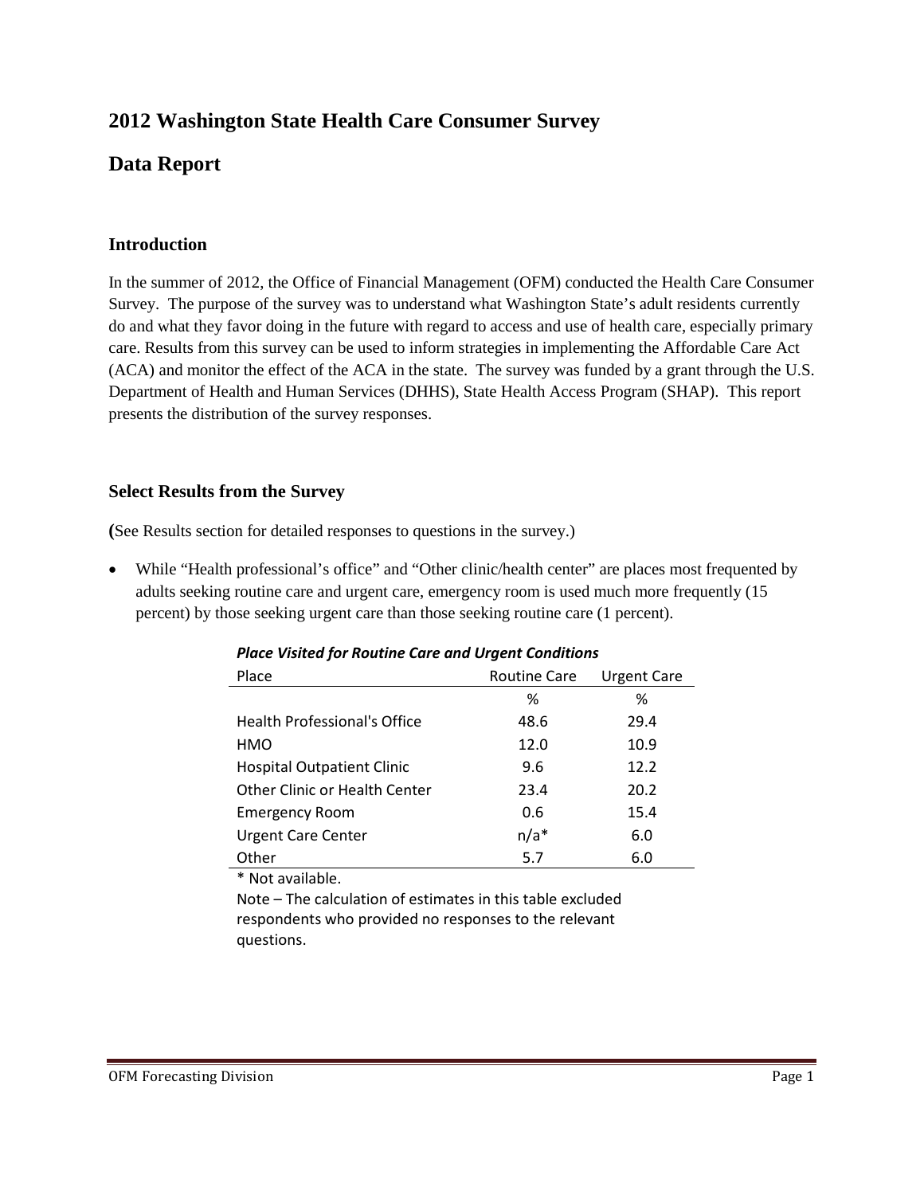# 2012 Washington State Health Care Consumer Survey

# Data Report

### Introduction

In the summer of 2012, the Office of Financial Management (OFM) conducted the Health Care Consumer Survey. The purpose of the survey was to understand what Washington State's adult residents currently do and what they favor doing in the future with regard to access and use of health care, especially primary care. Results from this survey can be used to inform strategies in implementing the Affordable Care Act (ACA) and monitor the effect of the ACA in the state. The survey was funded by a grant through the U.S. Department of Health and Human Services (DHHS), State Health Access Program (SHAP). This report presents the distribution of the survey responses.

### Select Results from the Survey

**(**See Results section for detailed responses to questions in the survey.)

- While "Health professional's office" and "Other clinic/health center" are places most frequented by adults seeking routine care and urgent care, emergency room is used much more frequently (15 percent) by those seeking urgent care than those seeking routine care (1 percent).

***Place Visited for Routine Care and Urgent Conditions***

| Place | Routine Care | Urgent Care |
|---|---|---|
| | % | % |
| Health Professional's Office | 48.6 | 29.4 |
| HMO | 12.0 | 10.9 |
| Hospital Outpatient Clinic | 9.6 | 12.2 |
| Other Clinic or Health Center | 23.4 | 20.2 |
| Emergency Room | 0.6 | 15.4 |
| Urgent Care Center | n/a* | 6.0 |
| Other | 5.7 | 6.0 |

* Not available.

Note – The calculation of estimates in this table excluded respondents who provided no responses to the relevant questions.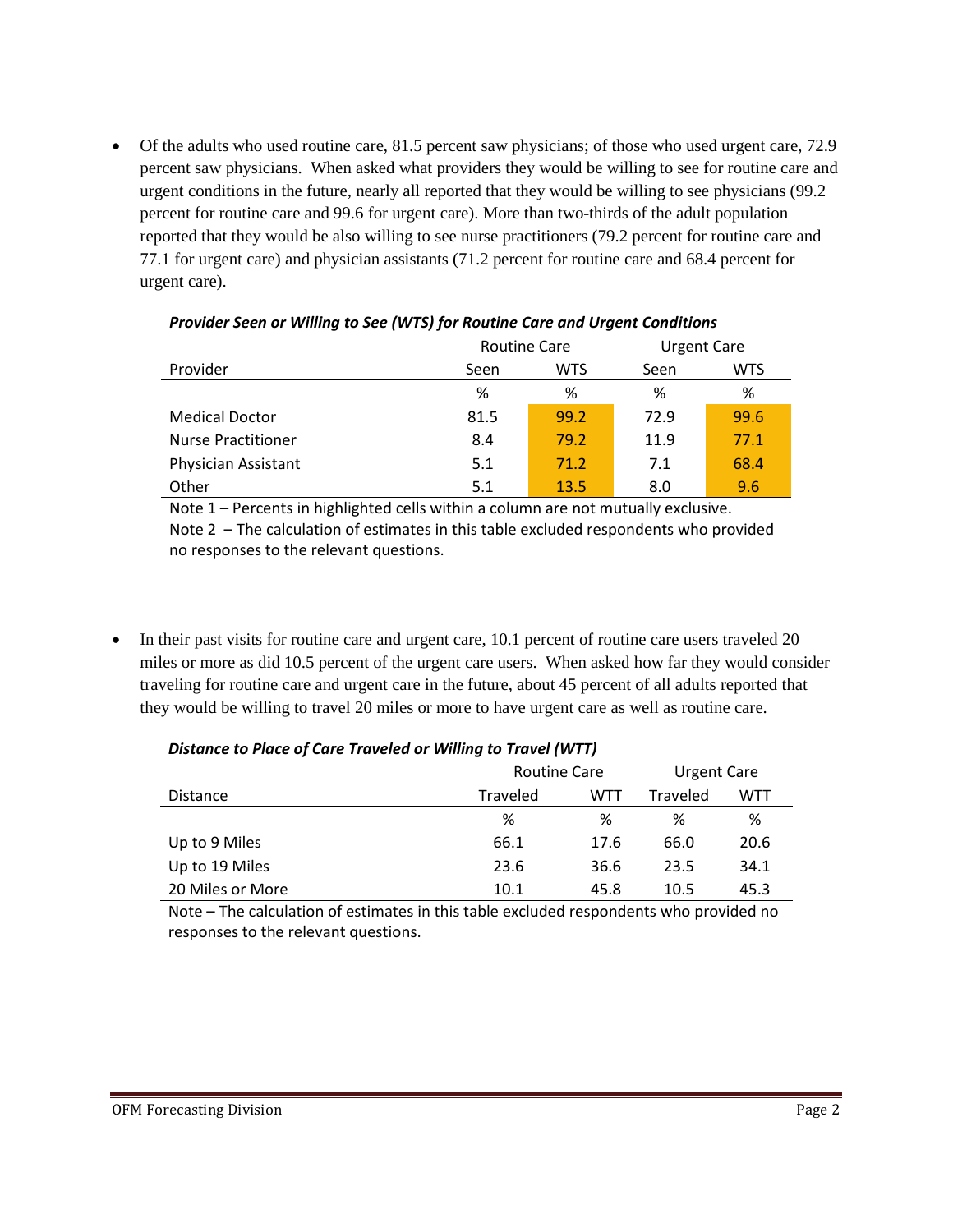- Of the adults who used routine care, 81.5 percent saw physicians; of those who used urgent care, 72.9 percent saw physicians. When asked what providers they would be willing to see for routine care and urgent conditions in the future, nearly all reported that they would be willing to see physicians (99.2 percent for routine care and 99.6 for urgent care). More than two-thirds of the adult population reported that they would be also willing to see nurse practitioners (79.2 percent for routine care and 77.1 for urgent care) and physician assistants (71.2 percent for routine care and 68.4 percent for urgent care).

***Provider Seen or Willing to See (WTS) for Routine Care and Urgent Conditions***

| Provider | Routine Care | | Urgent Care | |
|---|---|---|---|---|
| | Seen | WTS | Seen | WTS |
| | % | % | % | % |
| Medical Doctor | 81.5 | 99.2 | 72.9 | 99.6 |
| Nurse Practitioner | 8.4 | 79.2 | 11.9 | 77.1 |
| Physician Assistant | 5.1 | 71.2 | 7.1 | 68.4 |
| Other | 5.1 | 13.5 | 8.0 | 9.6 |

Note 1 – Percents in highlighted cells within a column are not mutually exclusive.
Note 2 – The calculation of estimates in this table excluded respondents who provided no responses to the relevant questions.

- In their past visits for routine care and urgent care, 10.1 percent of routine care users traveled 20 miles or more as did 10.5 percent of the urgent care users. When asked how far they would consider traveling for routine care and urgent care in the future, about 45 percent of all adults reported that they would be willing to travel 20 miles or more to have urgent care as well as routine care.

***Distance to Place of Care Traveled or Willing to Travel (WTT)***

| Distance | Routine Care | | Urgent Care | |
|---|---|---|---|---|
| | Traveled | WTT | Traveled | WTT |
| | % | % | % | % |
| Up to 9 Miles | 66.1 | 17.6 | 66.0 | 20.6 |
| Up to 19 Miles | 23.6 | 36.6 | 23.5 | 34.1 |
| 20 Miles or More | 10.1 | 45.8 | 10.5 | 45.3 |

Note – The calculation of estimates in this table excluded respondents who provided no responses to the relevant questions.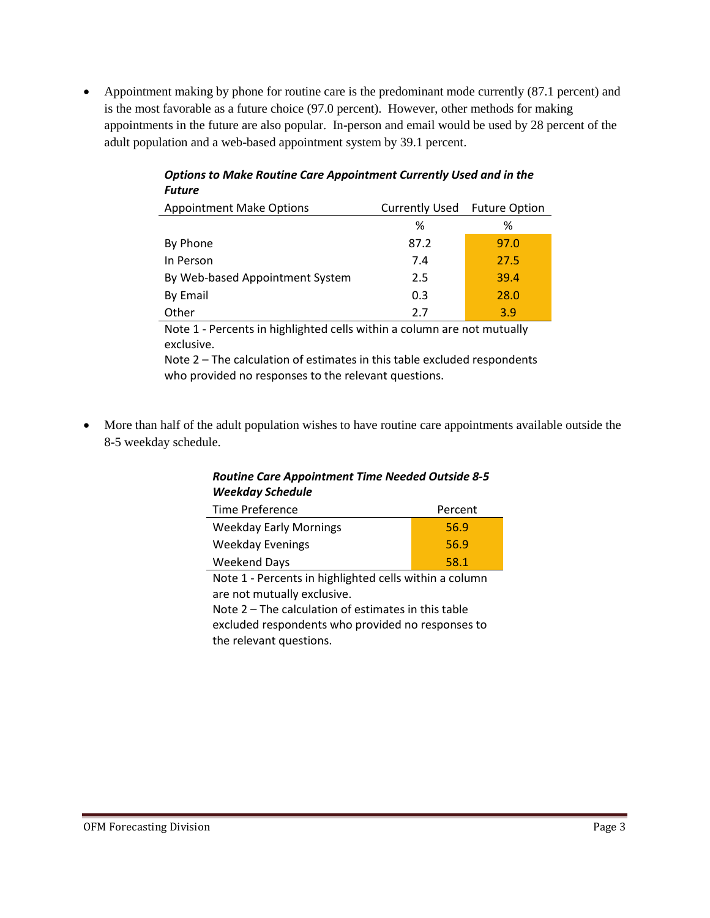- Appointment making by phone for routine care is the predominant mode currently (87.1 percent) and is the most favorable as a future choice (97.0 percent). However, other methods for making appointments in the future are also popular. In-person and email would be used by 28 percent of the adult population and a web-based appointment system by 39.1 percent.

***Options to Make Routine Care Appointment Currently Used and in the Future***

| Appointment Make Options | Currently Used | Future Option |
|---|---|---|
| | % | % |
| By Phone | 87.2 | 97.0 |
| In Person | 7.4 | 27.5 |
| By Web-based Appointment System | 2.5 | 39.4 |
| By Email | 0.3 | 28.0 |
| Other | 2.7 | 3.9 |

Note 1 - Percents in highlighted cells within a column are not mutually exclusive.
Note 2 – The calculation of estimates in this table excluded respondents who provided no responses to the relevant questions.

- More than half of the adult population wishes to have routine care appointments available outside the 8-5 weekday schedule.

***Routine Care Appointment Time Needed Outside 8-5 Weekday Schedule***

| Time Preference | Percent |
|---|---|
| Weekday Early Mornings | 56.9 |
| Weekday Evenings | 56.9 |
| Weekend Days | 58.1 |

Note 1 - Percents in highlighted cells within a column are not mutually exclusive.
Note 2 – The calculation of estimates in this table excluded respondents who provided no responses to the relevant questions.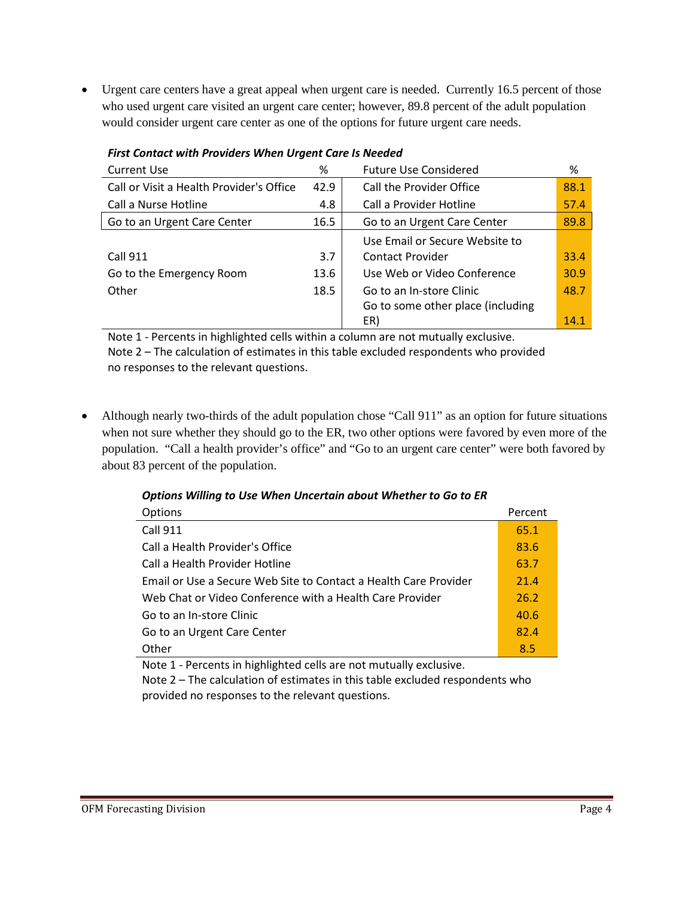- Urgent care centers have a great appeal when urgent care is needed. Currently 16.5 percent of those who used urgent care visited an urgent care center; however, 89.8 percent of the adult population would consider urgent care center as one of the options for future urgent care needs.

***First Contact with Providers When Urgent Care Is Needed***

| Current Use | % | Future Use Considered | % |
|---|---|---|---|
| Call or Visit a Health Provider's Office | 42.9 | Call the Provider Office | 88.1 |
| Call a Nurse Hotline | 4.8 | Call a Provider Hotline | 57.4 |
| Go to an Urgent Care Center | 16.5 | Go to an Urgent Care Center | 89.8 |
| Call 911 | 3.7 | Use Email or Secure Website to Contact Provider | 33.4 |
| Go to the Emergency Room | 13.6 | Use Web or Video Conference | 30.9 |
| Other | 18.5 | Go to an In-store Clinic | 48.7 |
| | | Go to some other place (including ER) | 14.1 |

Note 1 - Percents in highlighted cells within a column are not mutually exclusive.
Note 2 – The calculation of estimates in this table excluded respondents who provided no responses to the relevant questions.

- Although nearly two-thirds of the adult population chose "Call 911" as an option for future situations when not sure whether they should go to the ER, two other options were favored by even more of the population. "Call a health provider's office" and "Go to an urgent care center" were both favored by about 83 percent of the population.

***Options Willing to Use When Uncertain about Whether to Go to ER***

| Options | Percent |
|---|---|
| Call 911 | 65.1 |
| Call a Health Provider's Office | 83.6 |
| Call a Health Provider Hotline | 63.7 |
| Email or Use a Secure Web Site to Contact a Health Care Provider | 21.4 |
| Web Chat or Video Conference with a Health Care Provider | 26.2 |
| Go to an In-store Clinic | 40.6 |
| Go to an Urgent Care Center | 82.4 |
| Other | 8.5 |

Note 1 - Percents in highlighted cells are not mutually exclusive.
Note 2 – The calculation of estimates in this table excluded respondents who provided no responses to the relevant questions.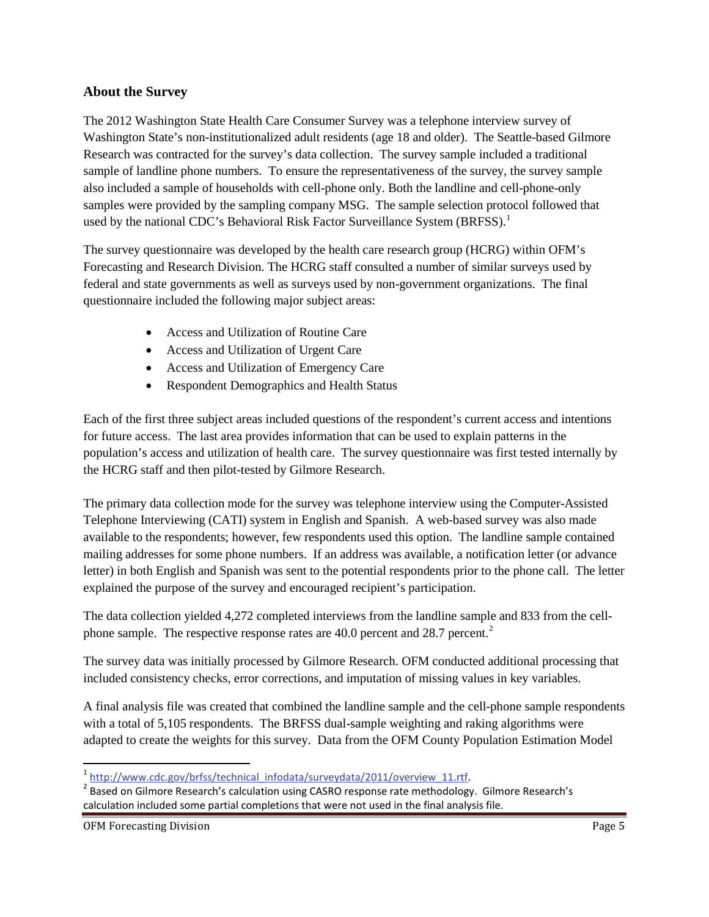## About the Survey

The 2012 Washington State Health Care Consumer Survey was a telephone interview survey of Washington State's non-institutionalized adult residents (age 18 and older). The Seattle-based Gilmore Research was contracted for the survey's data collection. The survey sample included a traditional sample of landline phone numbers. To ensure the representativeness of the survey, the survey sample also included a sample of households with cell-phone only. Both the landline and cell-phone-only samples were provided by the sampling company MSG. The sample selection protocol followed that used by the national CDC's Behavioral Risk Factor Surveillance System (BRFSS).[1]

The survey questionnaire was developed by the health care research group (HCRG) within OFM's Forecasting and Research Division. The HCRG staff consulted a number of similar surveys used by federal and state governments as well as surveys used by non-government organizations. The final questionnaire included the following major subject areas:

- Access and Utilization of Routine Care
- Access and Utilization of Urgent Care
- Access and Utilization of Emergency Care
- Respondent Demographics and Health Status

Each of the first three subject areas included questions of the respondent's current access and intentions for future access. The last area provides information that can be used to explain patterns in the population's access and utilization of health care. The survey questionnaire was first tested internally by the HCRG staff and then pilot-tested by Gilmore Research.

The primary data collection mode for the survey was telephone interview using the Computer-Assisted Telephone Interviewing (CATI) system in English and Spanish. A web-based survey was also made available to the respondents; however, few respondents used this option. The landline sample contained mailing addresses for some phone numbers. If an address was available, a notification letter (or advance letter) in both English and Spanish was sent to the potential respondents prior to the phone call. The letter explained the purpose of the survey and encouraged recipient's participation.

The data collection yielded 4,272 completed interviews from the landline sample and 833 from the cell-phone sample. The respective response rates are 40.0 percent and 28.7 percent.[2]

The survey data was initially processed by Gilmore Research. OFM conducted additional processing that included consistency checks, error corrections, and imputation of missing values in key variables.

A final analysis file was created that combined the landline sample and the cell-phone sample respondents with a total of 5,105 respondents. The BRFSS dual-sample weighting and raking algorithms were adapted to create the weights for this survey. Data from the OFM County Population Estimation Model

---

[1] http://www.cdc.gov/brfss/technical_infodata/surveydata/2011/overview_11.rtf.

[2] Based on Gilmore Research's calculation using CASRO response rate methodology. Gilmore Research's calculation included some partial completions that were not used in the final analysis file.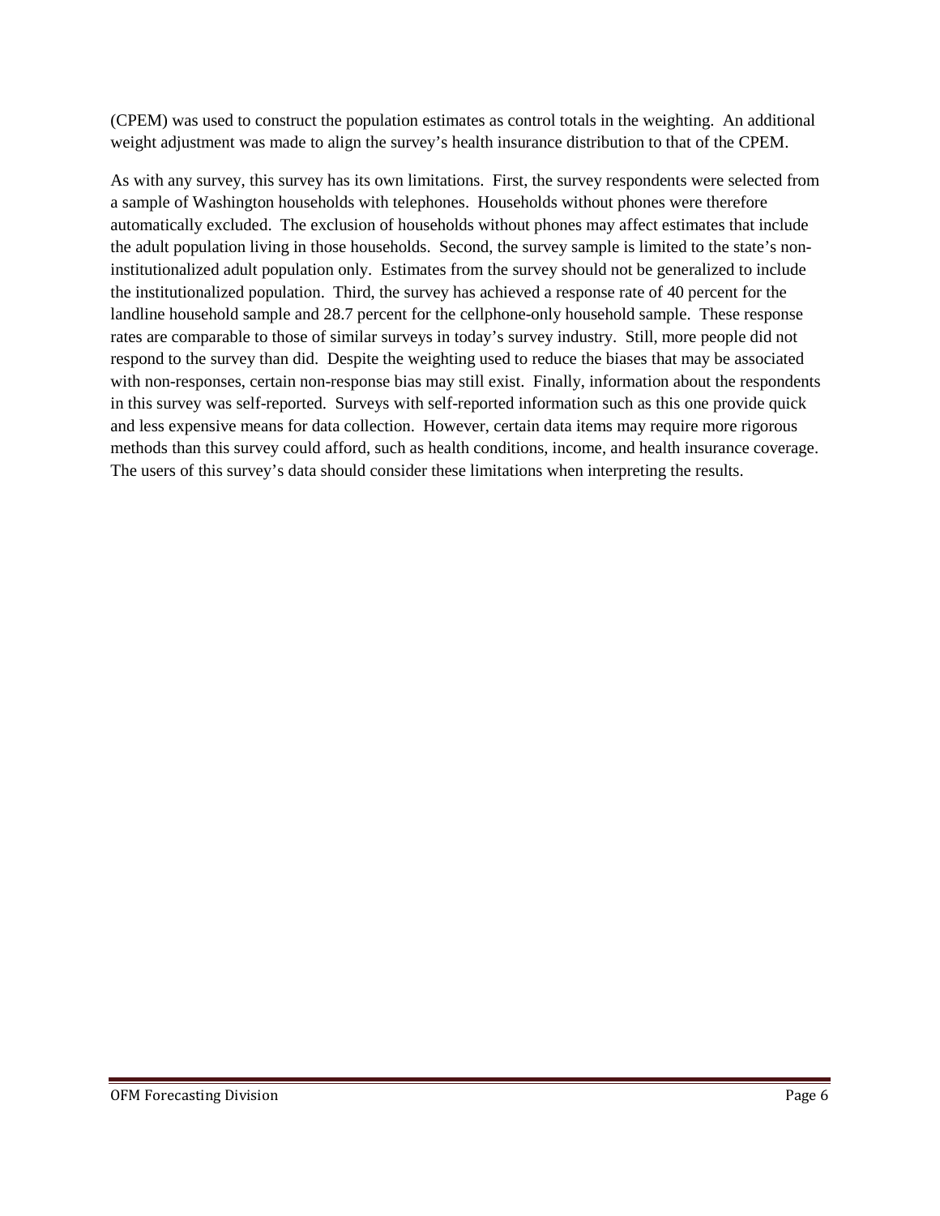(CPEM) was used to construct the population estimates as control totals in the weighting. An additional weight adjustment was made to align the survey's health insurance distribution to that of the CPEM.

As with any survey, this survey has its own limitations. First, the survey respondents were selected from a sample of Washington households with telephones. Households without phones were therefore automatically excluded. The exclusion of households without phones may affect estimates that include the adult population living in those households. Second, the survey sample is limited to the state's non-institutionalized adult population only. Estimates from the survey should not be generalized to include the institutionalized population. Third, the survey has achieved a response rate of 40 percent for the landline household sample and 28.7 percent for the cellphone-only household sample. These response rates are comparable to those of similar surveys in today's survey industry. Still, more people did not respond to the survey than did. Despite the weighting used to reduce the biases that may be associated with non-responses, certain non-response bias may still exist. Finally, information about the respondents in this survey was self-reported. Surveys with self-reported information such as this one provide quick and less expensive means for data collection. However, certain data items may require more rigorous methods than this survey could afford, such as health conditions, income, and health insurance coverage. The users of this survey's data should consider these limitations when interpreting the results.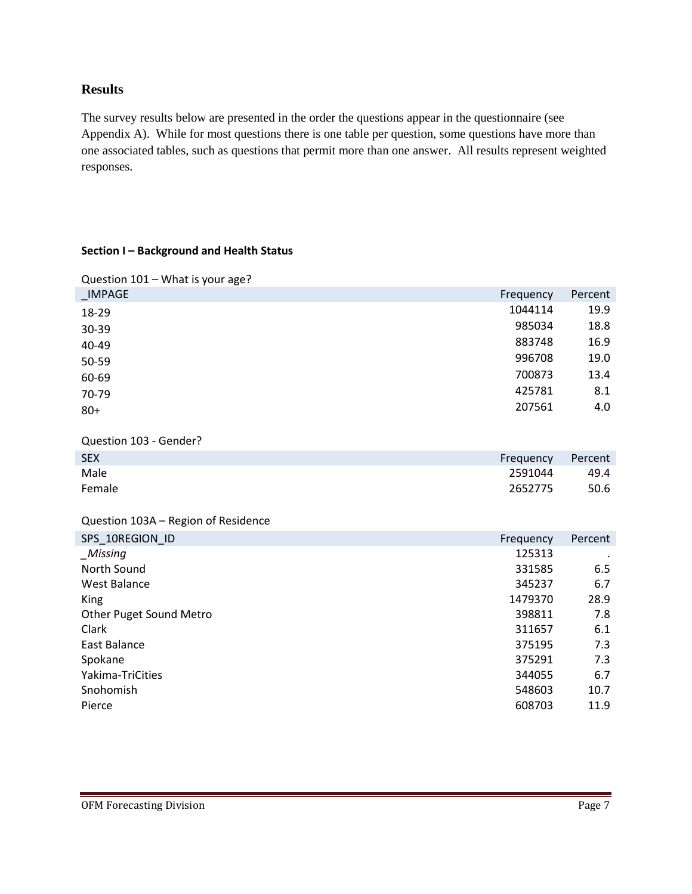## Results

The survey results below are presented in the order the questions appear in the questionnaire (see Appendix A). While for most questions there is one table per question, some questions have more than one associated tables, such as questions that permit more than one answer. All results represent weighted responses.

### Section I – Background and Health Status

Question 101 – What is your age?

| _IMPAGE | Frequency | Percent |
|---|---|---|
| 18-29 | 1044114 | 19.9 |
| 30-39 | 985034 | 18.8 |
| 40-49 | 883748 | 16.9 |
| 50-59 | 996708 | 19.0 |
| 60-69 | 700873 | 13.4 |
| 70-79 | 425781 | 8.1 |
| 80+ | 207561 | 4.0 |

Question 103 - Gender?

| SEX | Frequency | Percent |
|---|---|---|
| Male | 2591044 | 49.4 |
| Female | 2652775 | 50.6 |

Question 103A – Region of Residence

| SPS_10REGION_ID | Frequency | Percent |
|---|---|---|
| *_Missing* | 125313 | . |
| North Sound | 331585 | 6.5 |
| West Balance | 345237 | 6.7 |
| King | 1479370 | 28.9 |
| Other Puget Sound Metro | 398811 | 7.8 |
| Clark | 311657 | 6.1 |
| East Balance | 375195 | 7.3 |
| Spokane | 375291 | 7.3 |
| Yakima-TriCities | 344055 | 6.7 |
| Snohomish | 548603 | 10.7 |
| Pierce | 608703 | 11.9 |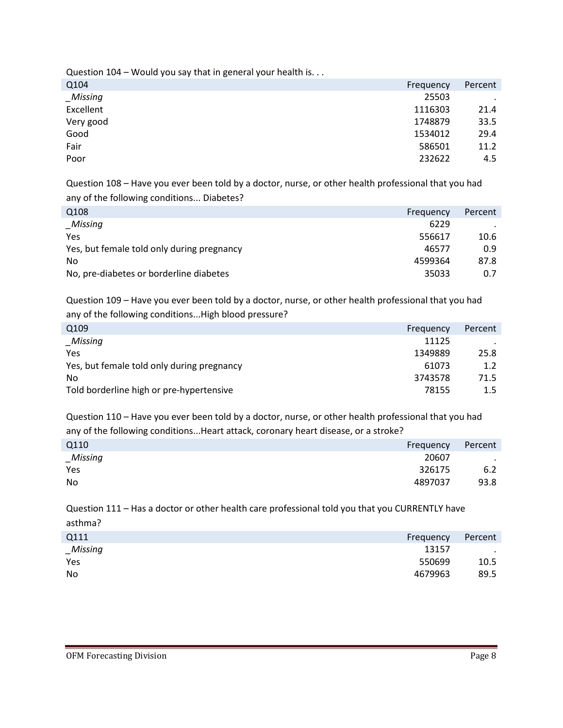Question 104 – Would you say that in general your health is. . .

| Q104 | Frequency | Percent |
|---|---|---|
| *_Missing* | 25503 | . |
| Excellent | 1116303 | 21.4 |
| Very good | 1748879 | 33.5 |
| Good | 1534012 | 29.4 |
| Fair | 586501 | 11.2 |
| Poor | 232622 | 4.5 |

Question 108 – Have you ever been told by a doctor, nurse, or other health professional that you had any of the following conditions... Diabetes?

| Q108 | Frequency | Percent |
|---|---|---|
| *_Missing* | 6229 | . |
| Yes | 556617 | 10.6 |
| Yes, but female told only during pregnancy | 46577 | 0.9 |
| No | 4599364 | 87.8 |
| No, pre-diabetes or borderline diabetes | 35033 | 0.7 |

Question 109 – Have you ever been told by a doctor, nurse, or other health professional that you had any of the following conditions...High blood pressure?

| Q109 | Frequency | Percent |
|---|---|---|
| *_Missing* | 11125 | . |
| Yes | 1349889 | 25.8 |
| Yes, but female told only during pregnancy | 61073 | 1.2 |
| No | 3743578 | 71.5 |
| Told borderline high or pre-hypertensive | 78155 | 1.5 |

Question 110 – Have you ever been told by a doctor, nurse, or other health professional that you had any of the following conditions...Heart attack, coronary heart disease, or a stroke?

| Q110 | Frequency | Percent |
|---|---|---|
| *_Missing* | 20607 | . |
| Yes | 326175 | 6.2 |
| No | 4897037 | 93.8 |

Question 111 – Has a doctor or other health care professional told you that you CURRENTLY have asthma?

| Q111 | Frequency | Percent |
|---|---|---|
| *_Missing* | 13157 | . |
| Yes | 550699 | 10.5 |
| No | 4679963 | 89.5 |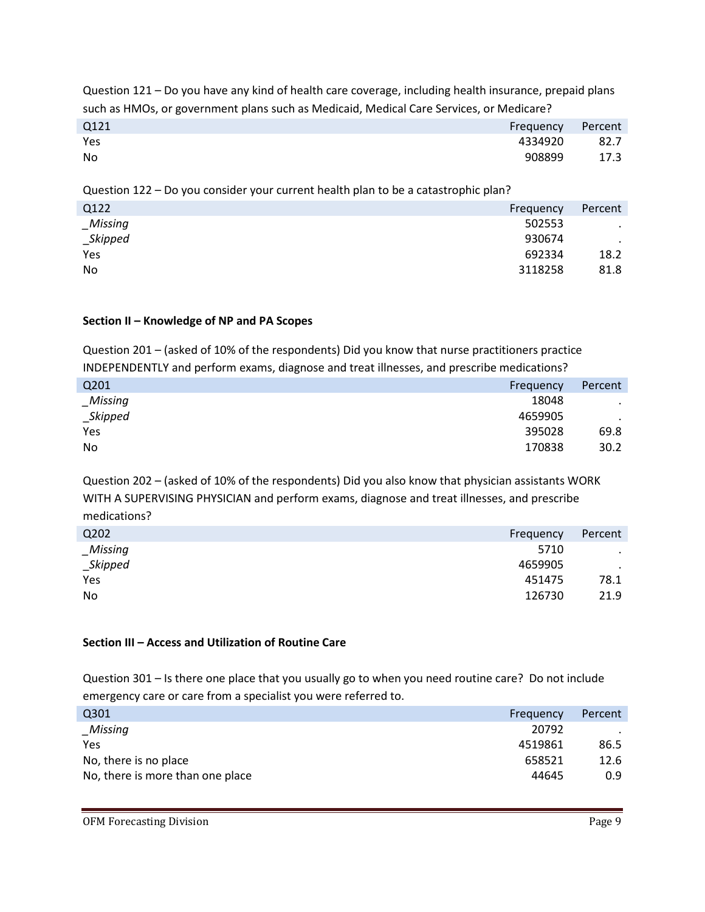Question 121 – Do you have any kind of health care coverage, including health insurance, prepaid plans such as HMOs, or government plans such as Medicaid, Medical Care Services, or Medicare?

| Q121 | Frequency | Percent |
|---|---|---|
| Yes | 4334920 | 82.7 |
| No | 908899 | 17.3 |

Question 122 – Do you consider your current health plan to be a catastrophic plan?

| Q122 | Frequency | Percent |
|---|---|---|
| *_Missing* | 502553 | . |
| *_Skipped* | 930674 | . |
| Yes | 692334 | 18.2 |
| No | 3118258 | 81.8 |

**Section II – Knowledge of NP and PA Scopes**

Question 201 – (asked of 10% of the respondents) Did you know that nurse practitioners practice INDEPENDENTLY and perform exams, diagnose and treat illnesses, and prescribe medications?

| Q201 | Frequency | Percent |
|---|---|---|
| *_Missing* | 18048 | . |
| *_Skipped* | 4659905 | . |
| Yes | 395028 | 69.8 |
| No | 170838 | 30.2 |

Question 202 – (asked of 10% of the respondents) Did you also know that physician assistants WORK WITH A SUPERVISING PHYSICIAN and perform exams, diagnose and treat illnesses, and prescribe medications?

| Q202 | Frequency | Percent |
|---|---|---|
| *_Missing* | 5710 | . |
| *_Skipped* | 4659905 | . |
| Yes | 451475 | 78.1 |
| No | 126730 | 21.9 |

**Section III – Access and Utilization of Routine Care**

Question 301 – Is there one place that you usually go to when you need routine care? Do not include emergency care or care from a specialist you were referred to.

| Q301 | Frequency | Percent |
|---|---|---|
| *_Missing* | 20792 | . |
| Yes | 4519861 | 86.5 |
| No, there is no place | 658521 | 12.6 |
| No, there is more than one place | 44645 | 0.9 |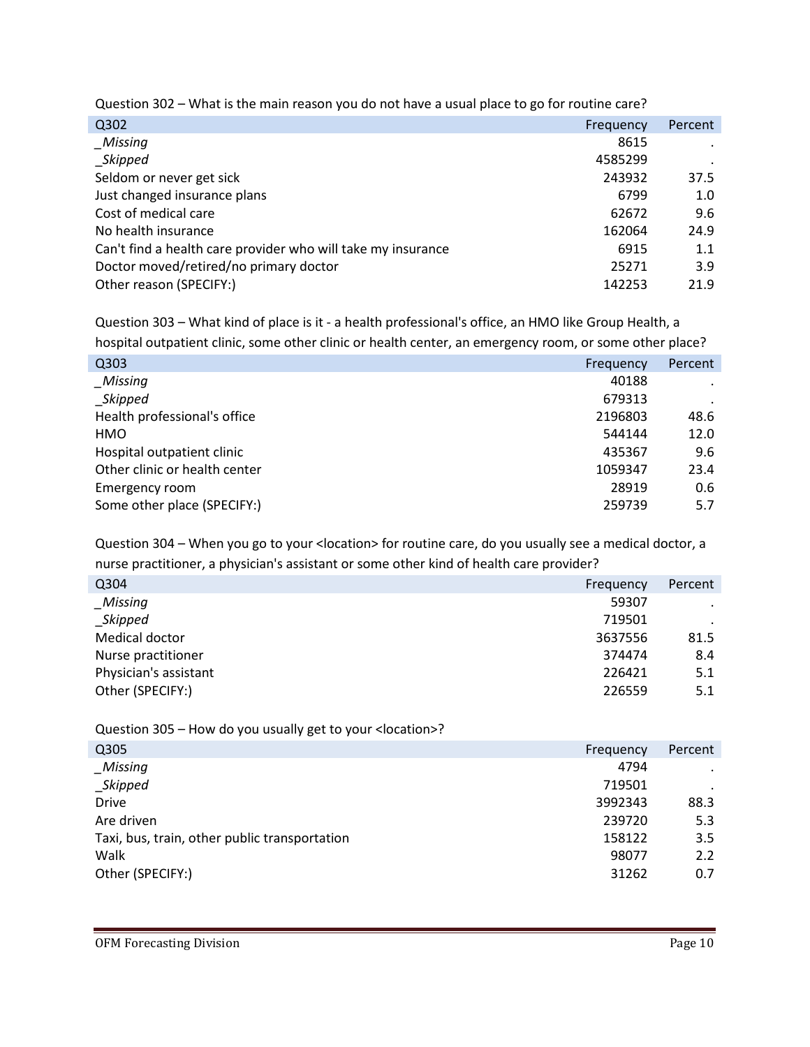Question 302 – What is the main reason you do not have a usual place to go for routine care?

| Q302 | Frequency | Percent |
|---|---|---|
| *_Missing* | 8615 | . |
| *_Skipped* | 4585299 | . |
| Seldom or never get sick | 243932 | 37.5 |
| Just changed insurance plans | 6799 | 1.0 |
| Cost of medical care | 62672 | 9.6 |
| No health insurance | 162064 | 24.9 |
| Can't find a health care provider who will take my insurance | 6915 | 1.1 |
| Doctor moved/retired/no primary doctor | 25271 | 3.9 |
| Other reason (SPECIFY:) | 142253 | 21.9 |

Question 303 – What kind of place is it - a health professional's office, an HMO like Group Health, a hospital outpatient clinic, some other clinic or health center, an emergency room, or some other place?

| Q303 | Frequency | Percent |
|---|---|---|
| *_Missing* | 40188 | . |
| *_Skipped* | 679313 | . |
| Health professional's office | 2196803 | 48.6 |
| HMO | 544144 | 12.0 |
| Hospital outpatient clinic | 435367 | 9.6 |
| Other clinic or health center | 1059347 | 23.4 |
| Emergency room | 28919 | 0.6 |
| Some other place (SPECIFY:) | 259739 | 5.7 |

Question 304 – When you go to your <location> for routine care, do you usually see a medical doctor, a nurse practitioner, a physician's assistant or some other kind of health care provider?

| Q304 | Frequency | Percent |
|---|---|---|
| *_Missing* | 59307 | . |
| *_Skipped* | 719501 | . |
| Medical doctor | 3637556 | 81.5 |
| Nurse practitioner | 374474 | 8.4 |
| Physician's assistant | 226421 | 5.1 |
| Other (SPECIFY:) | 226559 | 5.1 |

Question 305 – How do you usually get to your <location>?

| Q305 | Frequency | Percent |
|---|---|---|
| *_Missing* | 4794 | . |
| *_Skipped* | 719501 | . |
| Drive | 3992343 | 88.3 |
| Are driven | 239720 | 5.3 |
| Taxi, bus, train, other public transportation | 158122 | 3.5 |
| Walk | 98077 | 2.2 |
| Other (SPECIFY:) | 31262 | 0.7 |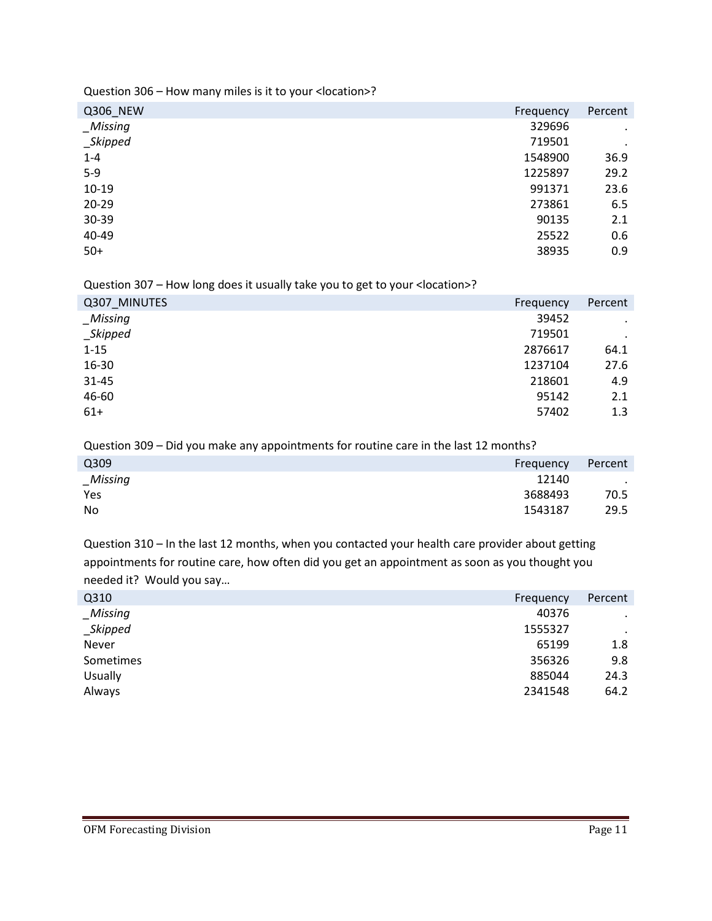Question 306 – How many miles is it to your <location>?

| Q306_NEW | Frequency | Percent |
|---|---|---|
| *_Missing* | 329696 | . |
| *_Skipped* | 719501 | . |
| 1-4 | 1548900 | 36.9 |
| 5-9 | 1225897 | 29.2 |
| 10-19 | 991371 | 23.6 |
| 20-29 | 273861 | 6.5 |
| 30-39 | 90135 | 2.1 |
| 40-49 | 25522 | 0.6 |
| 50+ | 38935 | 0.9 |

Question 307 – How long does it usually take you to get to your <location>?

| Q307_MINUTES | Frequency | Percent |
|---|---|---|
| *_Missing* | 39452 | . |
| *_Skipped* | 719501 | . |
| 1-15 | 2876617 | 64.1 |
| 16-30 | 1237104 | 27.6 |
| 31-45 | 218601 | 4.9 |
| 46-60 | 95142 | 2.1 |
| 61+ | 57402 | 1.3 |

Question 309 – Did you make any appointments for routine care in the last 12 months?

| Q309 | Frequency | Percent |
|---|---|---|
| *_Missing* | 12140 | . |
| Yes | 3688493 | 70.5 |
| No | 1543187 | 29.5 |

Question 310 – In the last 12 months, when you contacted your health care provider about getting appointments for routine care, how often did you get an appointment as soon as you thought you needed it? Would you say…

| Q310 | Frequency | Percent |
|---|---|---|
| *_Missing* | 40376 | . |
| *_Skipped* | 1555327 | . |
| Never | 65199 | 1.8 |
| Sometimes | 356326 | 9.8 |
| Usually | 885044 | 24.3 |
| Always | 2341548 | 64.2 |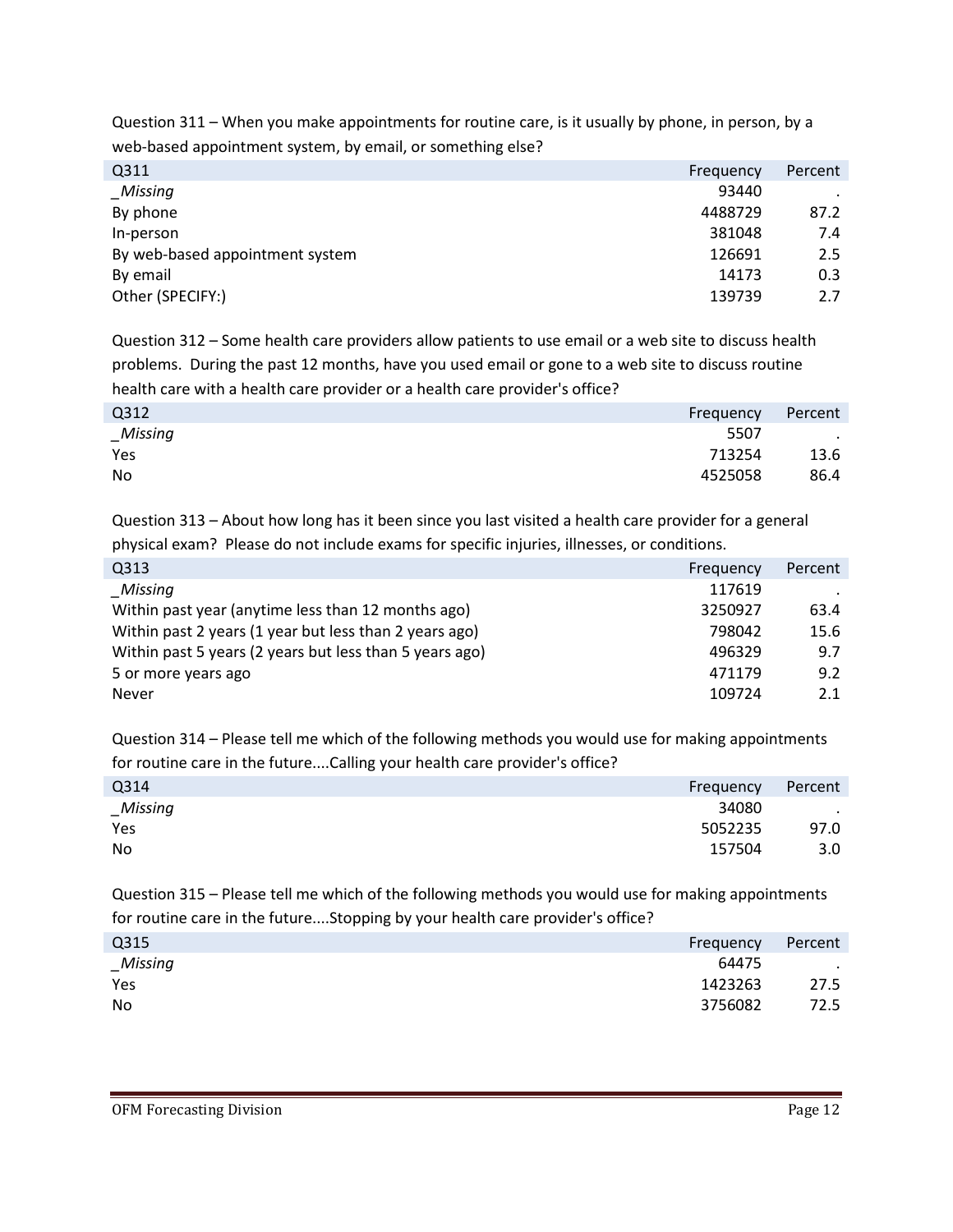Question 311 – When you make appointments for routine care, is it usually by phone, in person, by a web-based appointment system, by email, or something else?

| Q311 | Frequency | Percent |
|---|---|---|
| *_Missing* | 93440 | . |
| By phone | 4488729 | 87.2 |
| In-person | 381048 | 7.4 |
| By web-based appointment system | 126691 | 2.5 |
| By email | 14173 | 0.3 |
| Other (SPECIFY:) | 139739 | 2.7 |

Question 312 – Some health care providers allow patients to use email or a web site to discuss health problems. During the past 12 months, have you used email or gone to a web site to discuss routine health care with a health care provider or a health care provider's office?

| Q312 | Frequency | Percent |
|---|---|---|
| *_Missing* | 5507 | . |
| Yes | 713254 | 13.6 |
| No | 4525058 | 86.4 |

Question 313 – About how long has it been since you last visited a health care provider for a general physical exam? Please do not include exams for specific injuries, illnesses, or conditions.

| Q313 | Frequency | Percent |
|---|---|---|
| *_Missing* | 117619 | . |
| Within past year (anytime less than 12 months ago) | 3250927 | 63.4 |
| Within past 2 years (1 year but less than 2 years ago) | 798042 | 15.6 |
| Within past 5 years (2 years but less than 5 years ago) | 496329 | 9.7 |
| 5 or more years ago | 471179 | 9.2 |
| Never | 109724 | 2.1 |

Question 314 – Please tell me which of the following methods you would use for making appointments for routine care in the future....Calling your health care provider's office?

| Q314 | Frequency | Percent |
|---|---|---|
| *_Missing* | 34080 | . |
| Yes | 5052235 | 97.0 |
| No | 157504 | 3.0 |

Question 315 – Please tell me which of the following methods you would use for making appointments for routine care in the future....Stopping by your health care provider's office?

| Q315 | Frequency | Percent |
|---|---|---|
| *_Missing* | 64475 | . |
| Yes | 1423263 | 27.5 |
| No | 3756082 | 72.5 |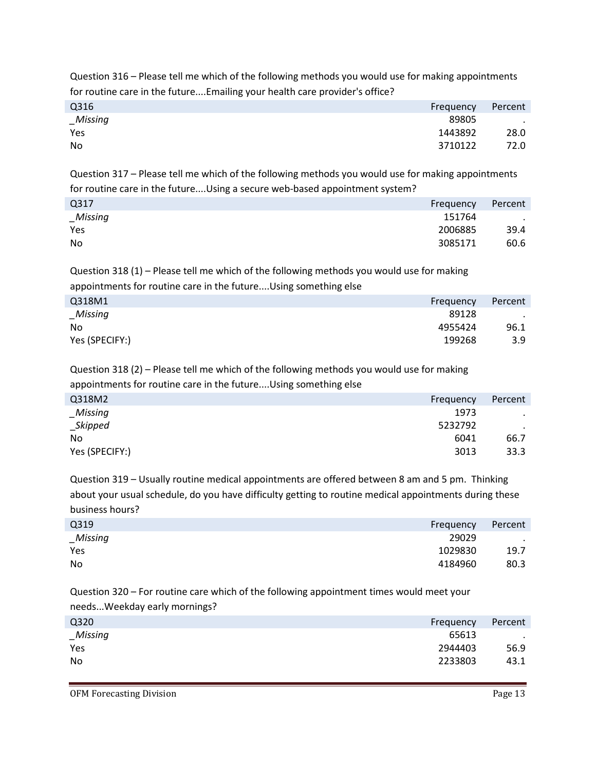Question 316 – Please tell me which of the following methods you would use for making appointments for routine care in the future....Emailing your health care provider's office?

| Q316 | Frequency | Percent |
|---|---|---|
| _Missing | 89805 | . |
| Yes | 1443892 | 28.0 |
| No | 3710122 | 72.0 |

Question 317 – Please tell me which of the following methods you would use for making appointments for routine care in the future....Using a secure web-based appointment system?

| Q317 | Frequency | Percent |
|---|---|---|
| _Missing | 151764 | . |
| Yes | 2006885 | 39.4 |
| No | 3085171 | 60.6 |

Question 318 (1) – Please tell me which of the following methods you would use for making appointments for routine care in the future....Using something else

| Q318M1 | Frequency | Percent |
|---|---|---|
| _Missing | 89128 | . |
| No | 4955424 | 96.1 |
| Yes (SPECIFY:) | 199268 | 3.9 |

Question 318 (2) – Please tell me which of the following methods you would use for making appointments for routine care in the future....Using something else

| Q318M2 | Frequency | Percent |
|---|---|---|
| _Missing | 1973 | . |
| _Skipped | 5232792 | . |
| No | 6041 | 66.7 |
| Yes (SPECIFY:) | 3013 | 33.3 |

Question 319 – Usually routine medical appointments are offered between 8 am and 5 pm. Thinking about your usual schedule, do you have difficulty getting to routine medical appointments during these business hours?

| Q319 | Frequency | Percent |
|---|---|---|
| _Missing | 29029 | . |
| Yes | 1029830 | 19.7 |
| No | 4184960 | 80.3 |

Question 320 – For routine care which of the following appointment times would meet your needs...Weekday early mornings?

| Q320 | Frequency | Percent |
|---|---|---|
| _Missing | 65613 | . |
| Yes | 2944403 | 56.9 |
| No | 2233803 | 43.1 |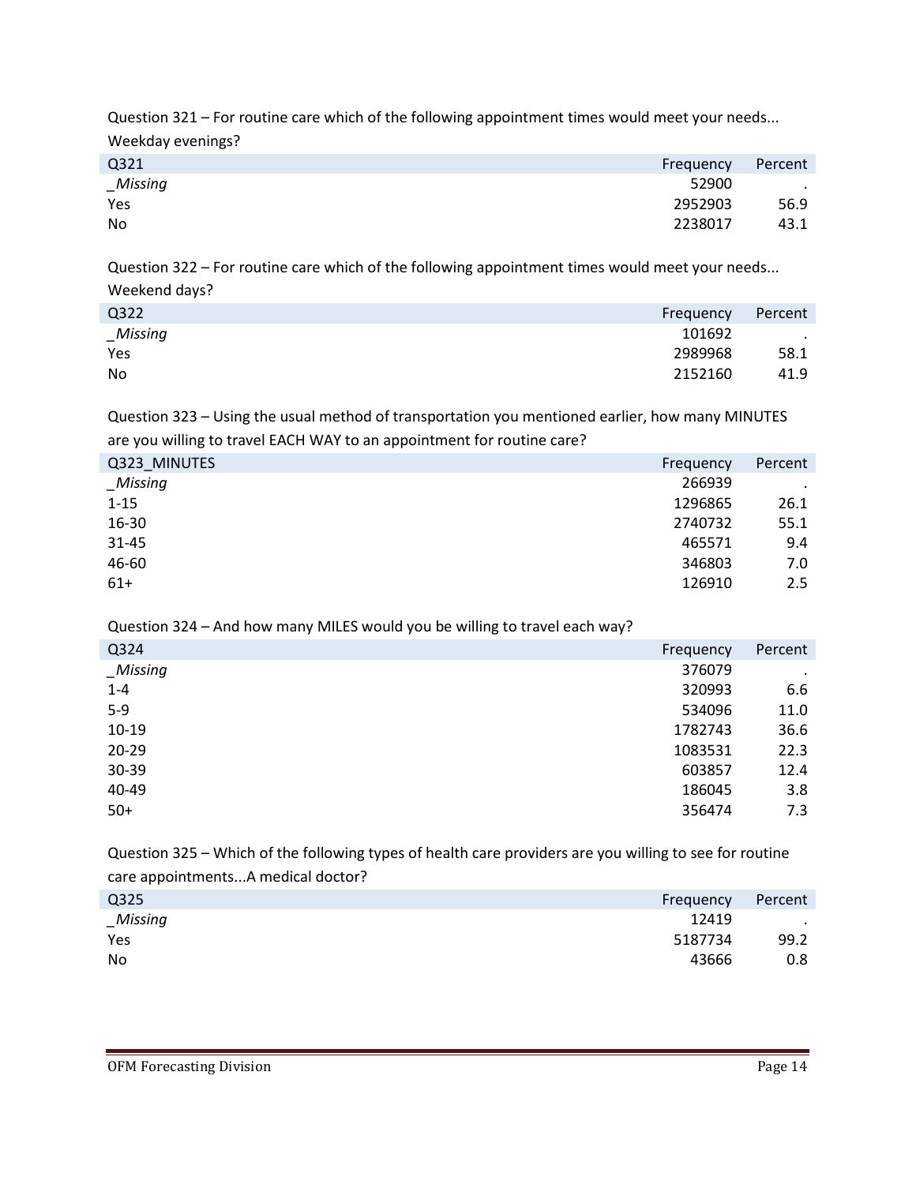Question 321 – For routine care which of the following appointment times would meet your needs... Weekday evenings?

| Q321 | Frequency | Percent |
|---|---|---|
| *_Missing* | 52900 | . |
| Yes | 2952903 | 56.9 |
| No | 2238017 | 43.1 |

Question 322 – For routine care which of the following appointment times would meet your needs... Weekend days?

| Q322 | Frequency | Percent |
|---|---|---|
| *_Missing* | 101692 | . |
| Yes | 2989968 | 58.1 |
| No | 2152160 | 41.9 |

Question 323 – Using the usual method of transportation you mentioned earlier, how many MINUTES are you willing to travel EACH WAY to an appointment for routine care?

| Q323_MINUTES | Frequency | Percent |
|---|---|---|
| *_Missing* | 266939 | . |
| 1-15 | 1296865 | 26.1 |
| 16-30 | 2740732 | 55.1 |
| 31-45 | 465571 | 9.4 |
| 46-60 | 346803 | 7.0 |
| 61+ | 126910 | 2.5 |

Question 324 – And how many MILES would you be willing to travel each way?

| Q324 | Frequency | Percent |
|---|---|---|
| *_Missing* | 376079 | . |
| 1-4 | 320993 | 6.6 |
| 5-9 | 534096 | 11.0 |
| 10-19 | 1782743 | 36.6 |
| 20-29 | 1083531 | 22.3 |
| 30-39 | 603857 | 12.4 |
| 40-49 | 186045 | 3.8 |
| 50+ | 356474 | 7.3 |

Question 325 – Which of the following types of health care providers are you willing to see for routine care appointments...A medical doctor?

| Q325 | Frequency | Percent |
|---|---|---|
| *_Missing* | 12419 | . |
| Yes | 5187734 | 99.2 |
| No | 43666 | 0.8 |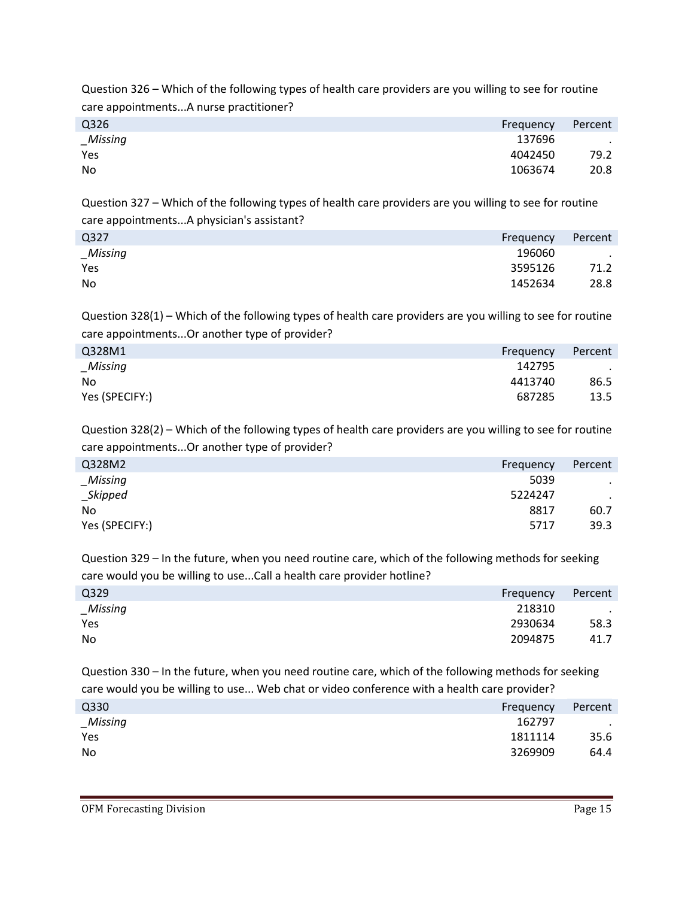Question 326 – Which of the following types of health care providers are you willing to see for routine care appointments...A nurse practitioner?

| Q326 | Frequency | Percent |
|---|---|---|
| _Missing | 137696 | . |
| Yes | 4042450 | 79.2 |
| No | 1063674 | 20.8 |

Question 327 – Which of the following types of health care providers are you willing to see for routine care appointments...A physician's assistant?

| Q327 | Frequency | Percent |
|---|---|---|
| _Missing | 196060 | . |
| Yes | 3595126 | 71.2 |
| No | 1452634 | 28.8 |

Question 328(1) – Which of the following types of health care providers are you willing to see for routine care appointments...Or another type of provider?

| Q328M1 | Frequency | Percent |
|---|---|---|
| _Missing | 142795 | . |
| No | 4413740 | 86.5 |
| Yes (SPECIFY:) | 687285 | 13.5 |

Question 328(2) – Which of the following types of health care providers are you willing to see for routine care appointments...Or another type of provider?

| Q328M2 | Frequency | Percent |
|---|---|---|
| _Missing | 5039 | . |
| _Skipped | 5224247 | . |
| No | 8817 | 60.7 |
| Yes (SPECIFY:) | 5717 | 39.3 |

Question 329 – In the future, when you need routine care, which of the following methods for seeking care would you be willing to use...Call a health care provider hotline?

| Q329 | Frequency | Percent |
|---|---|---|
| _Missing | 218310 | . |
| Yes | 2930634 | 58.3 |
| No | 2094875 | 41.7 |

Question 330 – In the future, when you need routine care, which of the following methods for seeking care would you be willing to use... Web chat or video conference with a health care provider?

| Q330 | Frequency | Percent |
|---|---|---|
| _Missing | 162797 | . |
| Yes | 1811114 | 35.6 |
| No | 3269909 | 64.4 |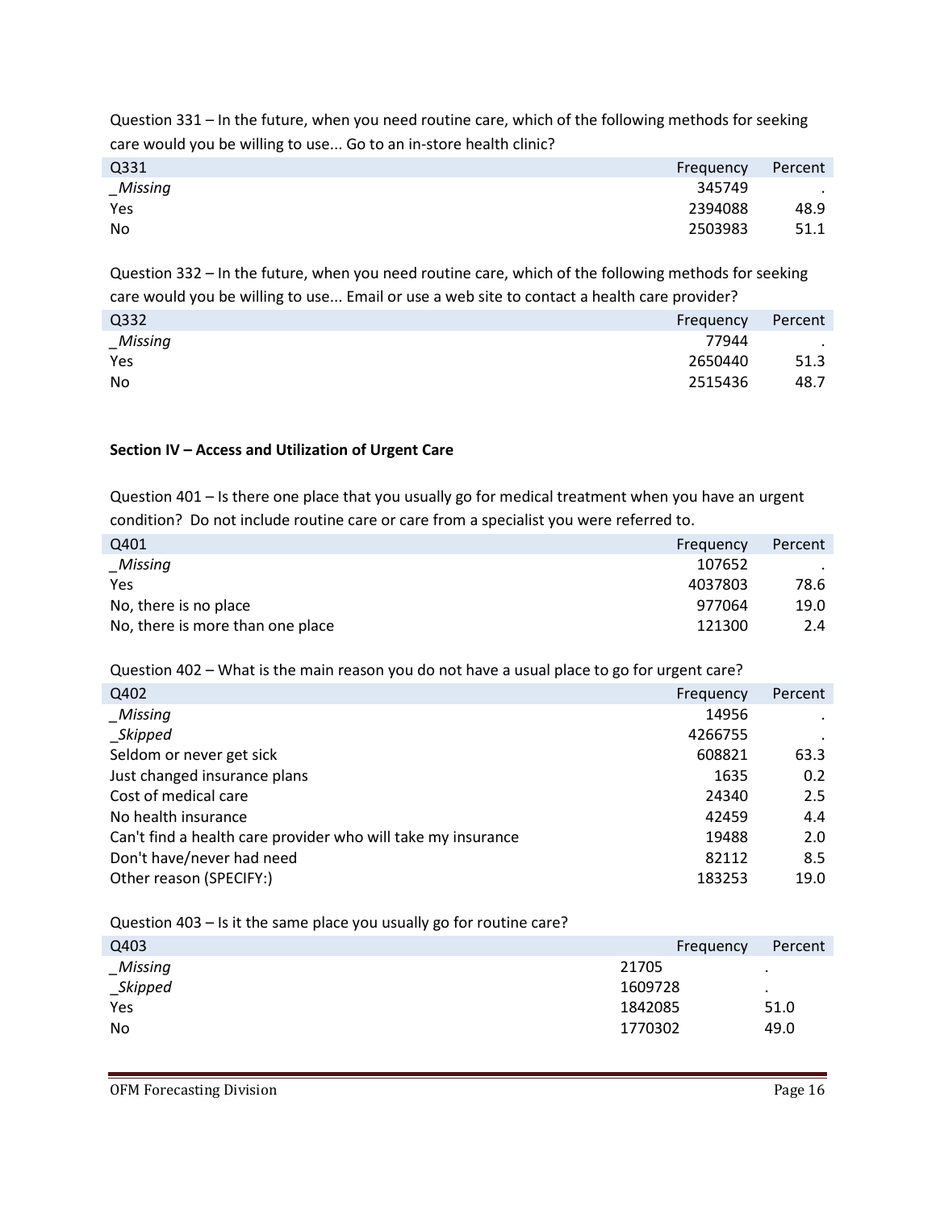Question 331 – In the future, when you need routine care, which of the following methods for seeking care would you be willing to use... Go to an in-store health clinic?

| Q331 | Frequency | Percent |
|---|---|---|
| *_Missing* | 345749 | . |
| Yes | 2394088 | 48.9 |
| No | 2503983 | 51.1 |

Question 332 – In the future, when you need routine care, which of the following methods for seeking care would you be willing to use... Email or use a web site to contact a health care provider?

| Q332 | Frequency | Percent |
|---|---|---|
| *_Missing* | 77944 | . |
| Yes | 2650440 | 51.3 |
| No | 2515436 | 48.7 |

**Section IV – Access and Utilization of Urgent Care**

Question 401 – Is there one place that you usually go for medical treatment when you have an urgent condition? Do not include routine care or care from a specialist you were referred to.

| Q401 | Frequency | Percent |
|---|---|---|
| *_Missing* | 107652 | . |
| Yes | 4037803 | 78.6 |
| No, there is no place | 977064 | 19.0 |
| No, there is more than one place | 121300 | 2.4 |

Question 402 – What is the main reason you do not have a usual place to go for urgent care?

| Q402 | Frequency | Percent |
|---|---|---|
| *_Missing* | 14956 | . |
| *_Skipped* | 4266755 | . |
| Seldom or never get sick | 608821 | 63.3 |
| Just changed insurance plans | 1635 | 0.2 |
| Cost of medical care | 24340 | 2.5 |
| No health insurance | 42459 | 4.4 |
| Can't find a health care provider who will take my insurance | 19488 | 2.0 |
| Don't have/never had need | 82112 | 8.5 |
| Other reason (SPECIFY:) | 183253 | 19.0 |

Question 403 – Is it the same place you usually go for routine care?

| Q403 | Frequency | Percent |
|---|---|---|
| *_Missing* | 21705 | . |
| *_Skipped* | 1609728 | . |
| Yes | 1842085 | 51.0 |
| No | 1770302 | 49.0 |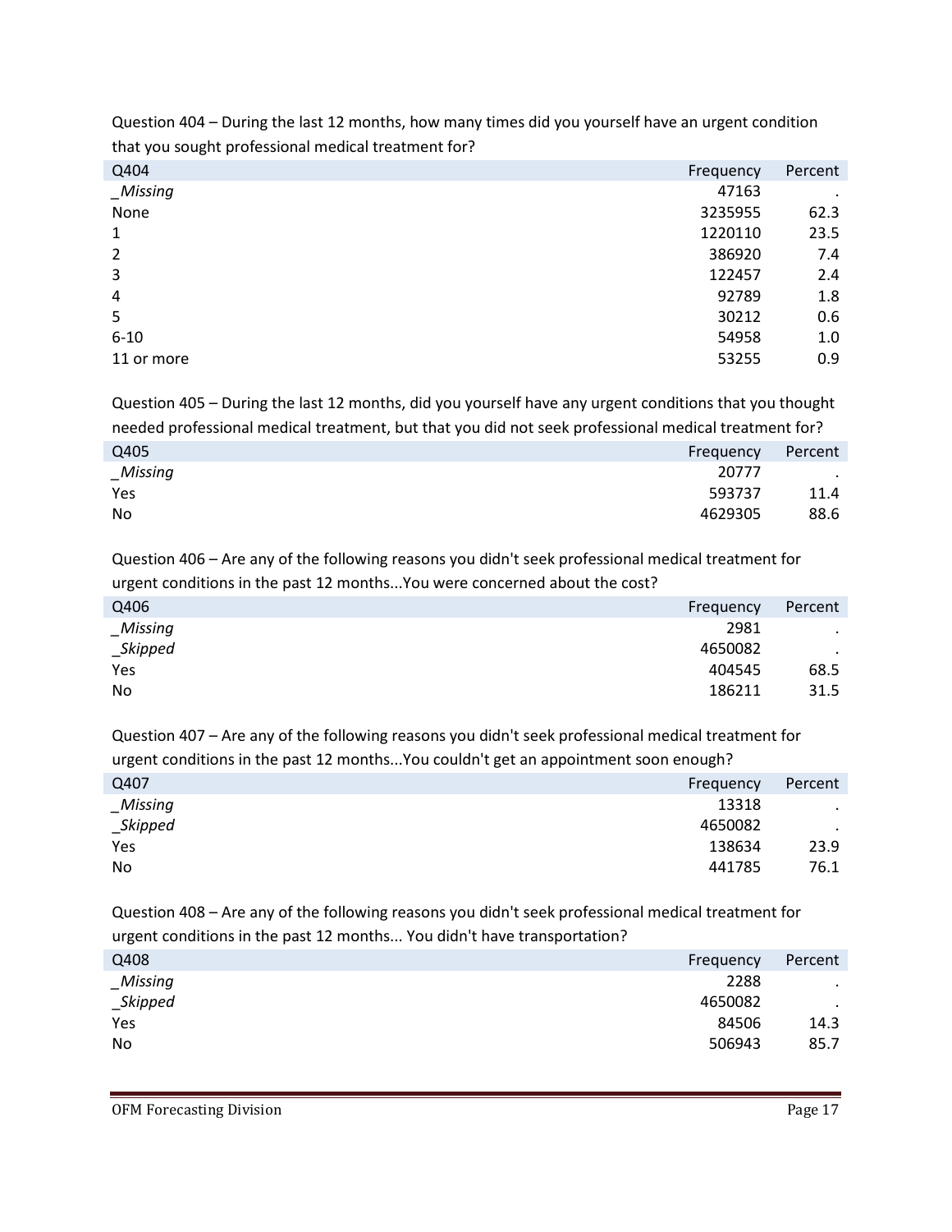Question 404 – During the last 12 months, how many times did you yourself have an urgent condition that you sought professional medical treatment for?

| Q404 | Frequency | Percent |
|---|---|---|
| _Missing | 47163 | . |
| None | 3235955 | 62.3 |
| 1 | 1220110 | 23.5 |
| 2 | 386920 | 7.4 |
| 3 | 122457 | 2.4 |
| 4 | 92789 | 1.8 |
| 5 | 30212 | 0.6 |
| 6-10 | 54958 | 1.0 |
| 11 or more | 53255 | 0.9 |

Question 405 – During the last 12 months, did you yourself have any urgent conditions that you thought needed professional medical treatment, but that you did not seek professional medical treatment for?

| Q405 | Frequency | Percent |
|---|---|---|
| _Missing | 20777 | . |
| Yes | 593737 | 11.4 |
| No | 4629305 | 88.6 |

Question 406 – Are any of the following reasons you didn't seek professional medical treatment for urgent conditions in the past 12 months...You were concerned about the cost?

| Q406 | Frequency | Percent |
|---|---|---|
| _Missing | 2981 | . |
| _Skipped | 4650082 | . |
| Yes | 404545 | 68.5 |
| No | 186211 | 31.5 |

Question 407 – Are any of the following reasons you didn't seek professional medical treatment for urgent conditions in the past 12 months...You couldn't get an appointment soon enough?

| Q407 | Frequency | Percent |
|---|---|---|
| _Missing | 13318 | . |
| _Skipped | 4650082 | . |
| Yes | 138634 | 23.9 |
| No | 441785 | 76.1 |

Question 408 – Are any of the following reasons you didn't seek professional medical treatment for urgent conditions in the past 12 months... You didn't have transportation?

| Q408 | Frequency | Percent |
|---|---|---|
| _Missing | 2288 | . |
| _Skipped | 4650082 | . |
| Yes | 84506 | 14.3 |
| No | 506943 | 85.7 |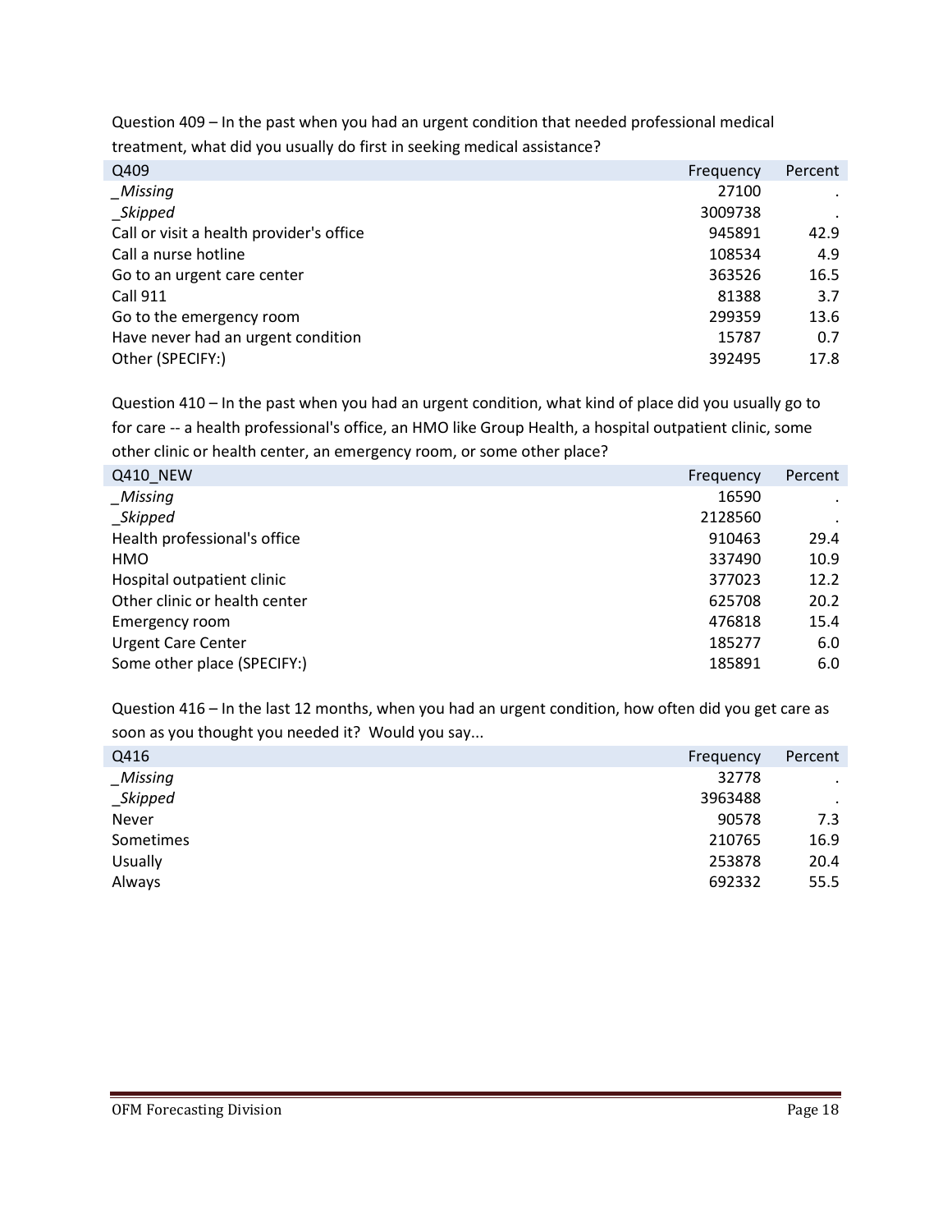Question 409 – In the past when you had an urgent condition that needed professional medical treatment, what did you usually do first in seeking medical assistance?

| Q409 | Frequency | Percent |
|---|---|---|
| *_Missing* | 27100 | . |
| *_Skipped* | 3009738 | . |
| Call or visit a health provider's office | 945891 | 42.9 |
| Call a nurse hotline | 108534 | 4.9 |
| Go to an urgent care center | 363526 | 16.5 |
| Call 911 | 81388 | 3.7 |
| Go to the emergency room | 299359 | 13.6 |
| Have never had an urgent condition | 15787 | 0.7 |
| Other (SPECIFY:) | 392495 | 17.8 |

Question 410 – In the past when you had an urgent condition, what kind of place did you usually go to for care -- a health professional's office, an HMO like Group Health, a hospital outpatient clinic, some other clinic or health center, an emergency room, or some other place?

| Q410_NEW | Frequency | Percent |
|---|---|---|
| *_Missing* | 16590 | . |
| *_Skipped* | 2128560 | . |
| Health professional's office | 910463 | 29.4 |
| HMO | 337490 | 10.9 |
| Hospital outpatient clinic | 377023 | 12.2 |
| Other clinic or health center | 625708 | 20.2 |
| Emergency room | 476818 | 15.4 |
| Urgent Care Center | 185277 | 6.0 |
| Some other place (SPECIFY:) | 185891 | 6.0 |

Question 416 – In the last 12 months, when you had an urgent condition, how often did you get care as soon as you thought you needed it? Would you say...

| Q416 | Frequency | Percent |
|---|---|---|
| *_Missing* | 32778 | . |
| *_Skipped* | 3963488 | . |
| Never | 90578 | 7.3 |
| Sometimes | 210765 | 16.9 |
| Usually | 253878 | 20.4 |
| Always | 692332 | 55.5 |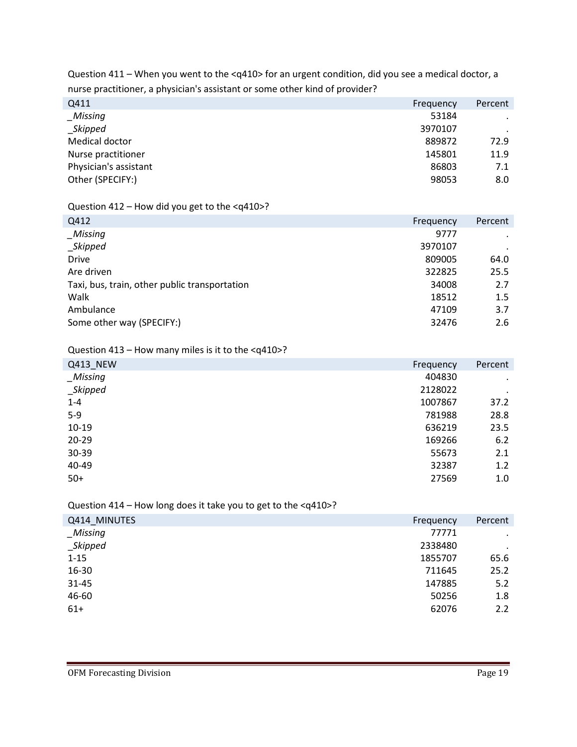Question 411 – When you went to the <q410> for an urgent condition, did you see a medical doctor, a nurse practitioner, a physician's assistant or some other kind of provider?

| Q411 | Frequency | Percent |
|---|---|---|
| *_Missing* | 53184 | . |
| *_Skipped* | 3970107 | . |
| Medical doctor | 889872 | 72.9 |
| Nurse practitioner | 145801 | 11.9 |
| Physician's assistant | 86803 | 7.1 |
| Other (SPECIFY:) | 98053 | 8.0 |

Question 412 – How did you get to the <q410>?

| Q412 | Frequency | Percent |
|---|---|---|
| *_Missing* | 9777 | . |
| *_Skipped* | 3970107 | . |
| Drive | 809005 | 64.0 |
| Are driven | 322825 | 25.5 |
| Taxi, bus, train, other public transportation | 34008 | 2.7 |
| Walk | 18512 | 1.5 |
| Ambulance | 47109 | 3.7 |
| Some other way (SPECIFY:) | 32476 | 2.6 |

Question 413 – How many miles is it to the <q410>?

| Q413_NEW | Frequency | Percent |
|---|---|---|
| *_Missing* | 404830 | . |
| *_Skipped* | 2128022 | . |
| 1-4 | 1007867 | 37.2 |
| 5-9 | 781988 | 28.8 |
| 10-19 | 636219 | 23.5 |
| 20-29 | 169266 | 6.2 |
| 30-39 | 55673 | 2.1 |
| 40-49 | 32387 | 1.2 |
| 50+ | 27569 | 1.0 |

Question 414 – How long does it take you to get to the <q410>?

| Q414_MINUTES | Frequency | Percent |
|---|---|---|
| *_Missing* | 77771 | . |
| *_Skipped* | 2338480 | . |
| 1-15 | 1855707 | 65.6 |
| 16-30 | 711645 | 25.2 |
| 31-45 | 147885 | 5.2 |
| 46-60 | 50256 | 1.8 |
| 61+ | 62076 | 2.2 |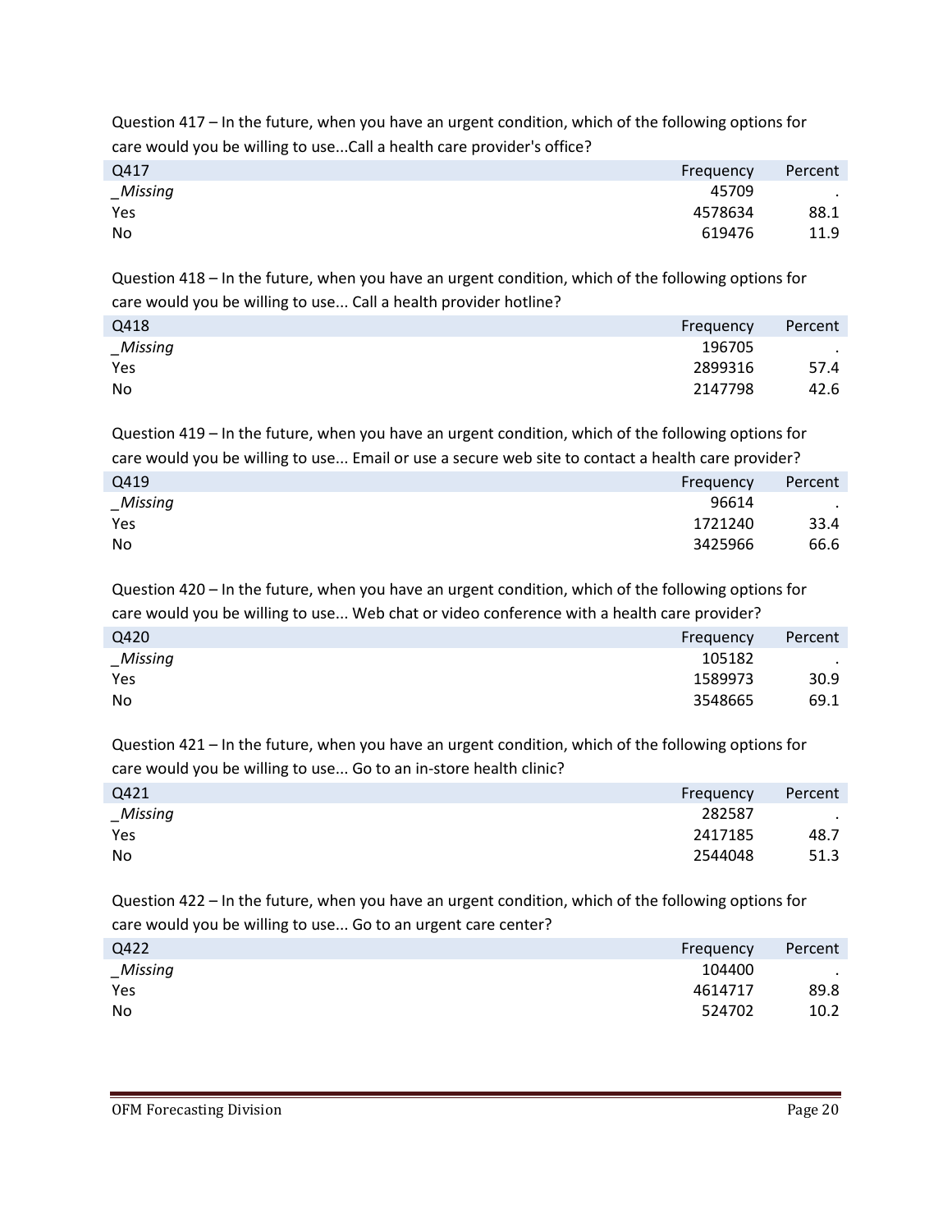Question 417 – In the future, when you have an urgent condition, which of the following options for care would you be willing to use...Call a health care provider's office?

| Q417 | Frequency | Percent |
|---|---|---|
| _Missing | 45709 | . |
| Yes | 4578634 | 88.1 |
| No | 619476 | 11.9 |

Question 418 – In the future, when you have an urgent condition, which of the following options for care would you be willing to use... Call a health provider hotline?

| Q418 | Frequency | Percent |
|---|---|---|
| _Missing | 196705 | . |
| Yes | 2899316 | 57.4 |
| No | 2147798 | 42.6 |

Question 419 – In the future, when you have an urgent condition, which of the following options for care would you be willing to use... Email or use a secure web site to contact a health care provider?

| Q419 | Frequency | Percent |
|---|---|---|
| _Missing | 96614 | . |
| Yes | 1721240 | 33.4 |
| No | 3425966 | 66.6 |

Question 420 – In the future, when you have an urgent condition, which of the following options for care would you be willing to use... Web chat or video conference with a health care provider?

| Q420 | Frequency | Percent |
|---|---|---|
| _Missing | 105182 | . |
| Yes | 1589973 | 30.9 |
| No | 3548665 | 69.1 |

Question 421 – In the future, when you have an urgent condition, which of the following options for care would you be willing to use... Go to an in-store health clinic?

| Q421 | Frequency | Percent |
|---|---|---|
| _Missing | 282587 | . |
| Yes | 2417185 | 48.7 |
| No | 2544048 | 51.3 |

Question 422 – In the future, when you have an urgent condition, which of the following options for care would you be willing to use... Go to an urgent care center?

| Q422 | Frequency | Percent |
|---|---|---|
| _Missing | 104400 | . |
| Yes | 4614717 | 89.8 |
| No | 524702 | 10.2 |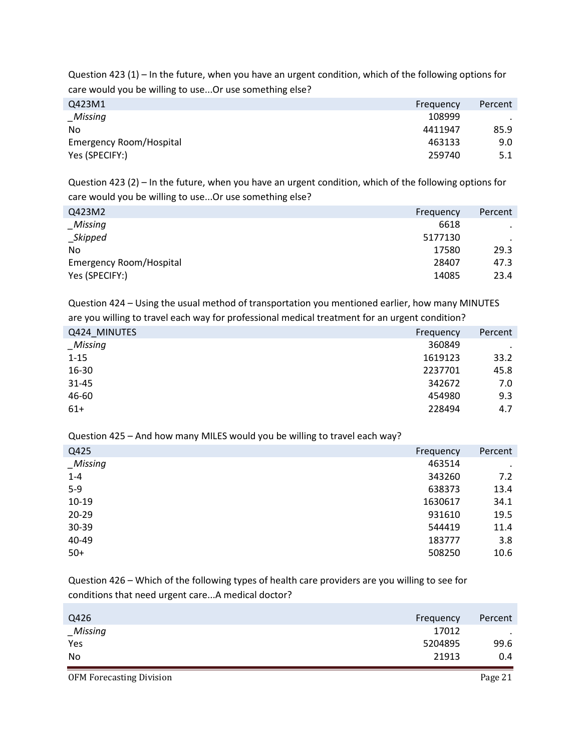Question 423 (1) – In the future, when you have an urgent condition, which of the following options for care would you be willing to use...Or use something else?

| Q423M1 | Frequency | Percent |
|---|---|---|
| _Missing | 108999 | . |
| No | 4411947 | 85.9 |
| Emergency Room/Hospital | 463133 | 9.0 |
| Yes (SPECIFY:) | 259740 | 5.1 |

Question 423 (2) – In the future, when you have an urgent condition, which of the following options for care would you be willing to use...Or use something else?

| Q423M2 | Frequency | Percent |
|---|---|---|
| _Missing | 6618 | . |
| _Skipped | 5177130 | . |
| No | 17580 | 29.3 |
| Emergency Room/Hospital | 28407 | 47.3 |
| Yes (SPECIFY:) | 14085 | 23.4 |

Question 424 – Using the usual method of transportation you mentioned earlier, how many MINUTES are you willing to travel each way for professional medical treatment for an urgent condition?

| Q424_MINUTES | Frequency | Percent |
|---|---|---|
| _Missing | 360849 | . |
| 1-15 | 1619123 | 33.2 |
| 16-30 | 2237701 | 45.8 |
| 31-45 | 342672 | 7.0 |
| 46-60 | 454980 | 9.3 |
| 61+ | 228494 | 4.7 |

Question 425 – And how many MILES would you be willing to travel each way?

| Q425 | Frequency | Percent |
|---|---|---|
| _Missing | 463514 | . |
| 1-4 | 343260 | 7.2 |
| 5-9 | 638373 | 13.4 |
| 10-19 | 1630617 | 34.1 |
| 20-29 | 931610 | 19.5 |
| 30-39 | 544419 | 11.4 |
| 40-49 | 183777 | 3.8 |
| 50+ | 508250 | 10.6 |

Question 426 – Which of the following types of health care providers are you willing to see for conditions that need urgent care...A medical doctor?

| Q426 | Frequency | Percent |
|---|---|---|
| _Missing | 17012 | . |
| Yes | 5204895 | 99.6 |
| No | 21913 | 0.4 |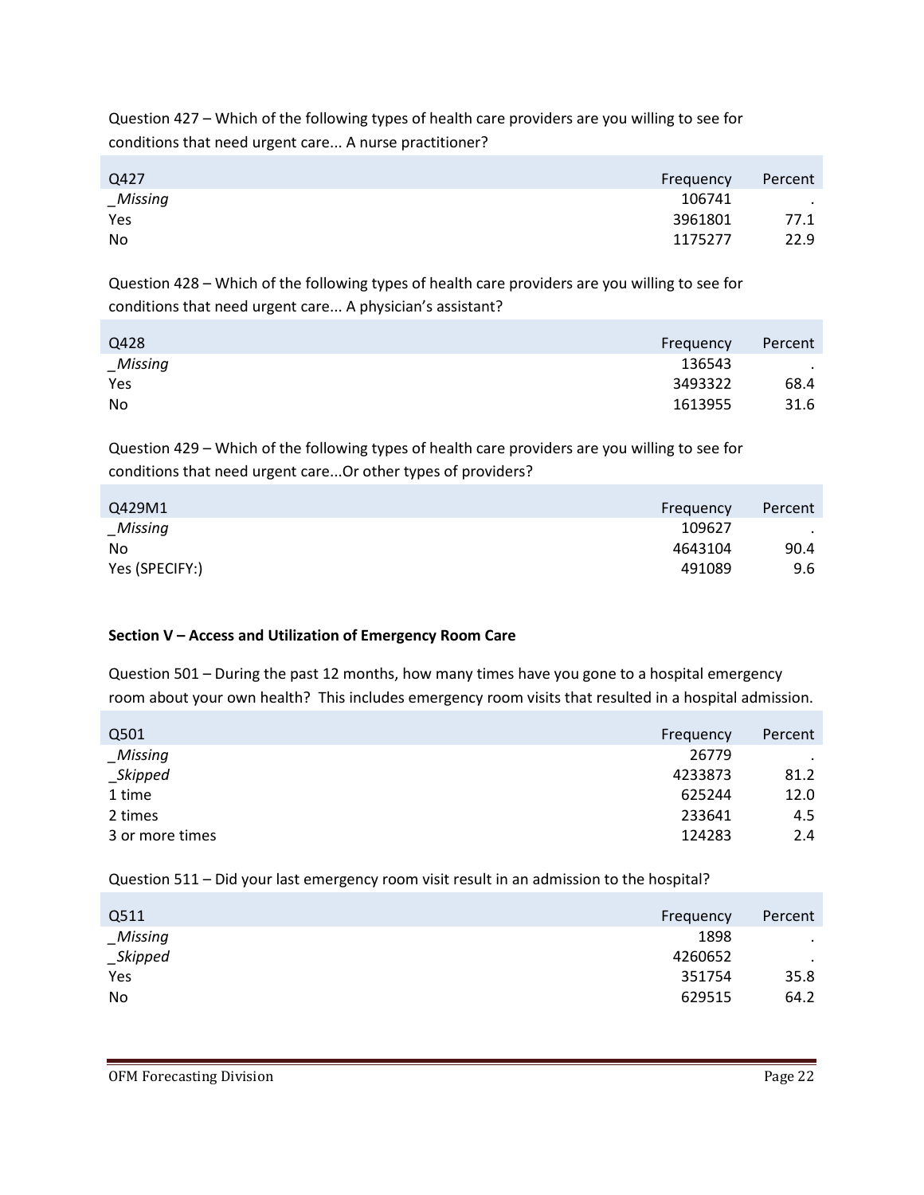Question 427 – Which of the following types of health care providers are you willing to see for conditions that need urgent care... A nurse practitioner?

| Q427 | Frequency | Percent |
|---|---|---|
| *_Missing* | 106741 | . |
| Yes | 3961801 | 77.1 |
| No | 1175277 | 22.9 |

Question 428 – Which of the following types of health care providers are you willing to see for conditions that need urgent care... A physician's assistant?

| Q428 | Frequency | Percent |
|---|---|---|
| *_Missing* | 136543 | . |
| Yes | 3493322 | 68.4 |
| No | 1613955 | 31.6 |

Question 429 – Which of the following types of health care providers are you willing to see for conditions that need urgent care...Or other types of providers?

| Q429M1 | Frequency | Percent |
|---|---|---|
| *_Missing* | 109627 | . |
| No | 4643104 | 90.4 |
| Yes (SPECIFY:) | 491089 | 9.6 |

**Section V – Access and Utilization of Emergency Room Care**

Question 501 – During the past 12 months, how many times have you gone to a hospital emergency room about your own health? This includes emergency room visits that resulted in a hospital admission.

| Q501 | Frequency | Percent |
|---|---|---|
| *_Missing* | 26779 | . |
| *_Skipped* | 4233873 | 81.2 |
| 1 time | 625244 | 12.0 |
| 2 times | 233641 | 4.5 |
| 3 or more times | 124283 | 2.4 |

Question 511 – Did your last emergency room visit result in an admission to the hospital?

| Q511 | Frequency | Percent |
|---|---|---|
| *_Missing* | 1898 | . |
| *_Skipped* | 4260652 | . |
| Yes | 351754 | 35.8 |
| No | 629515 | 64.2 |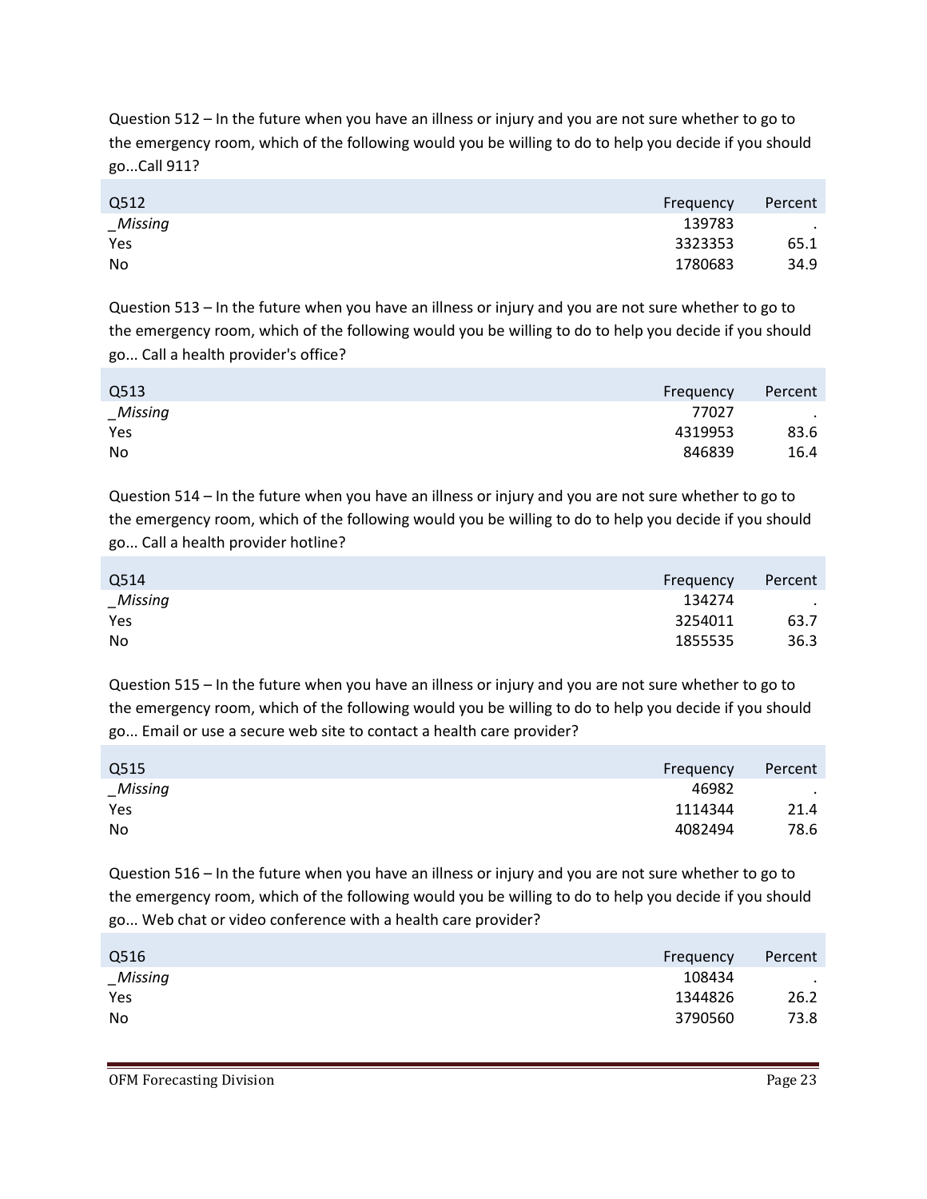Question 512 – In the future when you have an illness or injury and you are not sure whether to go to the emergency room, which of the following would you be willing to do to help you decide if you should go...Call 911?

| Q512 | Frequency | Percent |
|---|---|---|
| _Missing | 139783 | . |
| Yes | 3323353 | 65.1 |
| No | 1780683 | 34.9 |

Question 513 – In the future when you have an illness or injury and you are not sure whether to go to the emergency room, which of the following would you be willing to do to help you decide if you should go... Call a health provider's office?

| Q513 | Frequency | Percent |
|---|---|---|
| _Missing | 77027 | . |
| Yes | 4319953 | 83.6 |
| No | 846839 | 16.4 |

Question 514 – In the future when you have an illness or injury and you are not sure whether to go to the emergency room, which of the following would you be willing to do to help you decide if you should go... Call a health provider hotline?

| Q514 | Frequency | Percent |
|---|---|---|
| _Missing | 134274 | . |
| Yes | 3254011 | 63.7 |
| No | 1855535 | 36.3 |

Question 515 – In the future when you have an illness or injury and you are not sure whether to go to the emergency room, which of the following would you be willing to do to help you decide if you should go... Email or use a secure web site to contact a health care provider?

| Q515 | Frequency | Percent |
|---|---|---|
| _Missing | 46982 | . |
| Yes | 1114344 | 21.4 |
| No | 4082494 | 78.6 |

Question 516 – In the future when you have an illness or injury and you are not sure whether to go to the emergency room, which of the following would you be willing to do to help you decide if you should go... Web chat or video conference with a health care provider?

| Q516 | Frequency | Percent |
|---|---|---|
| _Missing | 108434 | . |
| Yes | 1344826 | 26.2 |
| No | 3790560 | 73.8 |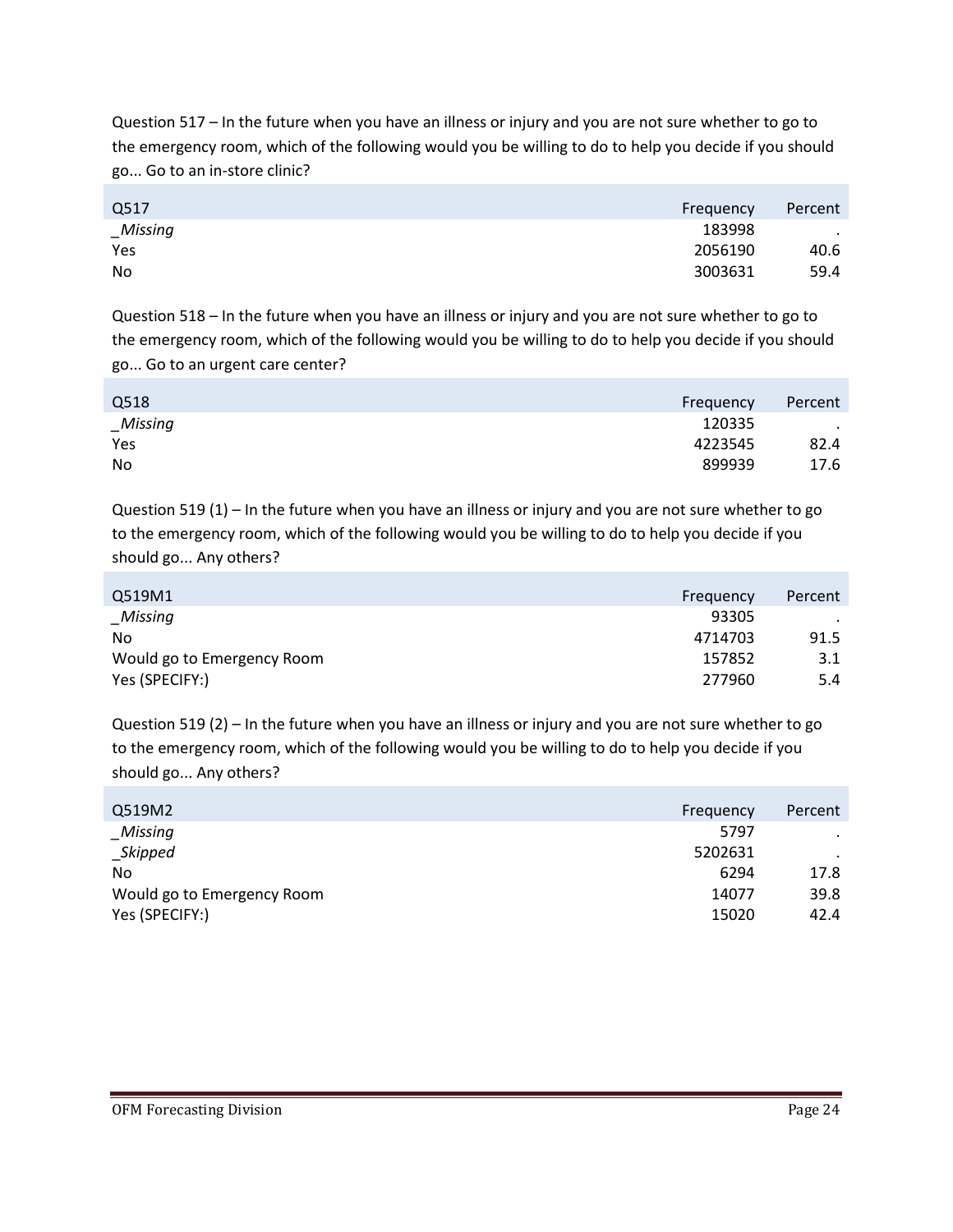Question 517 – In the future when you have an illness or injury and you are not sure whether to go to the emergency room, which of the following would you be willing to do to help you decide if you should go... Go to an in-store clinic?

| Q517 | Frequency | Percent |
|---|---|---|
| *_Missing* | 183998 | . |
| Yes | 2056190 | 40.6 |
| No | 3003631 | 59.4 |

Question 518 – In the future when you have an illness or injury and you are not sure whether to go to the emergency room, which of the following would you be willing to do to help you decide if you should go... Go to an urgent care center?

| Q518 | Frequency | Percent |
|---|---|---|
| *_Missing* | 120335 | . |
| Yes | 4223545 | 82.4 |
| No | 899939 | 17.6 |

Question 519 (1) – In the future when you have an illness or injury and you are not sure whether to go to the emergency room, which of the following would you be willing to do to help you decide if you should go... Any others?

| Q519M1 | Frequency | Percent |
|---|---|---|
| *_Missing* | 93305 | . |
| No | 4714703 | 91.5 |
| Would go to Emergency Room | 157852 | 3.1 |
| Yes (SPECIFY:) | 277960 | 5.4 |

Question 519 (2) – In the future when you have an illness or injury and you are not sure whether to go to the emergency room, which of the following would you be willing to do to help you decide if you should go... Any others?

| Q519M2 | Frequency | Percent |
|---|---|---|
| *_Missing* | 5797 | . |
| *_Skipped* | 5202631 | . |
| No | 6294 | 17.8 |
| Would go to Emergency Room | 14077 | 39.8 |
| Yes (SPECIFY:) | 15020 | 42.4 |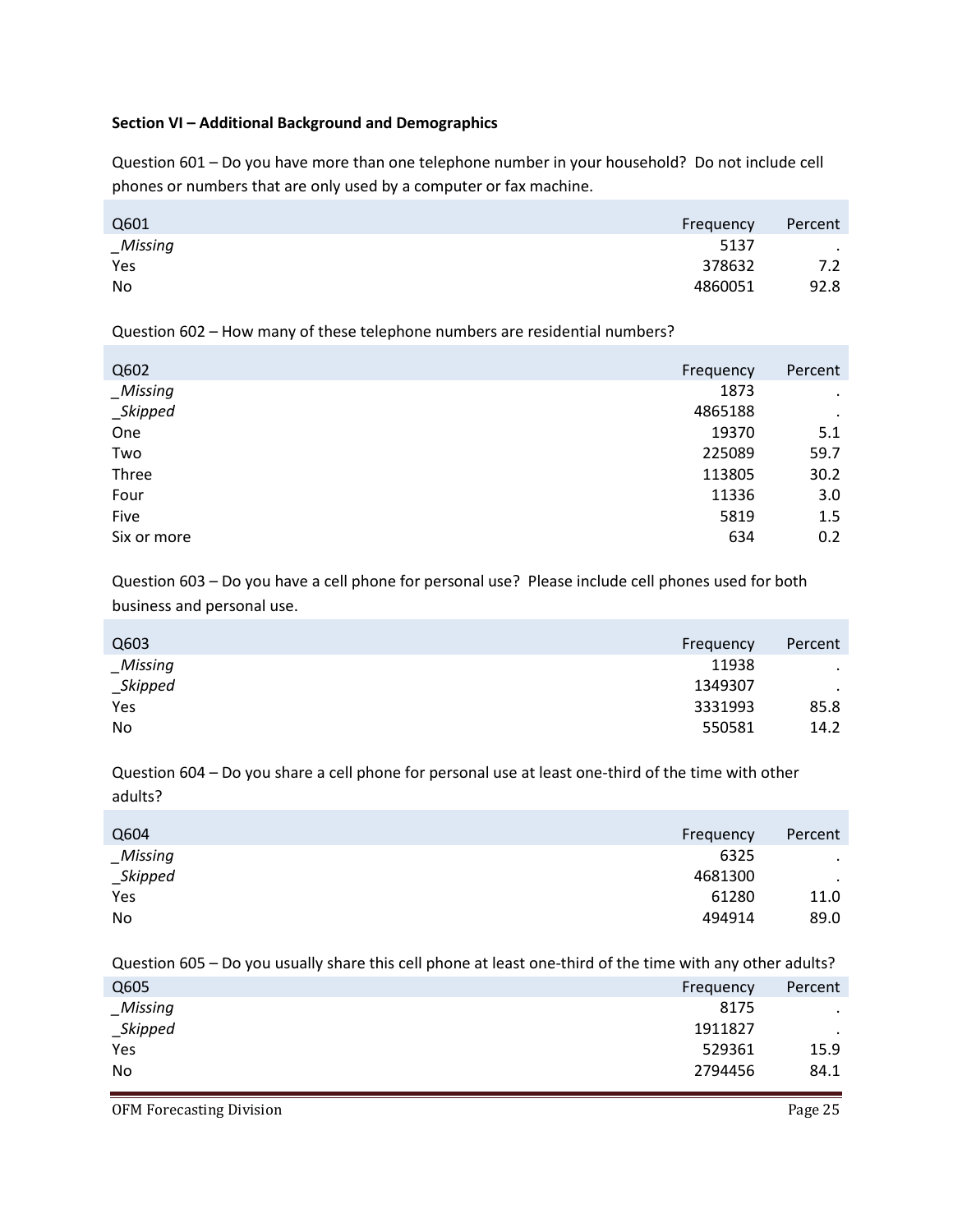**Section VI – Additional Background and Demographics**

Question 601 – Do you have more than one telephone number in your household? Do not include cell phones or numbers that are only used by a computer or fax machine.

| Q601 | Frequency | Percent |
|---|---|---|
| *_Missing* | 5137 | . |
| Yes | 378632 | 7.2 |
| No | 4860051 | 92.8 |

Question 602 – How many of these telephone numbers are residential numbers?

| Q602 | Frequency | Percent |
|---|---|---|
| *_Missing* | 1873 | . |
| *_Skipped* | 4865188 | . |
| One | 19370 | 5.1 |
| Two | 225089 | 59.7 |
| Three | 113805 | 30.2 |
| Four | 11336 | 3.0 |
| Five | 5819 | 1.5 |
| Six or more | 634 | 0.2 |

Question 603 – Do you have a cell phone for personal use? Please include cell phones used for both business and personal use.

| Q603 | Frequency | Percent |
|---|---|---|
| *_Missing* | 11938 | . |
| *_Skipped* | 1349307 | . |
| Yes | 3331993 | 85.8 |
| No | 550581 | 14.2 |

Question 604 – Do you share a cell phone for personal use at least one-third of the time with other adults?

| Q604 | Frequency | Percent |
|---|---|---|
| *_Missing* | 6325 | . |
| *_Skipped* | 4681300 | . |
| Yes | 61280 | 11.0 |
| No | 494914 | 89.0 |

Question 605 – Do you usually share this cell phone at least one-third of the time with any other adults?

| Q605 | Frequency | Percent |
|---|---|---|
| *_Missing* | 8175 | . |
| *_Skipped* | 1911827 | . |
| Yes | 529361 | 15.9 |
| No | 2794456 | 84.1 |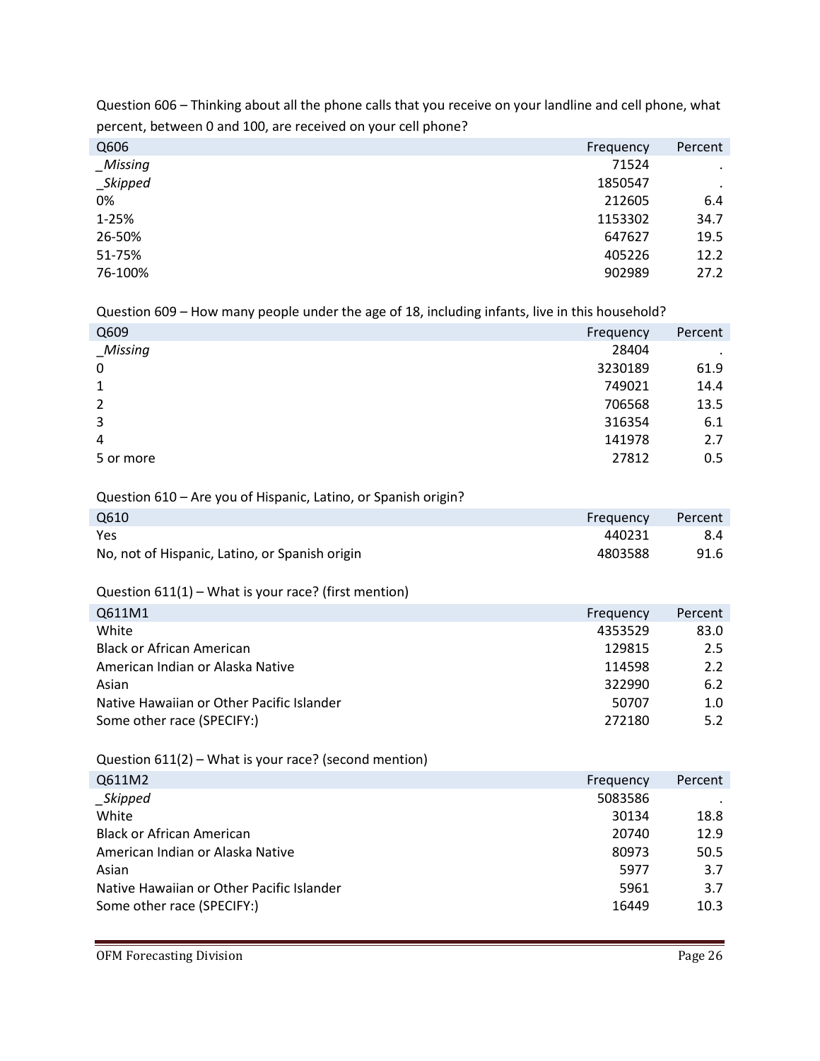Question 606 – Thinking about all the phone calls that you receive on your landline and cell phone, what percent, between 0 and 100, are received on your cell phone?

| Q606 | Frequency | Percent |
|---|---|---|
| _Missing | 71524 | . |
| _Skipped | 1850547 | . |
| 0% | 212605 | 6.4 |
| 1-25% | 1153302 | 34.7 |
| 26-50% | 647627 | 19.5 |
| 51-75% | 405226 | 12.2 |
| 76-100% | 902989 | 27.2 |

Question 609 – How many people under the age of 18, including infants, live in this household?

| Q609 | Frequency | Percent |
|---|---|---|
| _Missing | 28404 | . |
| 0 | 3230189 | 61.9 |
| 1 | 749021 | 14.4 |
| 2 | 706568 | 13.5 |
| 3 | 316354 | 6.1 |
| 4 | 141978 | 2.7 |
| 5 or more | 27812 | 0.5 |

Question 610 – Are you of Hispanic, Latino, or Spanish origin?

| Q610 | Frequency | Percent |
|---|---|---|
| Yes | 440231 | 8.4 |
| No, not of Hispanic, Latino, or Spanish origin | 4803588 | 91.6 |

Question 611(1) – What is your race? (first mention)

| Q611M1 | Frequency | Percent |
|---|---|---|
| White | 4353529 | 83.0 |
| Black or African American | 129815 | 2.5 |
| American Indian or Alaska Native | 114598 | 2.2 |
| Asian | 322990 | 6.2 |
| Native Hawaiian or Other Pacific Islander | 50707 | 1.0 |
| Some other race (SPECIFY:) | 272180 | 5.2 |

Question 611(2) – What is your race? (second mention)

| Q611M2 | Frequency | Percent |
|---|---|---|
| _Skipped | 5083586 | . |
| White | 30134 | 18.8 |
| Black or African American | 20740 | 12.9 |
| American Indian or Alaska Native | 80973 | 50.5 |
| Asian | 5977 | 3.7 |
| Native Hawaiian or Other Pacific Islander | 5961 | 3.7 |
| Some other race (SPECIFY:) | 16449 | 10.3 |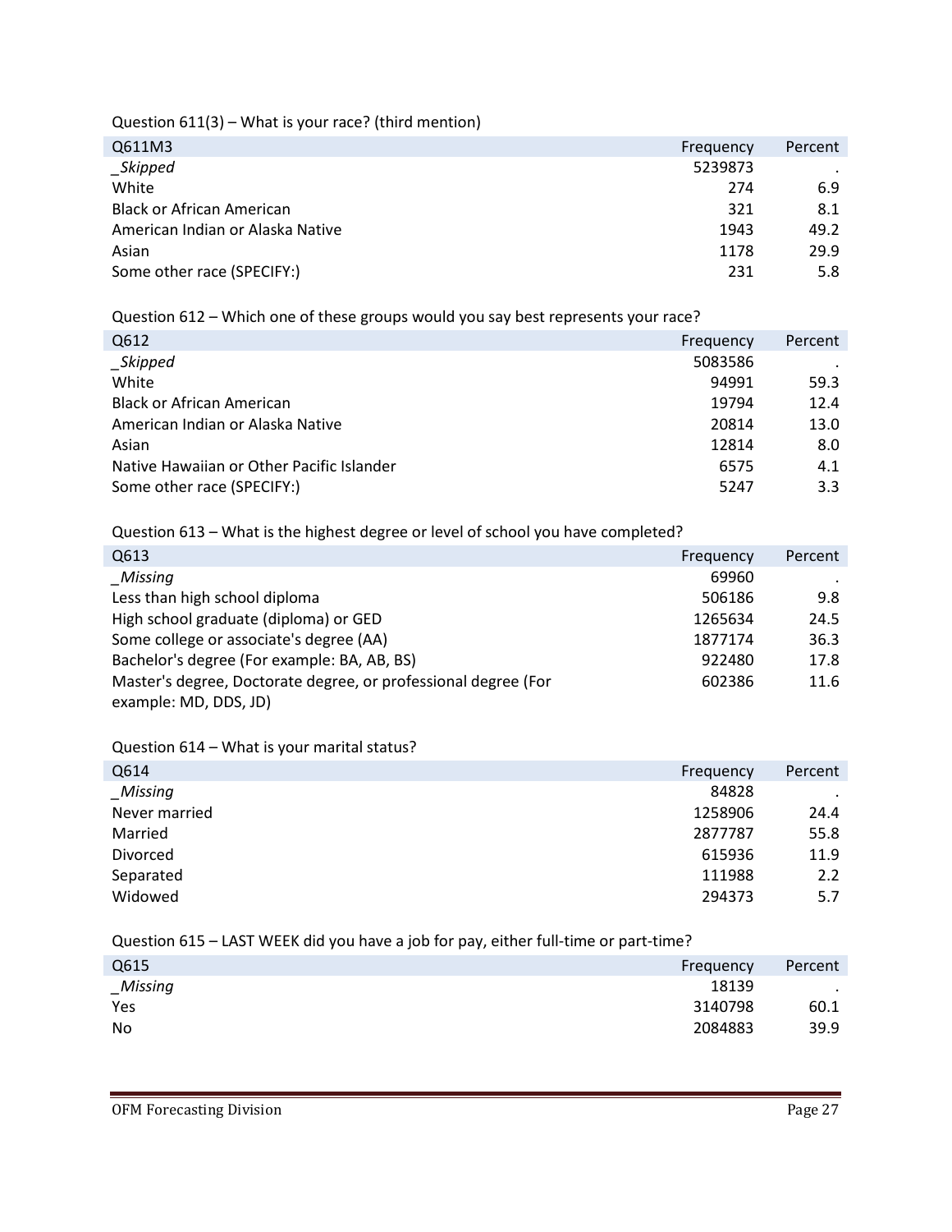Question 611(3) – What is your race? (third mention)

| Q611M3 | Frequency | Percent |
|---|---|---|
| _Skipped | 5239873 | . |
| White | 274 | 6.9 |
| Black or African American | 321 | 8.1 |
| American Indian or Alaska Native | 1943 | 49.2 |
| Asian | 1178 | 29.9 |
| Some other race (SPECIFY:) | 231 | 5.8 |

Question 612 – Which one of these groups would you say best represents your race?

| Q612 | Frequency | Percent |
|---|---|---|
| _Skipped | 5083586 | . |
| White | 94991 | 59.3 |
| Black or African American | 19794 | 12.4 |
| American Indian or Alaska Native | 20814 | 13.0 |
| Asian | 12814 | 8.0 |
| Native Hawaiian or Other Pacific Islander | 6575 | 4.1 |
| Some other race (SPECIFY:) | 5247 | 3.3 |

Question 613 – What is the highest degree or level of school you have completed?

| Q613 | Frequency | Percent |
|---|---|---|
| _Missing | 69960 | . |
| Less than high school diploma | 506186 | 9.8 |
| High school graduate (diploma) or GED | 1265634 | 24.5 |
| Some college or associate's degree (AA) | 1877174 | 36.3 |
| Bachelor's degree (For example: BA, AB, BS) | 922480 | 17.8 |
| Master's degree, Doctorate degree, or professional degree (For example: MD, DDS, JD) | 602386 | 11.6 |

Question 614 – What is your marital status?

| Q614 | Frequency | Percent |
|---|---|---|
| _Missing | 84828 | . |
| Never married | 1258906 | 24.4 |
| Married | 2877787 | 55.8 |
| Divorced | 615936 | 11.9 |
| Separated | 111988 | 2.2 |
| Widowed | 294373 | 5.7 |

Question 615 – LAST WEEK did you have a job for pay, either full-time or part-time?

| Q615 | Frequency | Percent |
|---|---|---|
| _Missing | 18139 | . |
| Yes | 3140798 | 60.1 |
| No | 2084883 | 39.9 |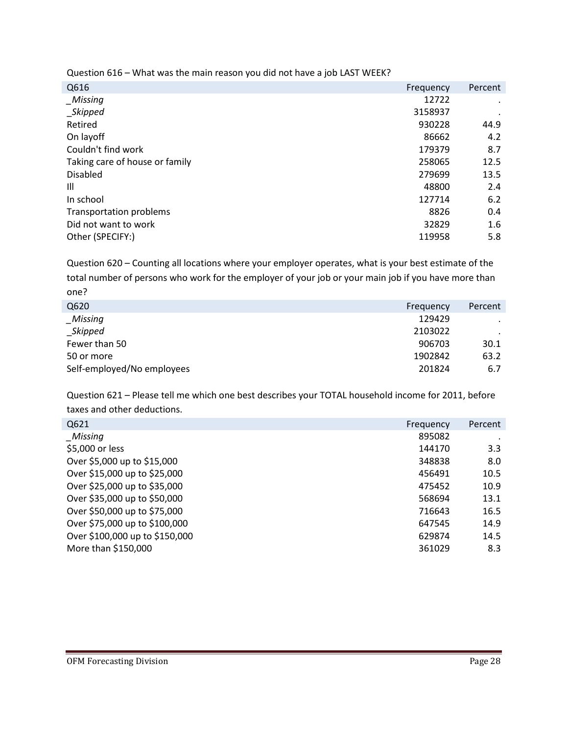Question 616 – What was the main reason you did not have a job LAST WEEK?

| Q616 | Frequency | Percent |
|---|---|---|
| *_Missing* | 12722 | . |
| *_Skipped* | 3158937 | . |
| Retired | 930228 | 44.9 |
| On layoff | 86662 | 4.2 |
| Couldn't find work | 179379 | 8.7 |
| Taking care of house or family | 258065 | 12.5 |
| Disabled | 279699 | 13.5 |
| Ill | 48800 | 2.4 |
| In school | 127714 | 6.2 |
| Transportation problems | 8826 | 0.4 |
| Did not want to work | 32829 | 1.6 |
| Other (SPECIFY:) | 119958 | 5.8 |

Question 620 – Counting all locations where your employer operates, what is your best estimate of the total number of persons who work for the employer of your job or your main job if you have more than one?

| Q620 | Frequency | Percent |
|---|---|---|
| *_Missing* | 129429 | . |
| *_Skipped* | 2103022 | . |
| Fewer than 50 | 906703 | 30.1 |
| 50 or more | 1902842 | 63.2 |
| Self-employed/No employees | 201824 | 6.7 |

Question 621 – Please tell me which one best describes your TOTAL household income for 2011, before taxes and other deductions.

| Q621 | Frequency | Percent |
|---|---|---|
| *_Missing* | 895082 | . |
| $5,000 or less | 144170 | 3.3 |
| Over $5,000 up to $15,000 | 348838 | 8.0 |
| Over $15,000 up to $25,000 | 456491 | 10.5 |
| Over $25,000 up to $35,000 | 475452 | 10.9 |
| Over $35,000 up to $50,000 | 568694 | 13.1 |
| Over $50,000 up to $75,000 | 716643 | 16.5 |
| Over $75,000 up to $100,000 | 647545 | 14.9 |
| Over $100,000 up to $150,000 | 629874 | 14.5 |
| More than $150,000 | 361029 | 8.3 |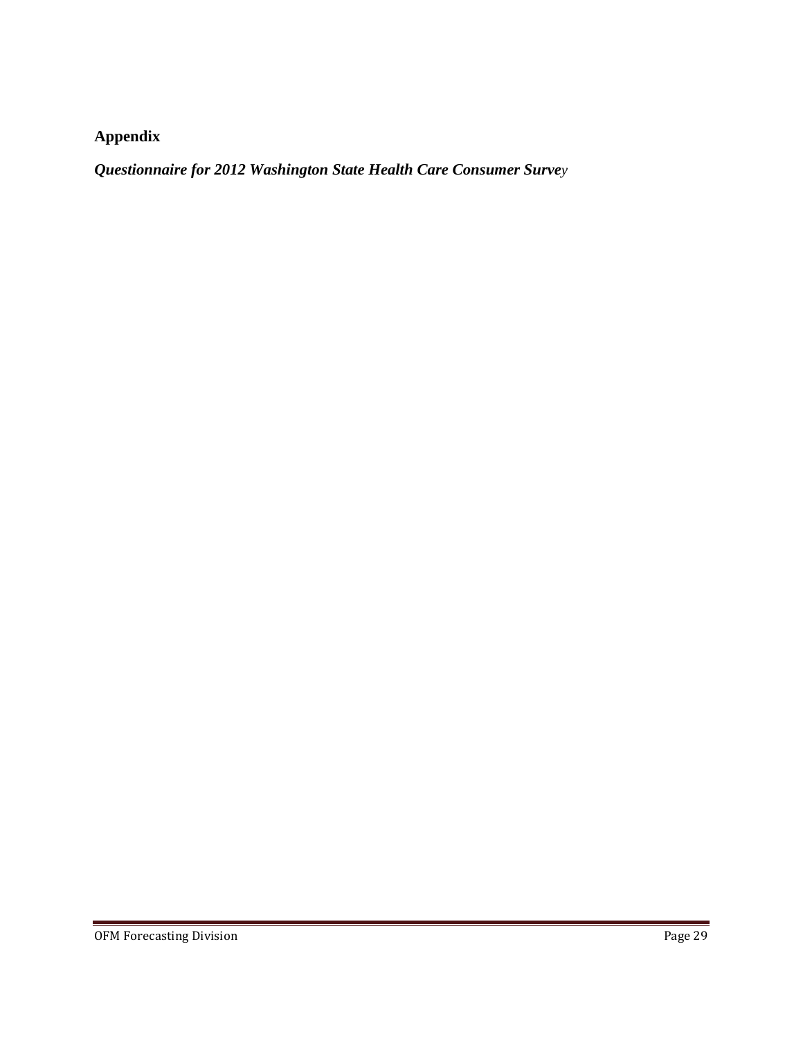## Appendix

### *Questionnaire for 2012 Washington State Health Care Consumer Survey*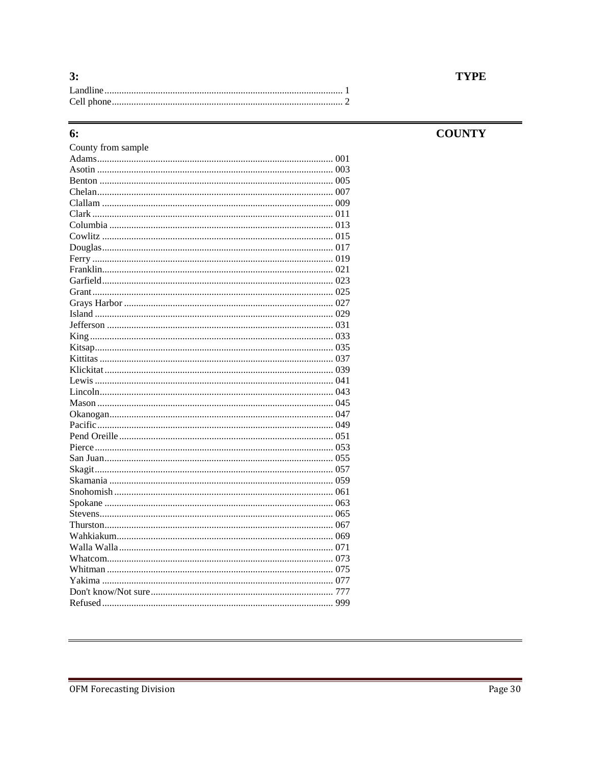### 3: TYPE

Landline................................................................................................ 1
Cell phone............................................................................................. 2

---

### 6: COUNTY

County from sample

Adams................................................................................................ 001
Asotin ................................................................................................ 003
Benton ............................................................................................... 005
Chelan................................................................................................ 007
Clallam .............................................................................................. 009
Clark .................................................................................................. 011
Columbia ........................................................................................... 013
Cowlitz .............................................................................................. 015
Douglas.............................................................................................. 017
Ferry .................................................................................................. 019
Franklin.............................................................................................. 021
Garfield.............................................................................................. 023
Grant.................................................................................................. 025
Grays Harbor ..................................................................................... 027
Island ................................................................................................. 029
Jefferson ............................................................................................ 031
King................................................................................................... 033
Kitsap................................................................................................. 035
Kittitas ............................................................................................... 037
Klickitat............................................................................................. 039
Lewis ................................................................................................. 041
Lincoln............................................................................................... 043
Mason ................................................................................................ 045
Okanogan........................................................................................... 047
Pacific................................................................................................ 049
Pend Oreille....................................................................................... 051
Pierce................................................................................................. 053
San Juan............................................................................................. 055
Skagit................................................................................................. 057
Skamania ........................................................................................... 059
Snohomish......................................................................................... 061
Spokane ............................................................................................. 063
Stevens............................................................................................... 065
Thurston............................................................................................. 067
Wahkiakum........................................................................................ 069
Walla Walla....................................................................................... 071
Whatcom............................................................................................ 073
Whitman ............................................................................................ 075
Yakima .............................................................................................. 077
Don't know/Not sure.......................................................................... 777
Refused.............................................................................................. 999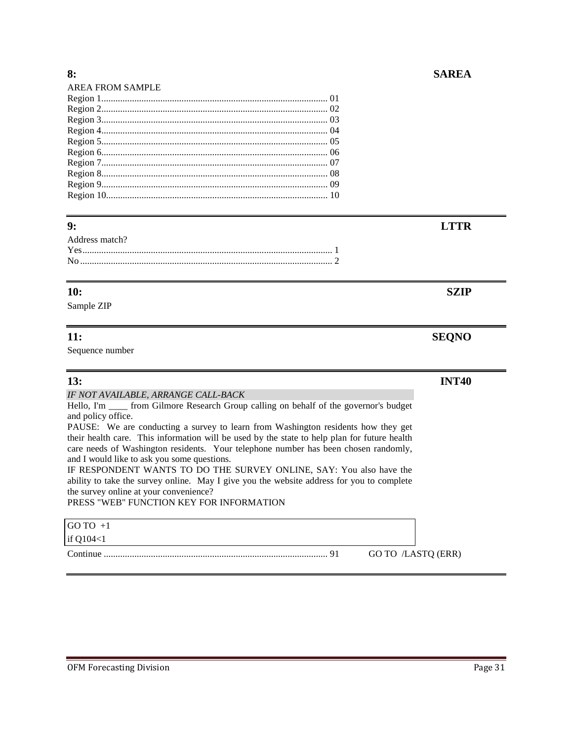**8:** **SAREA**

AREA FROM SAMPLE

Region 1............................................................................................... 01
Region 2............................................................................................... 02
Region 3............................................................................................... 03
Region 4............................................................................................... 04
Region 5............................................................................................... 05
Region 6............................................................................................... 06
Region 7............................................................................................... 07
Region 8............................................................................................... 08
Region 9............................................................................................... 09
Region 10............................................................................................. 10

---

**9:** **LTTR**

Address match?

Yes......................................................................................................... 1
No.......................................................................................................... 2

---

**10:** **SZIP**

Sample ZIP

---

**11:** **SEQNO**

Sequence number

---

**13:** **INT40**

*IF NOT AVAILABLE, ARRANGE CALL-BACK*

Hello, I'm ____ from Gilmore Research Group calling on behalf of the governor's budget and policy office.

PAUSE: We are conducting a survey to learn from Washington residents how they get their health care. This information will be used by the state to help plan for future health care needs of Washington residents. Your telephone number has been chosen randomly, and I would like to ask you some questions.

IF RESPONDENT WANTS TO DO THE SURVEY ONLINE, SAY: You also have the ability to take the survey online. May I give you the website address for you to complete the survey online at your convenience?

PRESS "WEB" FUNCTION KEY FOR INFORMATION

GO TO +1
if Q104<1

Continue ............................................................................................. 91 GO TO /LASTQ (ERR)

---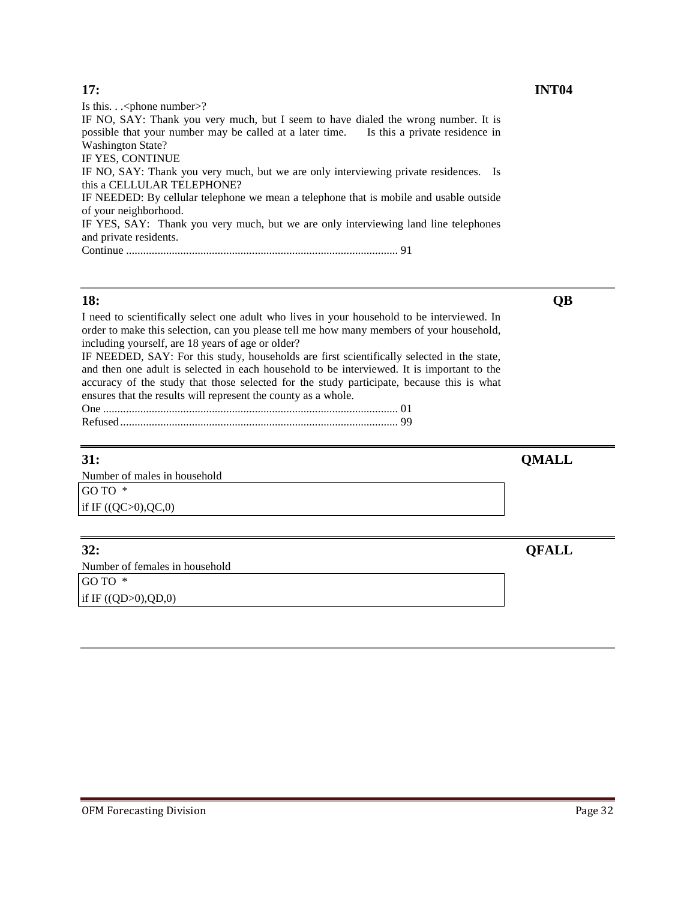**17:** **INT04**

Is this. . .<phone number>?

IF NO, SAY: Thank you very much, but I seem to have dialed the wrong number. It is possible that your number may be called at a later time. Is this a private residence in Washington State?

IF YES, CONTINUE

IF NO, SAY: Thank you very much, but we are only interviewing private residences. Is this a CELLULAR TELEPHONE?

IF NEEDED: By cellular telephone we mean a telephone that is mobile and usable outside of your neighborhood.

IF YES, SAY: Thank you very much, but we are only interviewing land line telephones and private residents.

Continue .............................................................................................. 91

---

**18:** **QB**

I need to scientifically select one adult who lives in your household to be interviewed. In order to make this selection, can you please tell me how many members of your household, including yourself, are 18 years of age or older?

IF NEEDED, SAY: For this study, households are first scientifically selected in the state, and then one adult is selected in each household to be interviewed. It is important to the accuracy of the study that those selected for the study participate, because this is what ensures that the results will represent the county as a whole.

One ...................................................................................................... 01

Refused................................................................................................ 99

---

**31:** **QMALL**

Number of males in household

GO TO *

if IF ((QC>0),QC,0)

---

**32:** **QFALL**

Number of females in household

GO TO *

if IF ((QD>0),QD,0)

---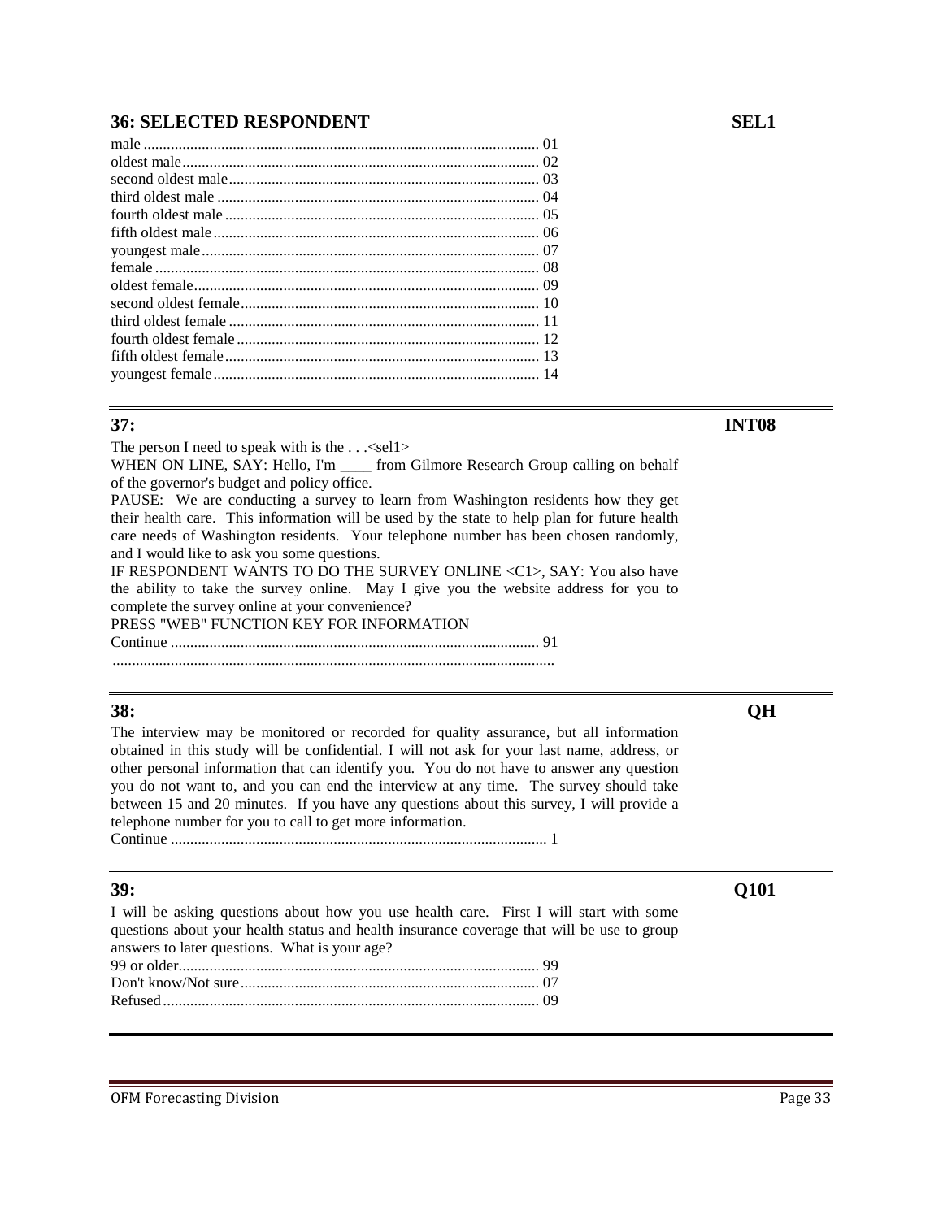## 36: SELECTED RESPONDENT **SEL1**

male ..................................................................................................... 01
oldest male........................................................................................... 02
second oldest male............................................................................... 03
third oldest male .................................................................................. 04
fourth oldest male ................................................................................ 05
fifth oldest male ................................................................................... 06
youngest male...................................................................................... 07
female .................................................................................................. 08
oldest female........................................................................................ 09
second oldest female............................................................................ 10
third oldest female ............................................................................... 11
fourth oldest female ............................................................................. 12
fifth oldest female ................................................................................ 13
youngest female ................................................................................... 14

---

## 37: **INT08**

The person I need to speak with is the . . .<sel1>
WHEN ON LINE, SAY: Hello, I'm ____ from Gilmore Research Group calling on behalf of the governor's budget and policy office.
PAUSE: We are conducting a survey to learn from Washington residents how they get their health care. This information will be used by the state to help plan for future health care needs of Washington residents. Your telephone number has been chosen randomly, and I would like to ask you some questions.
IF RESPONDENT WANTS TO DO THE SURVEY ONLINE <C1>, SAY: You also have the ability to take the survey online. May I give you the website address for you to complete the survey online at your convenience?
PRESS "WEB" FUNCTION KEY FOR INFORMATION
Continue ............................................................................................... 91
................................................................................................................

---

## 38: **QH**

The interview may be monitored or recorded for quality assurance, but all information obtained in this study will be confidential. I will not ask for your last name, address, or other personal information that can identify you. You do not have to answer any question you do not want to, and you can end the interview at any time. The survey should take between 15 and 20 minutes. If you have any questions about this survey, I will provide a telephone number for you to call to get more information.
Continue ................................................................................................. 1

---

## 39: **Q101**

I will be asking questions about how you use health care. First I will start with some questions about your health status and health insurance coverage that will be use to group answers to later questions. What is your age?
99 or older............................................................................................ 99
Don't know/Not sure............................................................................. 07
Refused................................................................................................. 09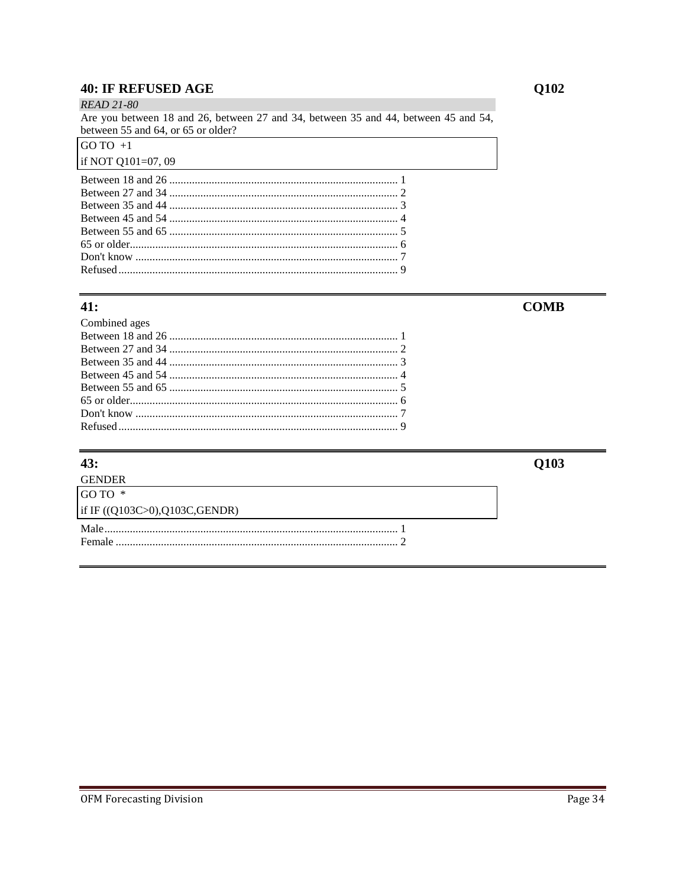## 40: IF REFUSED AGE — Q102

*READ 21-80*

Are you between 18 and 26, between 27 and 34, between 35 and 44, between 45 and 54, between 55 and 64, or 65 or older?

| GO TO +1 |
|---|
| if NOT Q101=07, 09 |

Between 18 and 26 ................................................................................ 1
Between 27 and 34 ................................................................................ 2
Between 35 and 44 ................................................................................ 3
Between 45 and 54 ................................................................................ 4
Between 55 and 65 ................................................................................ 5
65 or older.............................................................................................. 6
Don't know ............................................................................................ 7
Refused.................................................................................................. 9

---

## 41: — COMB

Combined ages

Between 18 and 26 ................................................................................ 1
Between 27 and 34 ................................................................................ 2
Between 35 and 44 ................................................................................ 3
Between 45 and 54 ................................................................................ 4
Between 55 and 65 ................................................................................ 5
65 or older.............................................................................................. 6
Don't know ............................................................................................ 7
Refused.................................................................................................. 9

---

## 43: — Q103

GENDER

| GO TO * |
|---|
| if IF ((Q103C>0),Q103C,GENDR) |

Male...................................................................................................... 1
Female .................................................................................................. 2

---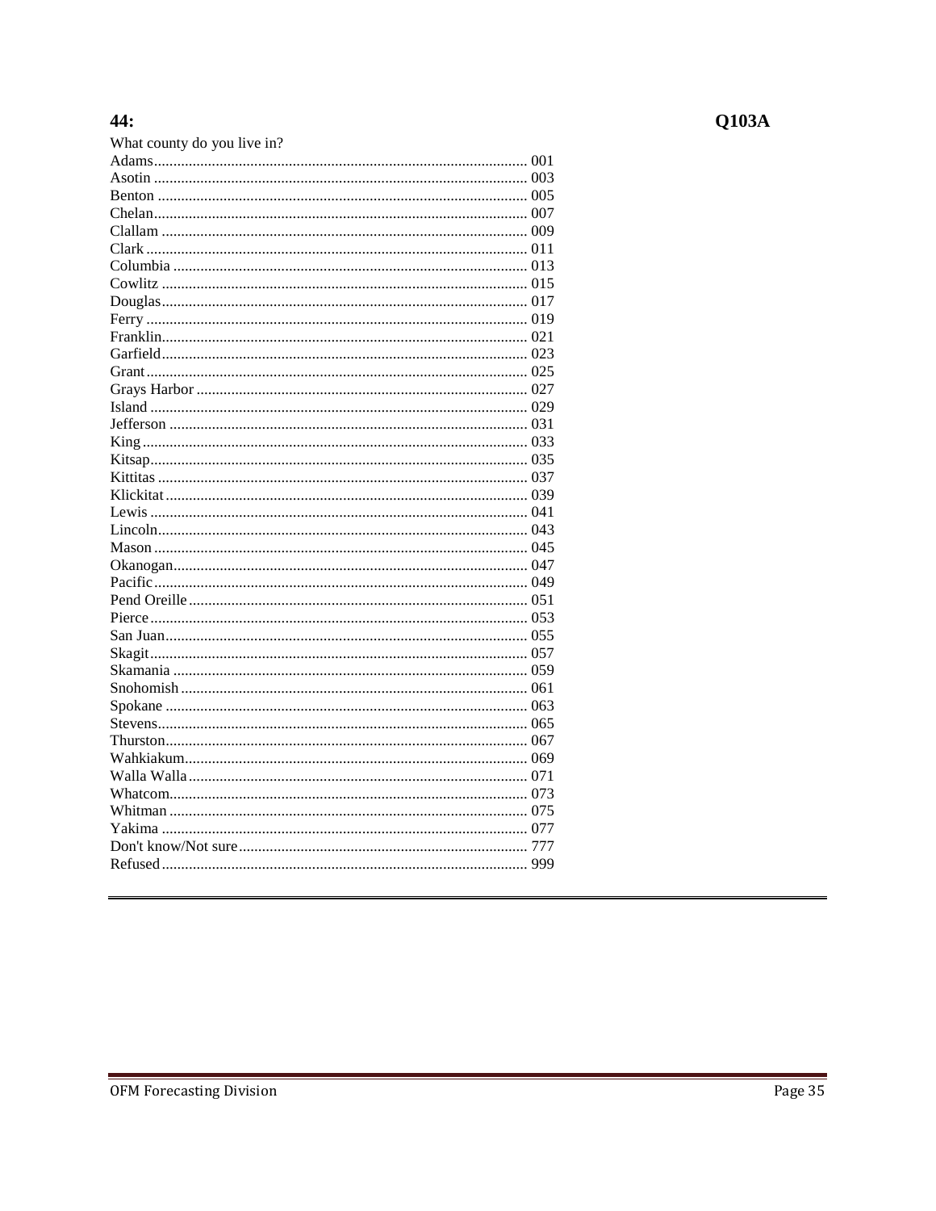**44:** **Q103A**

What county do you live in?

| County | Code |
|---|---|
| Adams | 001 |
| Asotin | 003 |
| Benton | 005 |
| Chelan | 007 |
| Clallam | 009 |
| Clark | 011 |
| Columbia | 013 |
| Cowlitz | 015 |
| Douglas | 017 |
| Ferry | 019 |
| Franklin | 021 |
| Garfield | 023 |
| Grant | 025 |
| Grays Harbor | 027 |
| Island | 029 |
| Jefferson | 031 |
| King | 033 |
| Kitsap | 035 |
| Kittitas | 037 |
| Klickitat | 039 |
| Lewis | 041 |
| Lincoln | 043 |
| Mason | 045 |
| Okanogan | 047 |
| Pacific | 049 |
| Pend Oreille | 051 |
| Pierce | 053 |
| San Juan | 055 |
| Skagit | 057 |
| Skamania | 059 |
| Snohomish | 061 |
| Spokane | 063 |
| Stevens | 065 |
| Thurston | 067 |
| Wahkiakum | 069 |
| Walla Walla | 071 |
| Whatcom | 073 |
| Whitman | 075 |
| Yakima | 077 |
| Don't know/Not sure | 777 |
| Refused | 999 |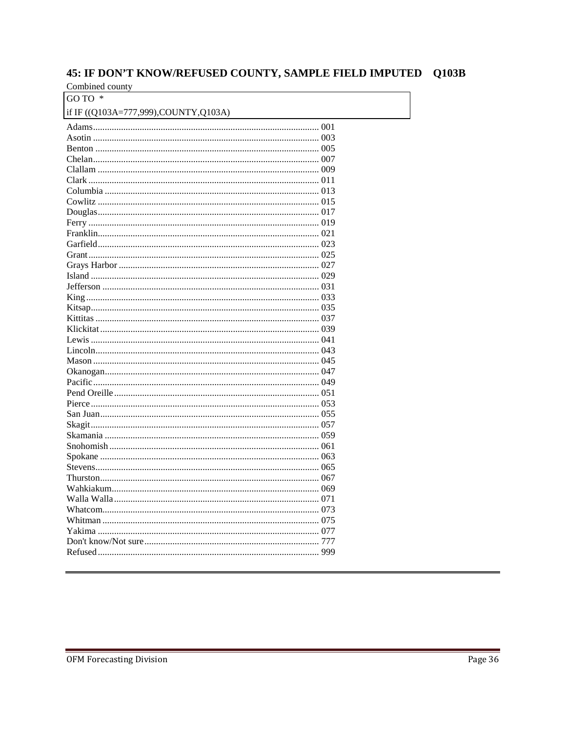## 45: IF DON'T KNOW/REFUSED COUNTY, SAMPLE FIELD IMPUTED    Q103B

Combined county

| GO TO * |
|---|
| if IF ((Q103A=777,999),COUNTY,Q103A) |

| County | Code |
|---|---|
| Adams | 001 |
| Asotin | 003 |
| Benton | 005 |
| Chelan | 007 |
| Clallam | 009 |
| Clark | 011 |
| Columbia | 013 |
| Cowlitz | 015 |
| Douglas | 017 |
| Ferry | 019 |
| Franklin | 021 |
| Garfield | 023 |
| Grant | 025 |
| Grays Harbor | 027 |
| Island | 029 |
| Jefferson | 031 |
| King | 033 |
| Kitsap | 035 |
| Kittitas | 037 |
| Klickitat | 039 |
| Lewis | 041 |
| Lincoln | 043 |
| Mason | 045 |
| Okanogan | 047 |
| Pacific | 049 |
| Pend Oreille | 051 |
| Pierce | 053 |
| San Juan | 055 |
| Skagit | 057 |
| Skamania | 059 |
| Snohomish | 061 |
| Spokane | 063 |
| Stevens | 065 |
| Thurston | 067 |
| Wahkiakum | 069 |
| Walla Walla | 071 |
| Whatcom | 073 |
| Whitman | 075 |
| Yakima | 077 |
| Don't know/Not sure | 777 |
| Refused | 999 |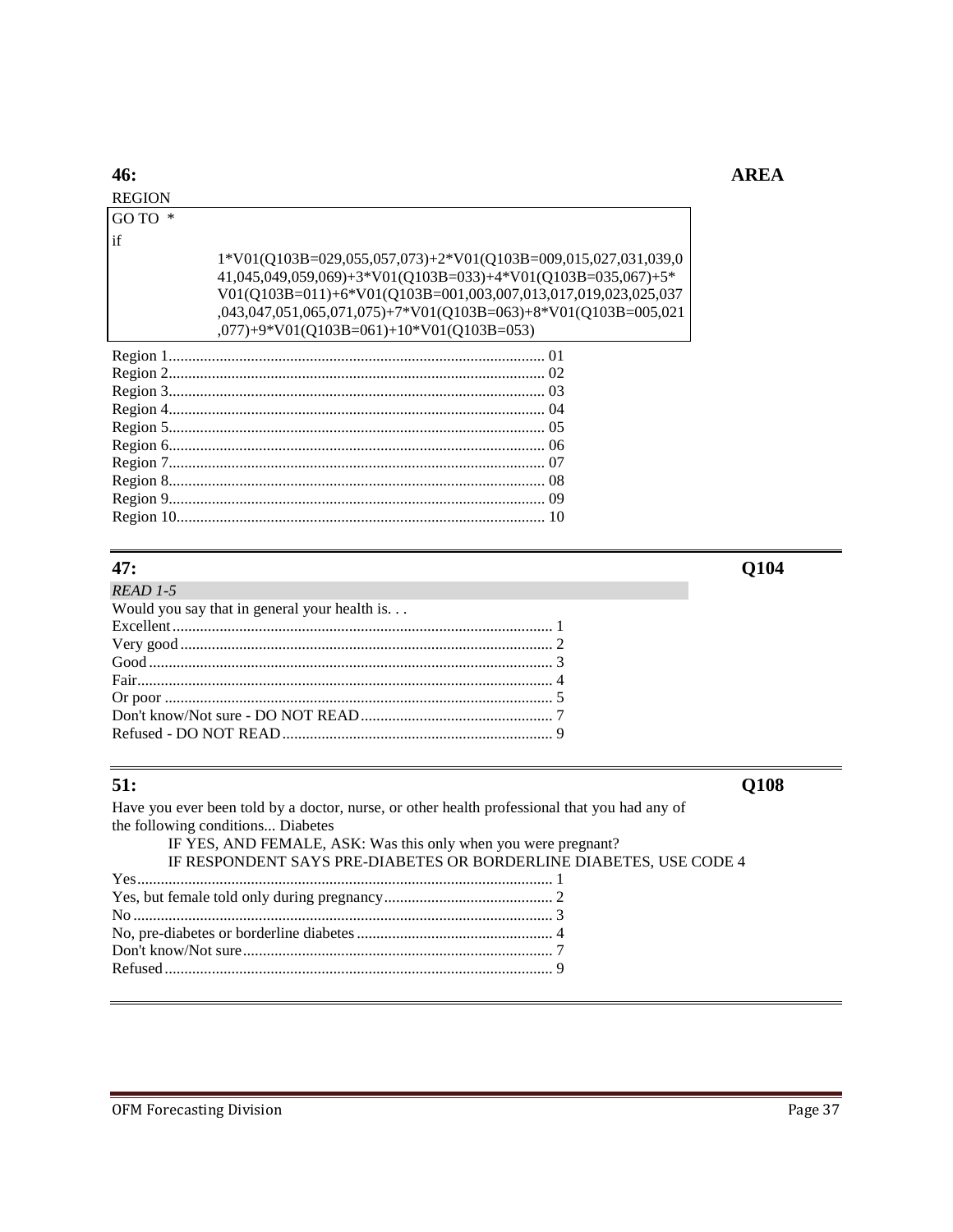## 46: AREA

REGION

```
GO TO *
if
        1*V01(Q103B=029,055,057,073)+2*V01(Q103B=009,015,027,031,039,0
        41,045,049,059,069)+3*V01(Q103B=033)+4*V01(Q103B=035,067)+5*
        V01(Q103B=011)+6*V01(Q103B=001,003,007,013,017,019,023,025,037
        ,043,047,051,065,071,075)+7*V01(Q103B=063)+8*V01(Q103B=005,021
        ,077)+9*V01(Q103B=061)+10*V01(Q103B=053)
```

| Response | Code |
|---|---|
| Region 1 | 01 |
| Region 2 | 02 |
| Region 3 | 03 |
| Region 4 | 04 |
| Region 5 | 05 |
| Region 6 | 06 |
| Region 7 | 07 |
| Region 8 | 08 |
| Region 9 | 09 |
| Region 10 | 10 |

---

## 47: Q104

*READ 1-5*

Would you say that in general your health is. . .

| Response | Code |
|---|---|
| Excellent | 1 |
| Very good | 2 |
| Good | 3 |
| Fair | 4 |
| Or poor | 5 |
| Don't know/Not sure - DO NOT READ | 7 |
| Refused - DO NOT READ | 9 |

---

## 51: Q108

Have you ever been told by a doctor, nurse, or other health professional that you had any of the following conditions... Diabetes

IF YES, AND FEMALE, ASK: Was this only when you were pregnant?
IF RESPONDENT SAYS PRE-DIABETES OR BORDERLINE DIABETES, USE CODE 4

| Response | Code |
|---|---|
| Yes | 1 |
| Yes, but female told only during pregnancy | 2 |
| No | 3 |
| No, pre-diabetes or borderline diabetes | 4 |
| Don't know/Not sure | 7 |
| Refused | 9 |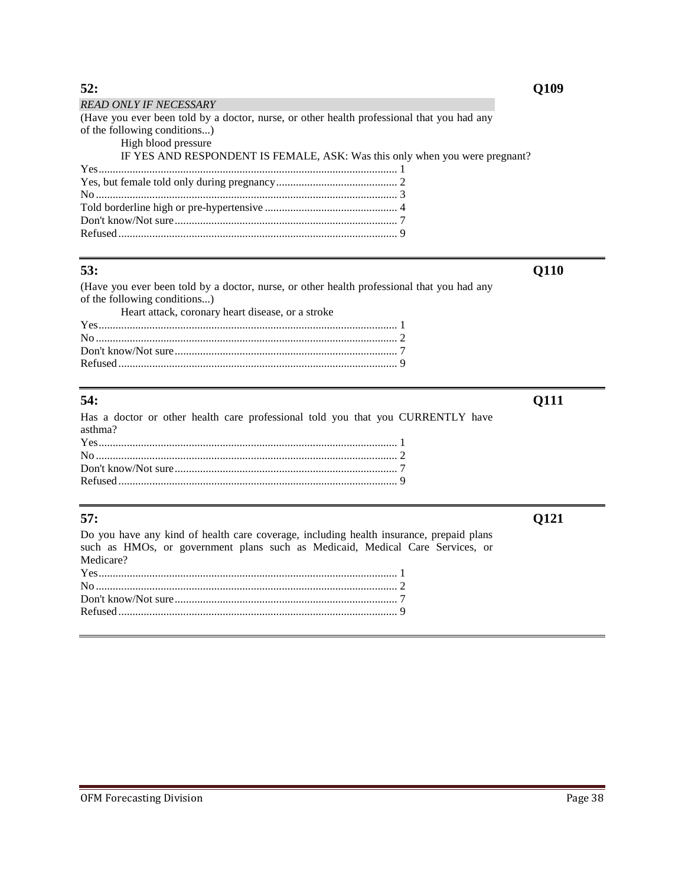**52:** **Q109**

*READ ONLY IF NECESSARY*

(Have you ever been told by a doctor, nurse, or other health professional that you had any of the following conditions...)

High blood pressure

IF YES AND RESPONDENT IS FEMALE, ASK: Was this only when you were pregnant?

Yes........................................................................................ 1
Yes, but female told only during pregnancy........................................ 2
No......................................................................................... 3
Told borderline high or pre-hypertensive ........................................... 4
Don't know/Not sure.................................................................. 7
Refused.................................................................................. 9

---

**53:** **Q110**

(Have you ever been told by a doctor, nurse, or other health professional that you had any of the following conditions...)

Heart attack, coronary heart disease, or a stroke

Yes........................................................................................ 1
No......................................................................................... 2
Don't know/Not sure.................................................................. 7
Refused.................................................................................. 9

---

**54:** **Q111**

Has a doctor or other health care professional told you that you CURRENTLY have asthma?

Yes........................................................................................ 1
No......................................................................................... 2
Don't know/Not sure.................................................................. 7
Refused.................................................................................. 9

---

**57:** **Q121**

Do you have any kind of health care coverage, including health insurance, prepaid plans such as HMOs, or government plans such as Medicaid, Medical Care Services, or Medicare?

Yes........................................................................................ 1
No......................................................................................... 2
Don't know/Not sure.................................................................. 7
Refused.................................................................................. 9

---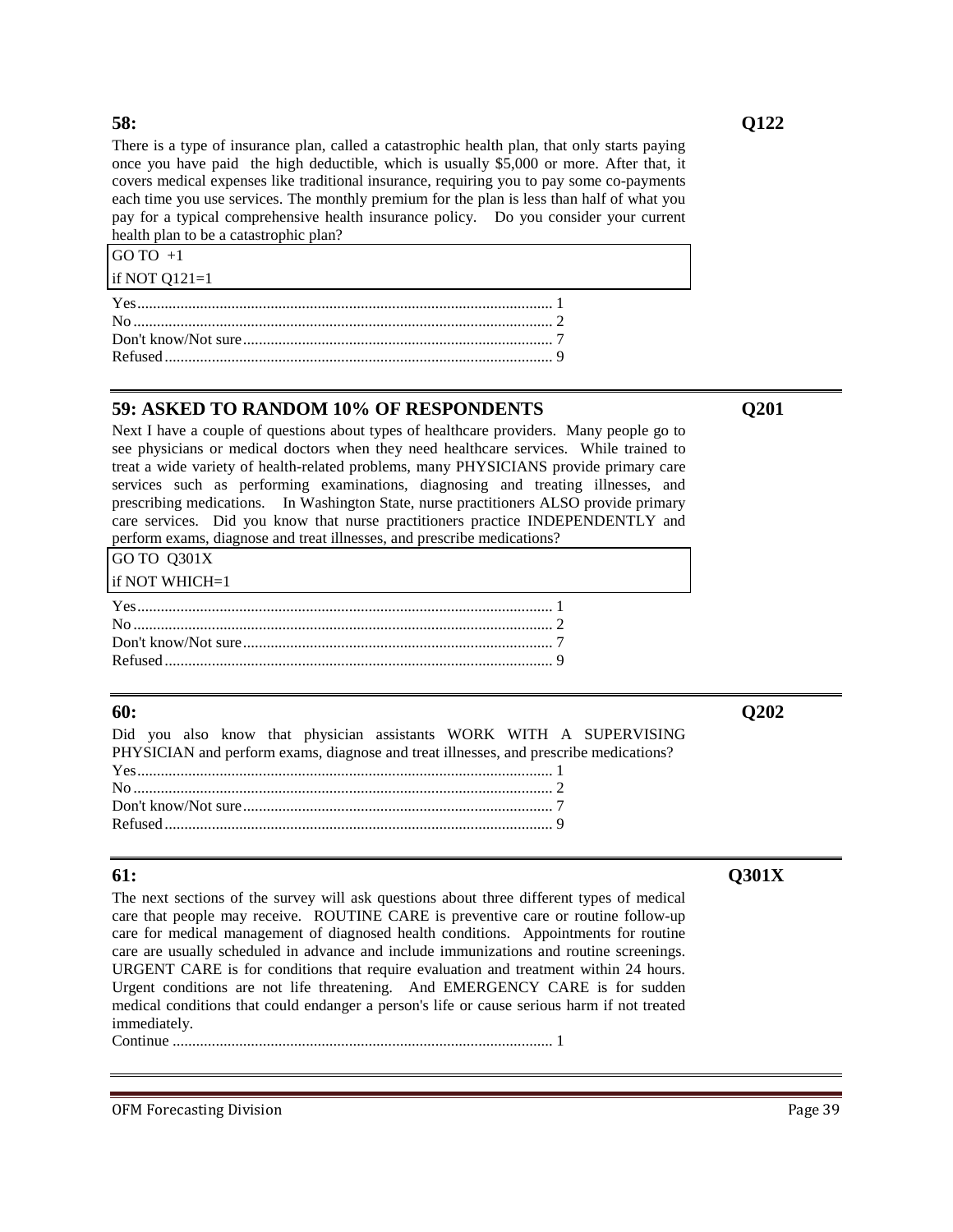## 58: Q122

There is a type of insurance plan, called a catastrophic health plan, that only starts paying once you have paid the high deductible, which is usually $5,000 or more. After that, it covers medical expenses like traditional insurance, requiring you to pay some co-payments each time you use services. The monthly premium for the plan is less than half of what you pay for a typical comprehensive health insurance policy. Do you consider your current health plan to be a catastrophic plan?

| GO TO +1 |
|---|
| if NOT Q121=1 |

Yes........................................................................................... 1
No............................................................................................ 2
Don't know/Not sure............................................................... 7
Refused.................................................................................... 9

---

## 59: ASKED TO RANDOM 10% OF RESPONDENTS Q201

Next I have a couple of questions about types of healthcare providers. Many people go to see physicians or medical doctors when they need healthcare services. While trained to treat a wide variety of health-related problems, many PHYSICIANS provide primary care services such as performing examinations, diagnosing and treating illnesses, and prescribing medications. In Washington State, nurse practitioners ALSO provide primary care services. Did you know that nurse practitioners practice INDEPENDENTLY and perform exams, diagnose and treat illnesses, and prescribe medications?

| GO TO Q301X |
|---|
| if NOT WHICH=1 |

Yes........................................................................................... 1
No............................................................................................ 2
Don't know/Not sure............................................................... 7
Refused.................................................................................... 9

---

## 60: Q202

Did you also know that physician assistants WORK WITH A SUPERVISING PHYSICIAN and perform exams, diagnose and treat illnesses, and prescribe medications?

Yes........................................................................................... 1
No............................................................................................ 2
Don't know/Not sure............................................................... 7
Refused.................................................................................... 9

---

## 61: Q301X

The next sections of the survey will ask questions about three different types of medical care that people may receive. ROUTINE CARE is preventive care or routine follow-up care for medical management of diagnosed health conditions. Appointments for routine care are usually scheduled in advance and include immunizations and routine screenings. URGENT CARE is for conditions that require evaluation and treatment within 24 hours. Urgent conditions are not life threatening. And EMERGENCY CARE is for sudden medical conditions that could endanger a person's life or cause serious harm if not treated immediately.

Continue .................................................................................. 1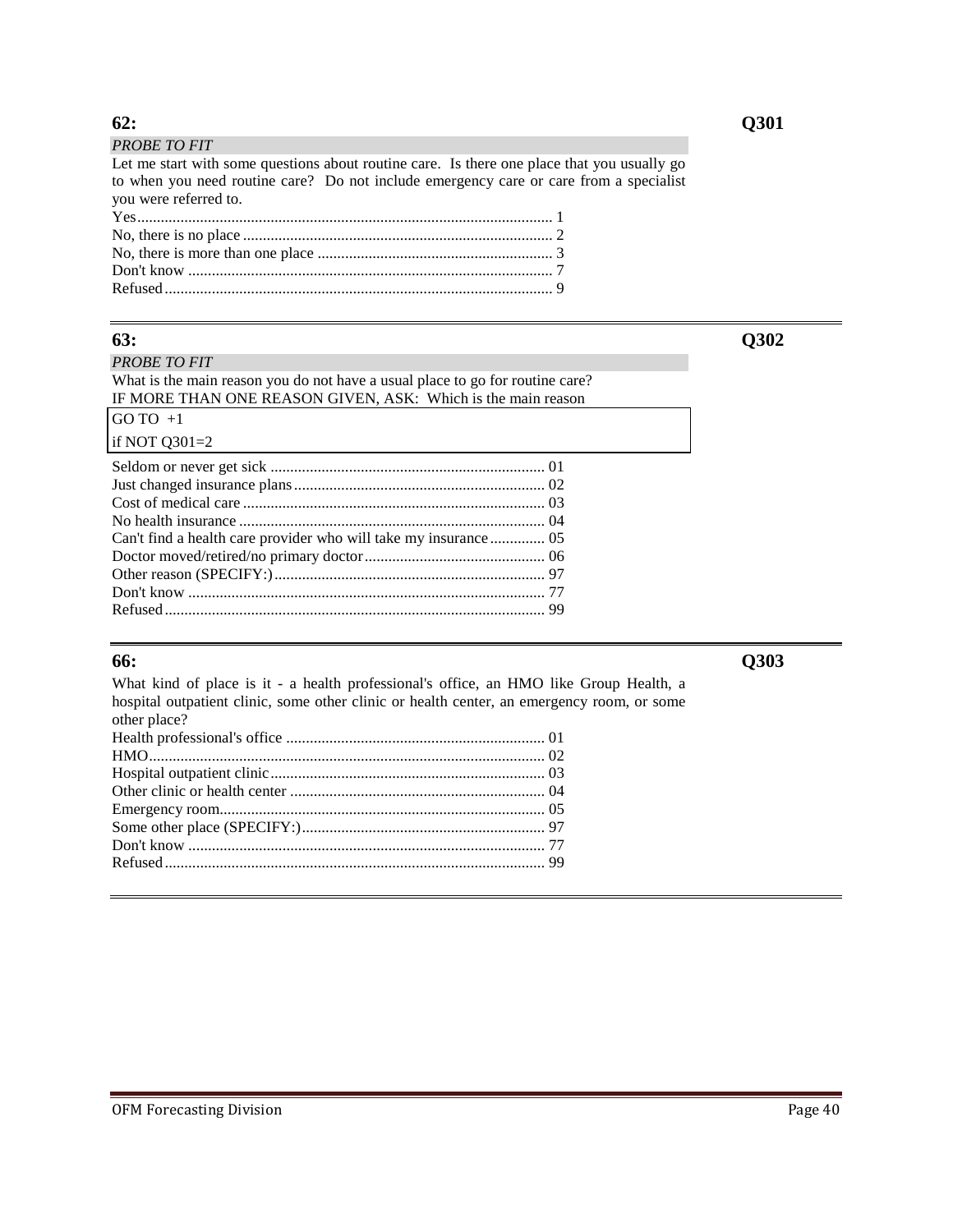**62:** **Q301**

*PROBE TO FIT*

Let me start with some questions about routine care. Is there one place that you usually go to when you need routine care? Do not include emergency care or care from a specialist you were referred to.

Yes........................................................................................................ 1
No, there is no place ............................................................................... 2
No, there is more than one place ............................................................ 3
Don't know ............................................................................................. 7
Refused.................................................................................................. 9

---

**63:** **Q302**

*PROBE TO FIT*

What is the main reason you do not have a usual place to go for routine care?
IF MORE THAN ONE REASON GIVEN, ASK: Which is the main reason

| GO TO +1 |
|---|
| if NOT Q301=2 |

Seldom or never get sick ...................................................................... 01
Just changed insurance plans ................................................................ 02
Cost of medical care ............................................................................. 03
No health insurance .............................................................................. 04
Can't find a health care provider who will take my insurance .............. 05
Doctor moved/retired/no primary doctor .............................................. 06
Other reason (SPECIFY:) ..................................................................... 97
Don't know ........................................................................................... 77
Refused................................................................................................. 99

---

**66:** **Q303**

What kind of place is it - a health professional's office, an HMO like Group Health, a hospital outpatient clinic, some other clinic or health center, an emergency room, or some other place?

Health professional's office .................................................................. 01
HMO..................................................................................................... 02
Hospital outpatient clinic ...................................................................... 03
Other clinic or health center ................................................................. 04
Emergency room................................................................................... 05
Some other place (SPECIFY:) .............................................................. 97
Don't know ........................................................................................... 77
Refused................................................................................................. 99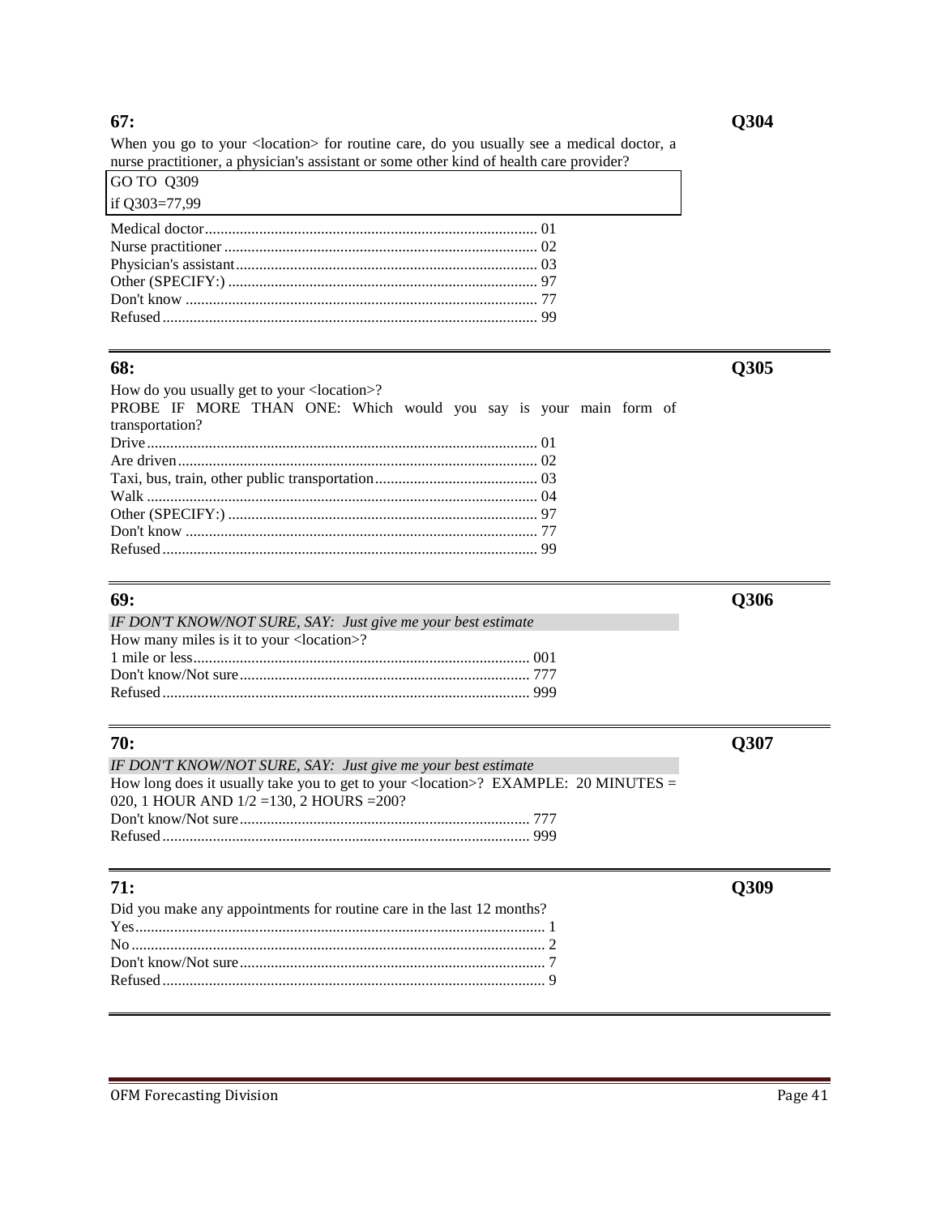### 67: Q304

When you go to your <location> for routine care, do you usually see a medical doctor, a nurse practitioner, a physician's assistant or some other kind of health care provider?

GO TO Q309
if Q303=77,99

Medical doctor.................................................................................... 01
Nurse practitioner ................................................................................ 02
Physician's assistant............................................................................. 03
Other (SPECIFY:) ............................................................................... 97
Don't know .......................................................................................... 77
Refused ................................................................................................ 99

---

### 68: Q305

How do you usually get to your <location>?
PROBE IF MORE THAN ONE: Which would you say is your main form of transportation?

Drive .................................................................................................... 01
Are driven ............................................................................................ 02
Taxi, bus, train, other public transportation.......................................... 03
Walk .................................................................................................... 04
Other (SPECIFY:) ............................................................................... 97
Don't know .......................................................................................... 77
Refused ................................................................................................ 99

---

### 69: Q306

*IF DON'T KNOW/NOT SURE, SAY: Just give me your best estimate*

How many miles is it to your <location>?

1 mile or less...................................................................................... 001
Don't know/Not sure.......................................................................... 777
Refused ............................................................................................. 999

---

### 70: Q307

*IF DON'T KNOW/NOT SURE, SAY: Just give me your best estimate*

How long does it usually take you to get to your <location>? EXAMPLE: 20 MINUTES = 020, 1 HOUR AND 1/2 =130, 2 HOURS =200?

Don't know/Not sure.......................................................................... 777
Refused ............................................................................................. 999

---

### 71: Q309

Did you make any appointments for routine care in the last 12 months?

Yes......................................................................................................... 1
No .......................................................................................................... 2
Don't know/Not sure.............................................................................. 7
Refused .................................................................................................. 9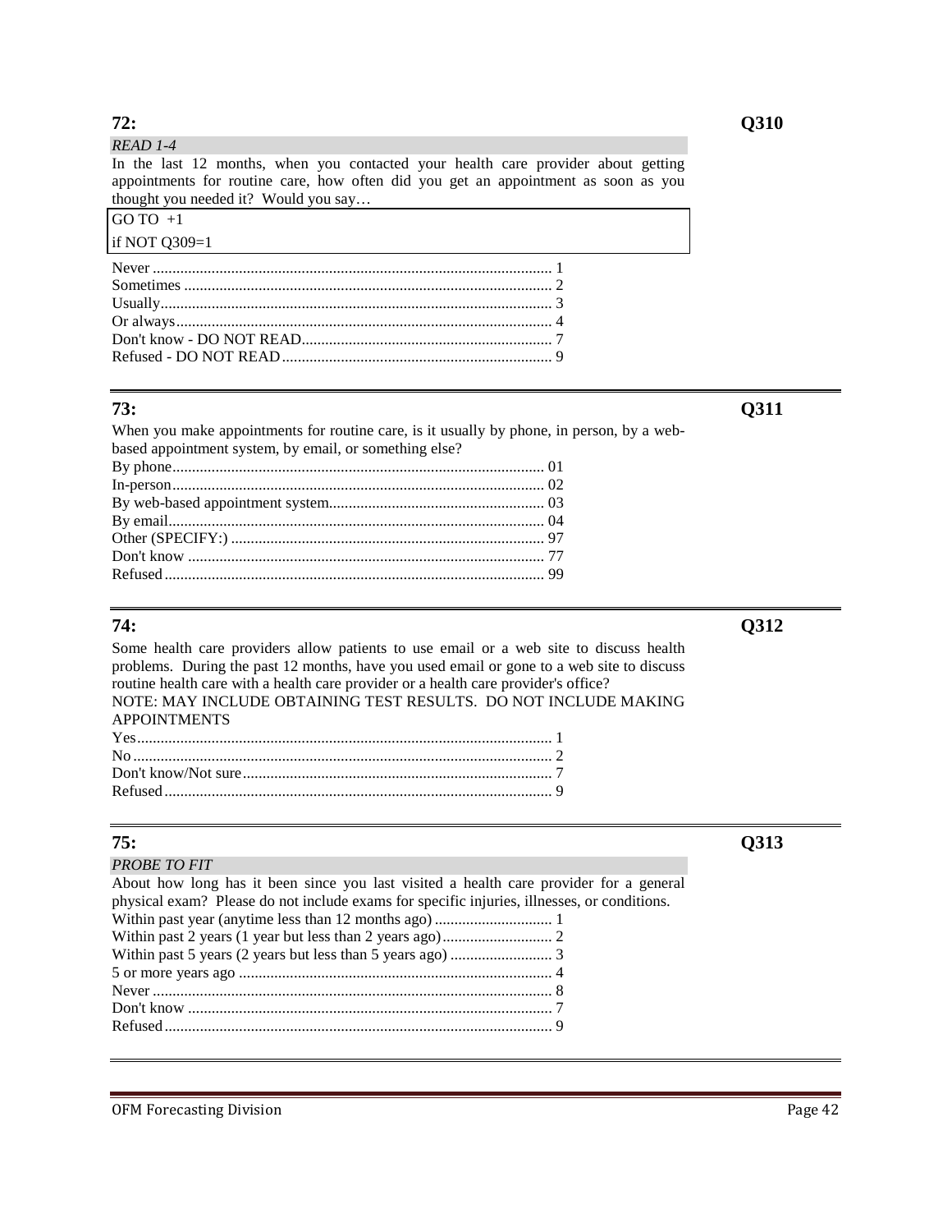### 72: Q310

*READ 1-4*

In the last 12 months, when you contacted your health care provider about getting appointments for routine care, how often did you get an appointment as soon as you thought you needed it? Would you say…

| GO TO +1 |
|---|
| if NOT Q309=1 |

| Response | Code |
|---|---|
| Never | 1 |
| Sometimes | 2 |
| Usually | 3 |
| Or always | 4 |
| Don't know - DO NOT READ | 7 |
| Refused - DO NOT READ | 9 |

---

### 73: Q311

When you make appointments for routine care, is it usually by phone, in person, by a web-based appointment system, by email, or something else?

| Response | Code |
|---|---|
| By phone | 01 |
| In-person | 02 |
| By web-based appointment system | 03 |
| By email | 04 |
| Other (SPECIFY:) | 97 |
| Don't know | 77 |
| Refused | 99 |

---

### 74: Q312

Some health care providers allow patients to use email or a web site to discuss health problems. During the past 12 months, have you used email or gone to a web site to discuss routine health care with a health care provider or a health care provider's office?

NOTE: MAY INCLUDE OBTAINING TEST RESULTS. DO NOT INCLUDE MAKING APPOINTMENTS

| Response | Code |
|---|---|
| Yes | 1 |
| No | 2 |
| Don't know/Not sure | 7 |
| Refused | 9 |

---

### 75: Q313

*PROBE TO FIT*

About how long has it been since you last visited a health care provider for a general physical exam? Please do not include exams for specific injuries, illnesses, or conditions.

| Response | Code |
|---|---|
| Within past year (anytime less than 12 months ago) | 1 |
| Within past 2 years (1 year but less than 2 years ago) | 2 |
| Within past 5 years (2 years but less than 5 years ago) | 3 |
| 5 or more years ago | 4 |
| Never | 8 |
| Don't know | 7 |
| Refused | 9 |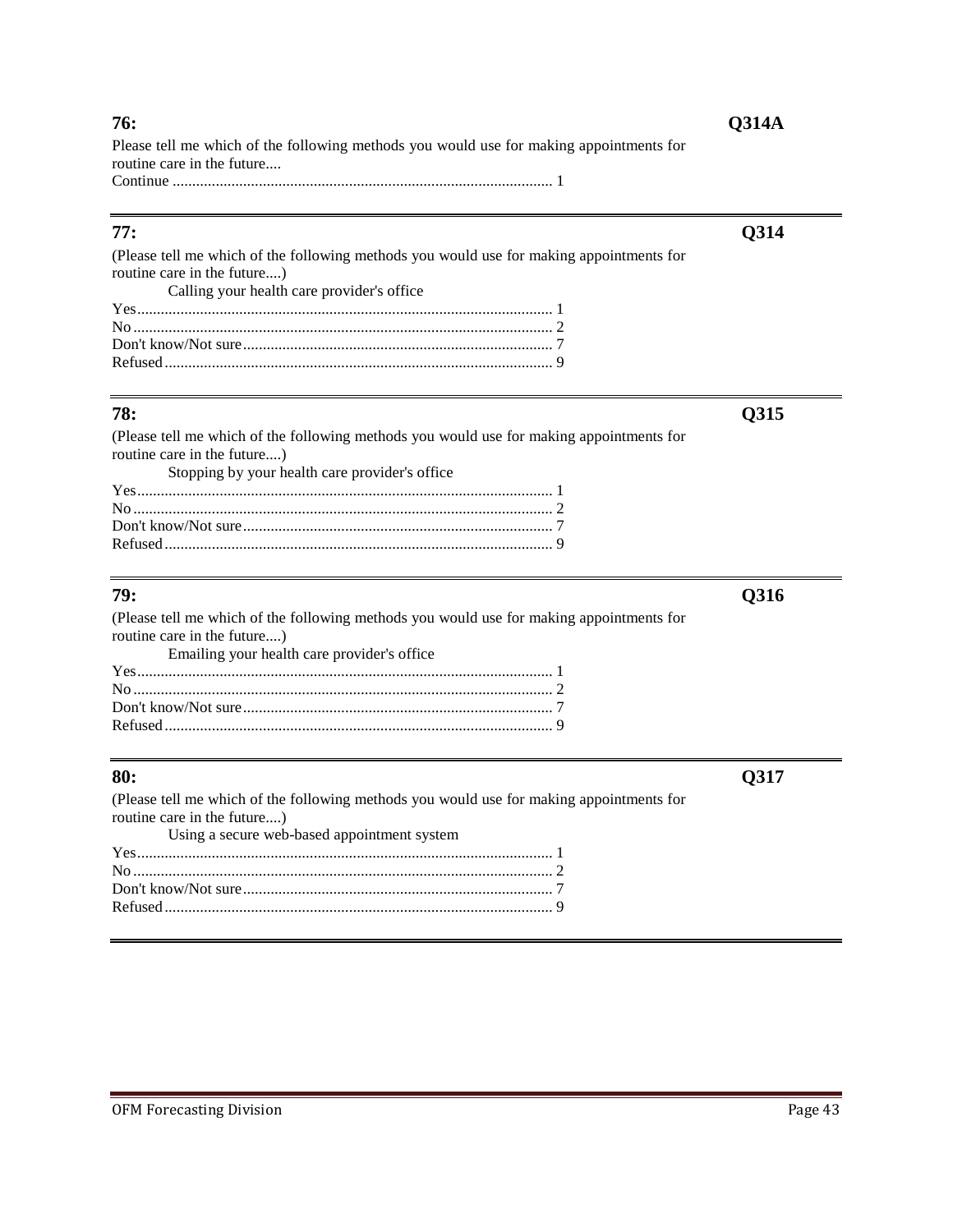**76:** **Q314A**

Please tell me which of the following methods you would use for making appointments for routine care in the future....

Continue ................................................................................................ 1

---

**77:** **Q314**

(Please tell me which of the following methods you would use for making appointments for routine care in the future....)

Calling your health care provider's office

Yes........................................................................................................ 1
No......................................................................................................... 2
Don't know/Not sure.............................................................................. 7
Refused.................................................................................................. 9

---

**78:** **Q315**

(Please tell me which of the following methods you would use for making appointments for routine care in the future....)

Stopping by your health care provider's office

Yes........................................................................................................ 1
No......................................................................................................... 2
Don't know/Not sure.............................................................................. 7
Refused.................................................................................................. 9

---

**79:** **Q316**

(Please tell me which of the following methods you would use for making appointments for routine care in the future....)

Emailing your health care provider's office

Yes........................................................................................................ 1
No......................................................................................................... 2
Don't know/Not sure.............................................................................. 7
Refused.................................................................................................. 9

---

**80:** **Q317**

(Please tell me which of the following methods you would use for making appointments for routine care in the future....)

Using a secure web-based appointment system

Yes........................................................................................................ 1
No......................................................................................................... 2
Don't know/Not sure.............................................................................. 7
Refused.................................................................................................. 9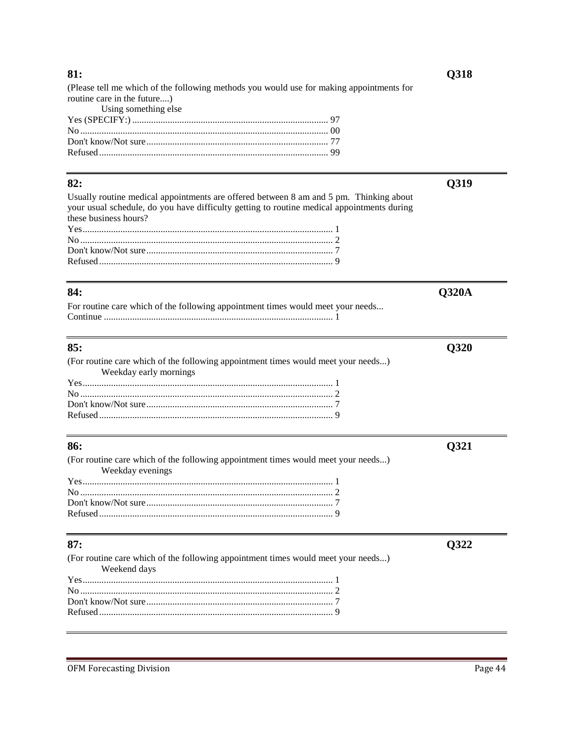**81:** **Q318**

(Please tell me which of the following methods you would use for making appointments for routine care in the future....)

Using something else

Yes (SPECIFY:) .................................................................................. 97
No ........................................................................................................ 00
Don't know/Not sure ............................................................................ 77
Refused ................................................................................................ 99

---

**82:** **Q319**

Usually routine medical appointments are offered between 8 am and 5 pm. Thinking about your usual schedule, do you have difficulty getting to routine medical appointments during these business hours?

Yes ......................................................................................................... 1
No .......................................................................................................... 2
Don't know/Not sure .............................................................................. 7
Refused .................................................................................................. 9

---

**84:** **Q320A**

For routine care which of the following appointment times would meet your needs...

Continue ................................................................................................ 1

---

**85:** **Q320**

(For routine care which of the following appointment times would meet your needs...)

Weekday early mornings

Yes ......................................................................................................... 1
No .......................................................................................................... 2
Don't know/Not sure .............................................................................. 7
Refused .................................................................................................. 9

---

**86:** **Q321**

(For routine care which of the following appointment times would meet your needs...)

Weekday evenings

Yes ......................................................................................................... 1
No .......................................................................................................... 2
Don't know/Not sure .............................................................................. 7
Refused .................................................................................................. 9

---

**87:** **Q322**

(For routine care which of the following appointment times would meet your needs...)

Weekend days

Yes ......................................................................................................... 1
No .......................................................................................................... 2
Don't know/Not sure .............................................................................. 7
Refused .................................................................................................. 9

---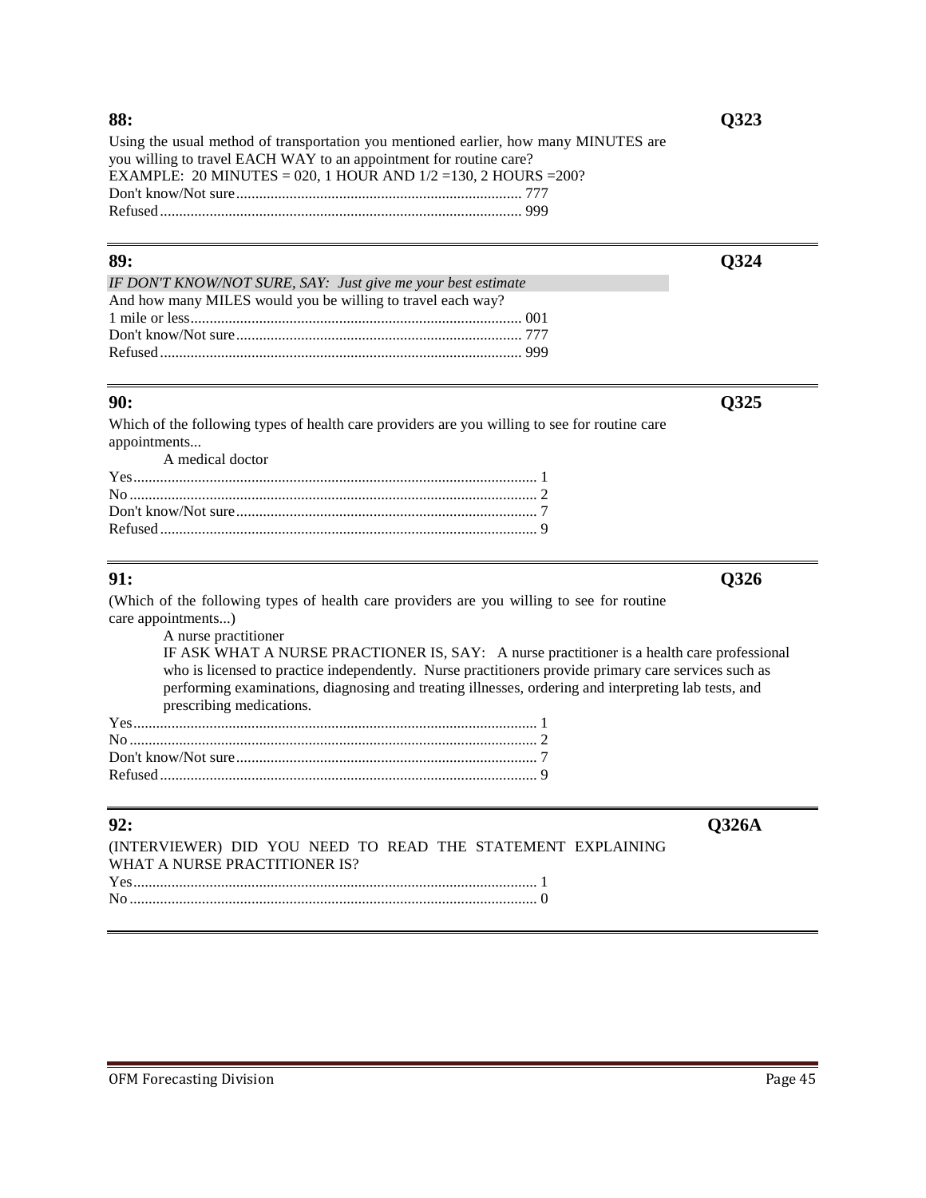**88:** **Q323**

Using the usual method of transportation you mentioned earlier, how many MINUTES are you willing to travel EACH WAY to an appointment for routine care?
EXAMPLE: 20 MINUTES = 020, 1 HOUR AND 1/2 =130, 2 HOURS =200?
Don't know/Not sure.......................................................................... 777
Refused............................................................................................ 999

---

**89:** **Q324**

*IF DON'T KNOW/NOT SURE, SAY: Just give me your best estimate*
And how many MILES would you be willing to travel each way?
1 mile or less..................................................................................... 001
Don't know/Not sure.......................................................................... 777
Refused............................................................................................ 999

---

**90:** **Q325**

Which of the following types of health care providers are you willing to see for routine care appointments...

A medical doctor

Yes........................................................................................... 1
No............................................................................................ 2
Don't know/Not sure................................................................ 7
Refused.................................................................................... 9

---

**91:** **Q326**

(Which of the following types of health care providers are you willing to see for routine care appointments...)

A nurse practitioner

IF ASK WHAT A NURSE PRACTIONER IS, SAY: A nurse practitioner is a health care professional who is licensed to practice independently. Nurse practitioners provide primary care services such as performing examinations, diagnosing and treating illnesses, ordering and interpreting lab tests, and prescribing medications.

Yes........................................................................................... 1
No............................................................................................ 2
Don't know/Not sure................................................................ 7
Refused.................................................................................... 9

---

**92:** **Q326A**

(INTERVIEWER) DID YOU NEED TO READ THE STATEMENT EXPLAINING WHAT A NURSE PRACTITIONER IS?
Yes........................................................................................... 1
No............................................................................................ 0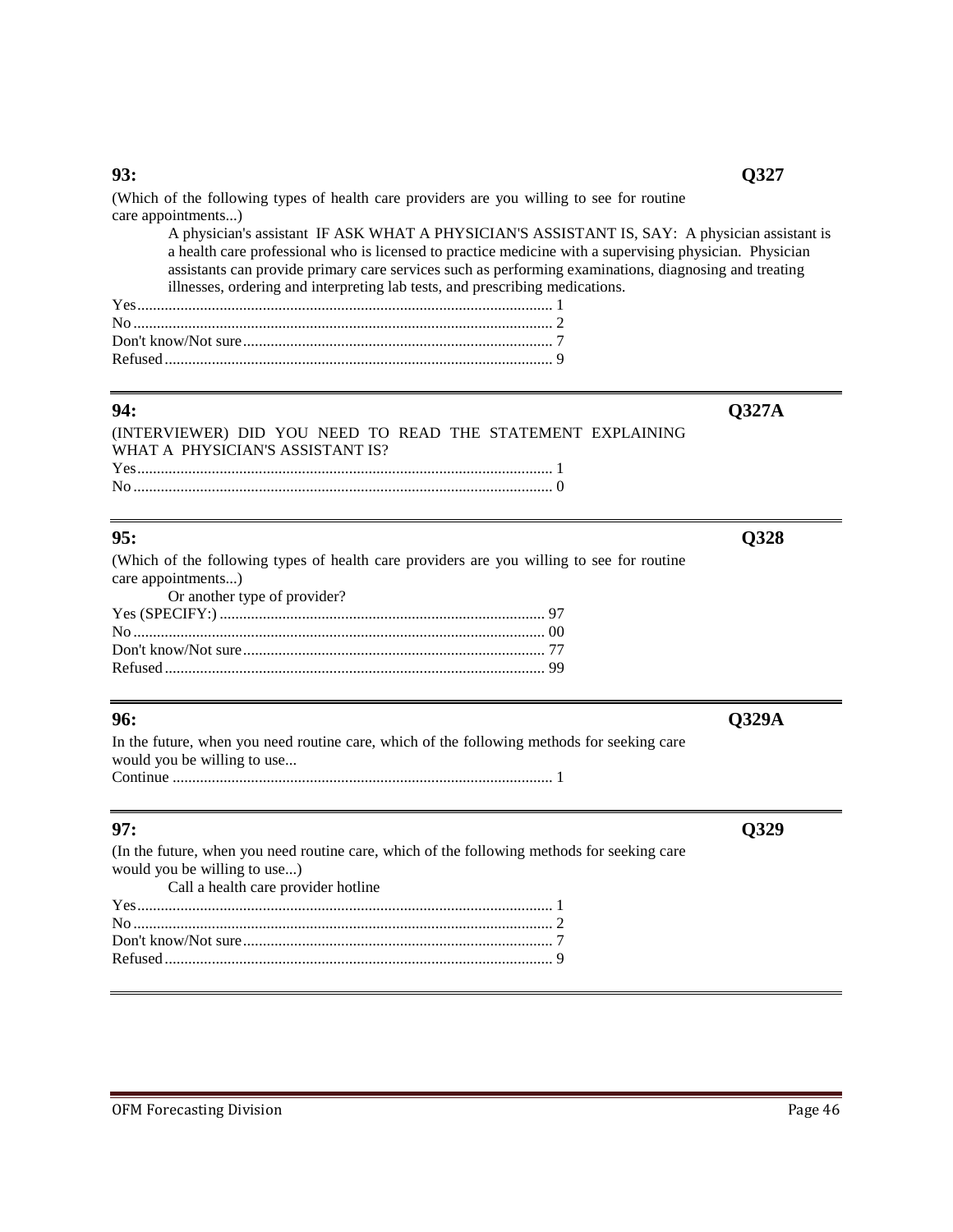**93:** **Q327**

(Which of the following types of health care providers are you willing to see for routine care appointments...)

A physician's assistant IF ASK WHAT A PHYSICIAN'S ASSISTANT IS, SAY: A physician assistant is a health care professional who is licensed to practice medicine with a supervising physician. Physician assistants can provide primary care services such as performing examinations, diagnosing and treating illnesses, ordering and interpreting lab tests, and prescribing medications.

Yes........................................................................................................ 1
No......................................................................................................... 2
Don't know/Not sure.............................................................................. 7
Refused.................................................................................................. 9

---

**94:** **Q327A**

(INTERVIEWER) DID YOU NEED TO READ THE STATEMENT EXPLAINING WHAT A PHYSICIAN'S ASSISTANT IS?

Yes........................................................................................................ 1
No......................................................................................................... 0

---

**95:** **Q328**

(Which of the following types of health care providers are you willing to see for routine care appointments...)

Or another type of provider?

Yes (SPECIFY:)................................................................................... 97
No......................................................................................................... 00
Don't know/Not sure.............................................................................. 77
Refused.................................................................................................. 99

---

**96:** **Q329A**

In the future, when you need routine care, which of the following methods for seeking care would you be willing to use...

Continue ................................................................................................ 1

---

**97:** **Q329**

(In the future, when you need routine care, which of the following methods for seeking care would you be willing to use...)

Call a health care provider hotline

Yes........................................................................................................ 1
No......................................................................................................... 2
Don't know/Not sure.............................................................................. 7
Refused.................................................................................................. 9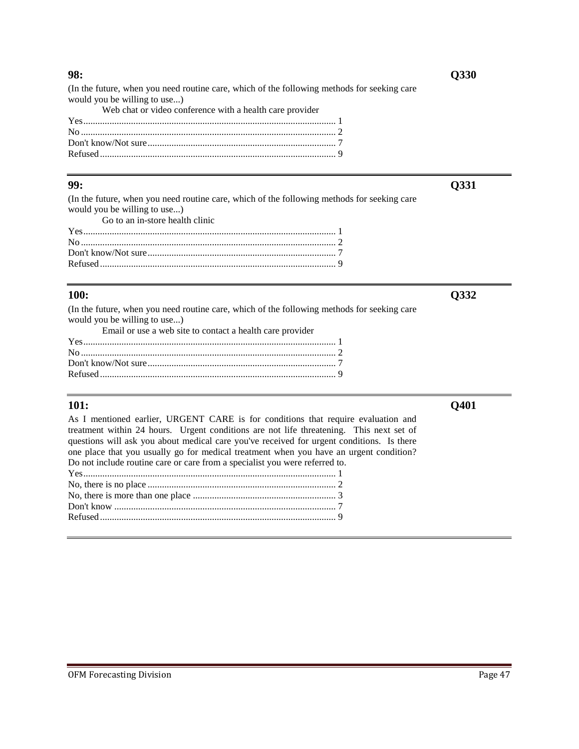**98:** **Q330**

(In the future, when you need routine care, which of the following methods for seeking care would you be willing to use...)

Web chat or video conference with a health care provider

Yes.......................................................................................... 1
No.......................................................................................... 2
Don't know/Not sure.............................................................................. 7
Refused.......................................................................................... 9

---

**99:** **Q331**

(In the future, when you need routine care, which of the following methods for seeking care would you be willing to use...)

Go to an in-store health clinic

Yes.......................................................................................... 1
No.......................................................................................... 2
Don't know/Not sure.............................................................................. 7
Refused.......................................................................................... 9

---

**100:** **Q332**

(In the future, when you need routine care, which of the following methods for seeking care would you be willing to use...)

Email or use a web site to contact a health care provider

Yes.......................................................................................... 1
No.......................................................................................... 2
Don't know/Not sure.............................................................................. 7
Refused.......................................................................................... 9

---

**101:** **Q401**

As I mentioned earlier, URGENT CARE is for conditions that require evaluation and treatment within 24 hours. Urgent conditions are not life threatening. This next set of questions will ask you about medical care you've received for urgent conditions. Is there one place that you usually go for medical treatment when you have an urgent condition? Do not include routine care or care from a specialist you were referred to.

Yes.......................................................................................... 1
No, there is no place.............................................................................. 2
No, there is more than one place........................................................... 3
Don't know.......................................................................................... 7
Refused.......................................................................................... 9

---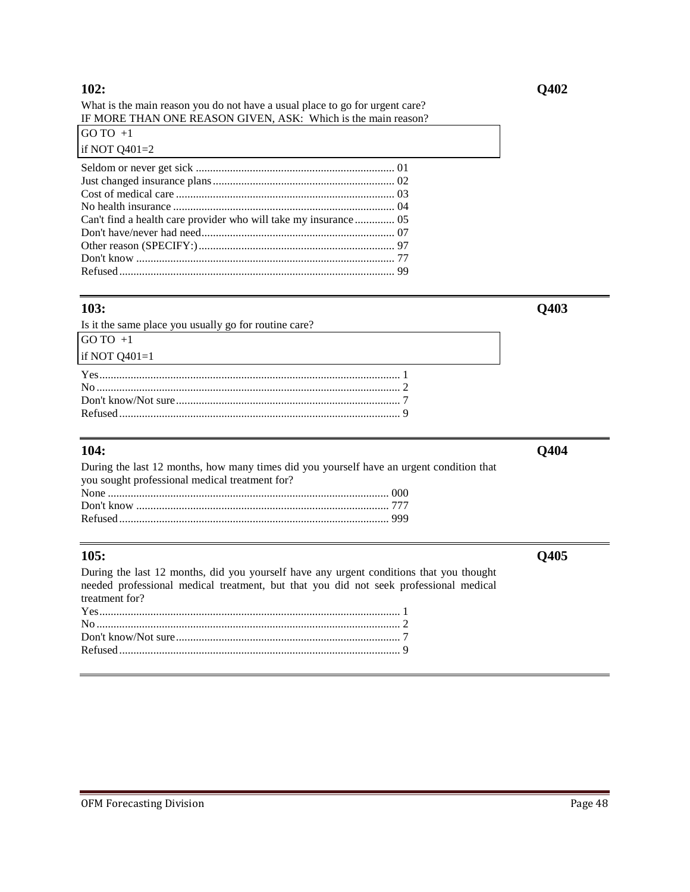## 102: Q402

What is the main reason you do not have a usual place to go for urgent care?
IF MORE THAN ONE REASON GIVEN, ASK: Which is the main reason?

GO TO +1
if NOT Q401=2

Seldom or never get sick ..................................................................... 01
Just changed insurance plans ............................................................... 02
Cost of medical care ............................................................................ 03
No health insurance ............................................................................. 04
Can't find a health care provider who will take my insurance .............. 05
Don't have/never had need.................................................................. 07
Other reason (SPECIFY:) .................................................................... 97
Don't know .......................................................................................... 77
Refused ................................................................................................ 99

---

## 103: Q403

Is it the same place you usually go for routine care?

GO TO +1
if NOT Q401=1

Yes ......................................................................................................... 1
No .......................................................................................................... 2
Don't know/Not sure .............................................................................. 7
Refused .................................................................................................. 9

---

## 104: Q404

During the last 12 months, how many times did you yourself have an urgent condition that you sought professional medical treatment for?

None .................................................................................................. 000
Don't know ........................................................................................ 777
Refused ............................................................................................. 999

---

## 105: Q405

During the last 12 months, did you yourself have any urgent conditions that you thought needed professional medical treatment, but that you did not seek professional medical treatment for?

Yes ......................................................................................................... 1
No .......................................................................................................... 2
Don't know/Not sure .............................................................................. 7
Refused .................................................................................................. 9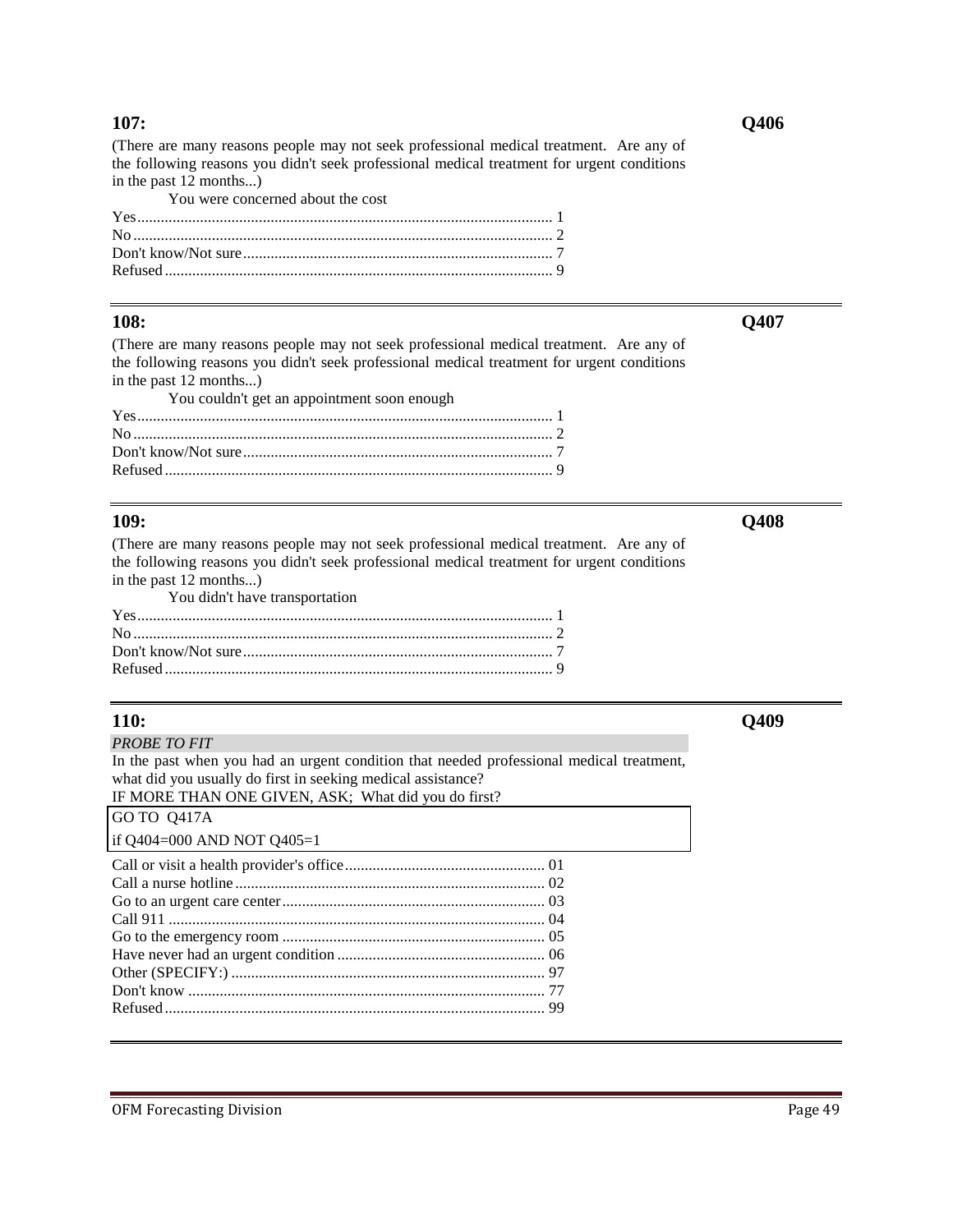**107:** **Q406**

(There are many reasons people may not seek professional medical treatment. Are any of the following reasons you didn't seek professional medical treatment for urgent conditions in the past 12 months...)

You were concerned about the cost

Yes........................................................................................................ 1
No.......................................................................................................... 2
Don't know/Not sure.............................................................................. 7
Refused.................................................................................................. 9

---

**108:** **Q407**

(There are many reasons people may not seek professional medical treatment. Are any of the following reasons you didn't seek professional medical treatment for urgent conditions in the past 12 months...)

You couldn't get an appointment soon enough

Yes........................................................................................................ 1
No.......................................................................................................... 2
Don't know/Not sure.............................................................................. 7
Refused.................................................................................................. 9

---

**109:** **Q408**

(There are many reasons people may not seek professional medical treatment. Are any of the following reasons you didn't seek professional medical treatment for urgent conditions in the past 12 months...)

You didn't have transportation

Yes........................................................................................................ 1
No.......................................................................................................... 2
Don't know/Not sure.............................................................................. 7
Refused.................................................................................................. 9

---

**110:** **Q409**

*PROBE TO FIT*

In the past when you had an urgent condition that needed professional medical treatment, what did you usually do first in seeking medical assistance?

IF MORE THAN ONE GIVEN, ASK; What did you do first?

| GO TO Q417A |
|---|
| if Q404=000 AND NOT Q405=1 |

Call or visit a health provider's office.................................................. 01
Call a nurse hotline.............................................................................. 02
Go to an urgent care center.................................................................. 03
Call 911 ............................................................................................... 04
Go to the emergency room .................................................................. 05
Have never had an urgent condition .................................................... 06
Other (SPECIFY:) ................................................................................ 97
Don't know .......................................................................................... 77
Refused................................................................................................ 99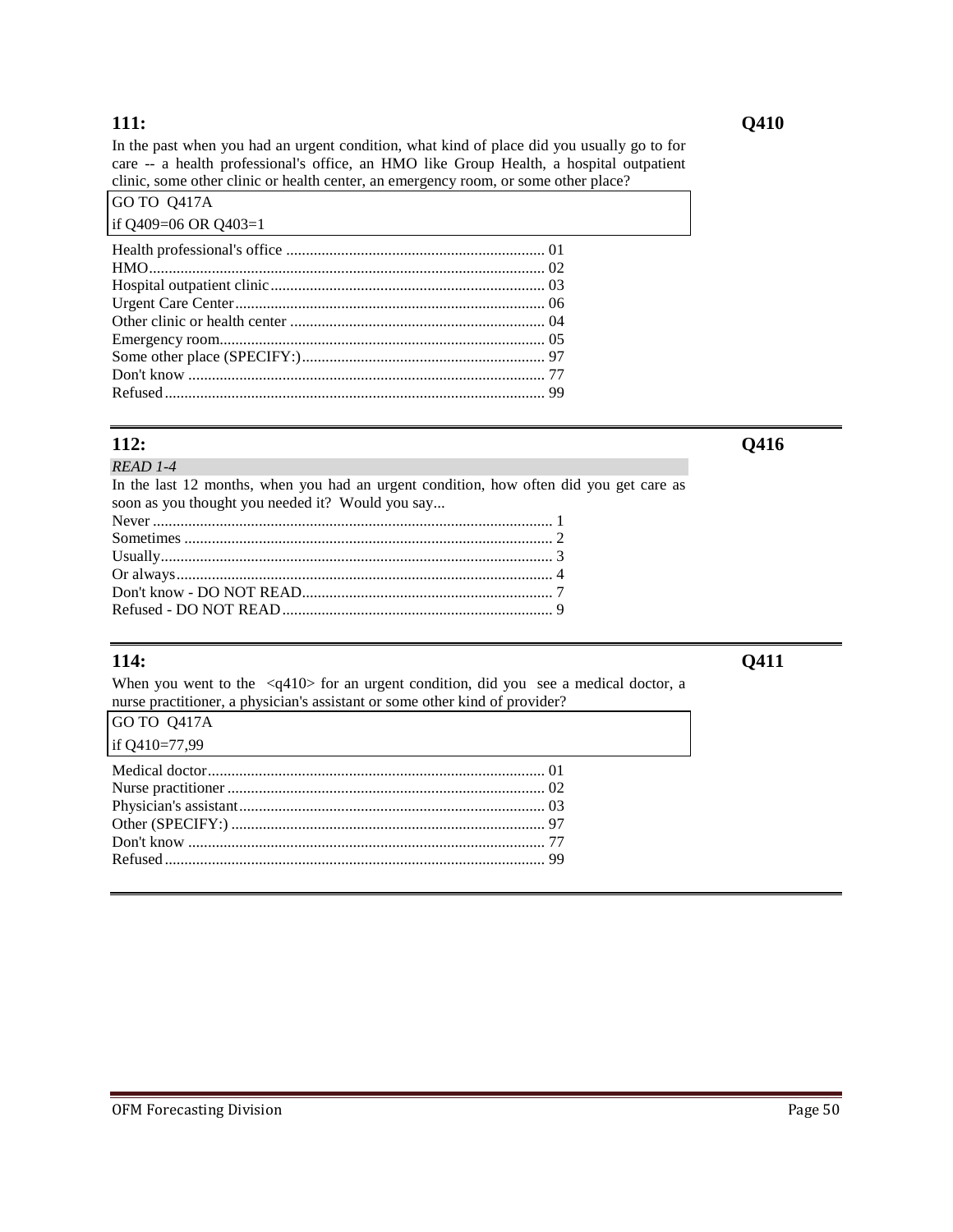### 111: Q410

In the past when you had an urgent condition, what kind of place did you usually go to for care -- a health professional's office, an HMO like Group Health, a hospital outpatient clinic, some other clinic or health center, an emergency room, or some other place?

| GO TO Q417A |
|---|
| if Q409=06 OR Q403=1 |

Health professional's office .................................................................. 01
HMO..................................................................................................... 02
Hospital outpatient clinic...................................................................... 03
Urgent Care Center............................................................................... 06
Other clinic or health center ................................................................. 04
Emergency room................................................................................... 05
Some other place (SPECIFY:).............................................................. 97
Don't know ........................................................................................... 77
Refused................................................................................................. 99

---

### 112: Q416

*READ 1-4*

In the last 12 months, when you had an urgent condition, how often did you get care as soon as you thought you needed it? Would you say...

Never ..................................................................................................... 1
Sometimes ............................................................................................. 2
Usually................................................................................................... 3
Or always............................................................................................... 4
Don't know - DO NOT READ................................................................ 7
Refused - DO NOT READ.................................................................... 9

---

### 114: Q411

When you went to the <q410> for an urgent condition, did you see a medical doctor, a nurse practitioner, a physician's assistant or some other kind of provider?

| GO TO Q417A |
|---|
| if Q410=77,99 |

Medical doctor...................................................................................... 01
Nurse practitioner ................................................................................. 02
Physician's assistant.............................................................................. 03
Other (SPECIFY:) ................................................................................ 97
Don't know ........................................................................................... 77
Refused................................................................................................. 99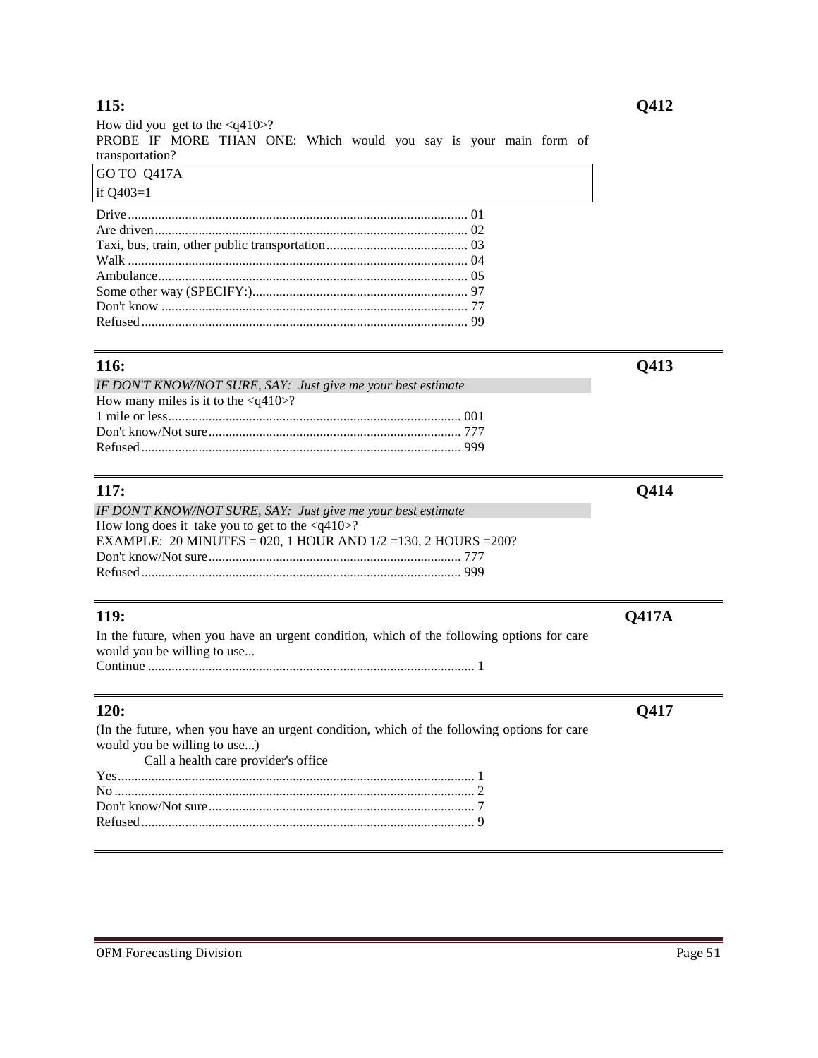### 115: Q412

How did you get to the <q410>?
PROBE IF MORE THAN ONE: Which would you say is your main form of transportation?

| GO TO Q417A |
| --- |
| if Q403=1 |

Drive........................................................................................ 01
Are driven.................................................................................. 02
Taxi, bus, train, other public transportation.......................................... 03
Walk ........................................................................................ 04
Ambulance.................................................................................. 05
Some other way (SPECIFY:)............................................................... 97
Don't know ................................................................................. 77
Refused...................................................................................... 99

---

### 116: Q413

*IF DON'T KNOW/NOT SURE, SAY: Just give me your best estimate*
How many miles is it to the <q410>?
1 mile or less............................................................................... 001
Don't know/Not sure......................................................................... 777
Refused...................................................................................... 999

---

### 117: Q414

*IF DON'T KNOW/NOT SURE, SAY: Just give me your best estimate*
How long does it take you to get to the <q410>?
EXAMPLE: 20 MINUTES = 020, 1 HOUR AND 1/2 =130, 2 HOURS =200?
Don't know/Not sure......................................................................... 777
Refused...................................................................................... 999

---

### 119: Q417A

In the future, when you have an urgent condition, which of the following options for care would you be willing to use...
Continue .................................................................................... 1

---

### 120: Q417

(In the future, when you have an urgent condition, which of the following options for care would you be willing to use...)

Call a health care provider's office

Yes.......................................................................................... 1
No .......................................................................................... 2
Don't know/Not sure......................................................................... 7
Refused...................................................................................... 9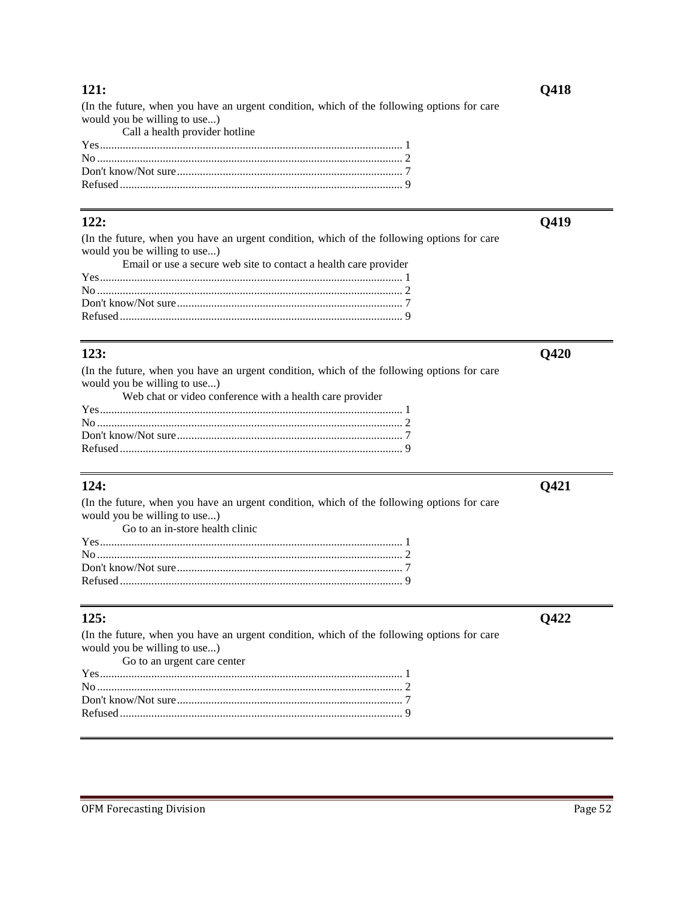**121:** **Q418**

(In the future, when you have an urgent condition, which of the following options for care would you be willing to use...)

Call a health provider hotline

Yes........................................................................................................ 1
No......................................................................................................... 2
Don't know/Not sure.............................................................................. 7
Refused.................................................................................................. 9

---

**122:** **Q419**

(In the future, when you have an urgent condition, which of the following options for care would you be willing to use...)

Email or use a secure web site to contact a health care provider

Yes........................................................................................................ 1
No......................................................................................................... 2
Don't know/Not sure.............................................................................. 7
Refused.................................................................................................. 9

---

**123:** **Q420**

(In the future, when you have an urgent condition, which of the following options for care would you be willing to use...)

Web chat or video conference with a health care provider

Yes........................................................................................................ 1
No......................................................................................................... 2
Don't know/Not sure.............................................................................. 7
Refused.................................................................................................. 9

---

**124:** **Q421**

(In the future, when you have an urgent condition, which of the following options for care would you be willing to use...)

Go to an in-store health clinic

Yes........................................................................................................ 1
No......................................................................................................... 2
Don't know/Not sure.............................................................................. 7
Refused.................................................................................................. 9

---

**125:** **Q422**

(In the future, when you have an urgent condition, which of the following options for care would you be willing to use...)

Go to an urgent care center

Yes........................................................................................................ 1
No......................................................................................................... 2
Don't know/Not sure.............................................................................. 7
Refused.................................................................................................. 9

---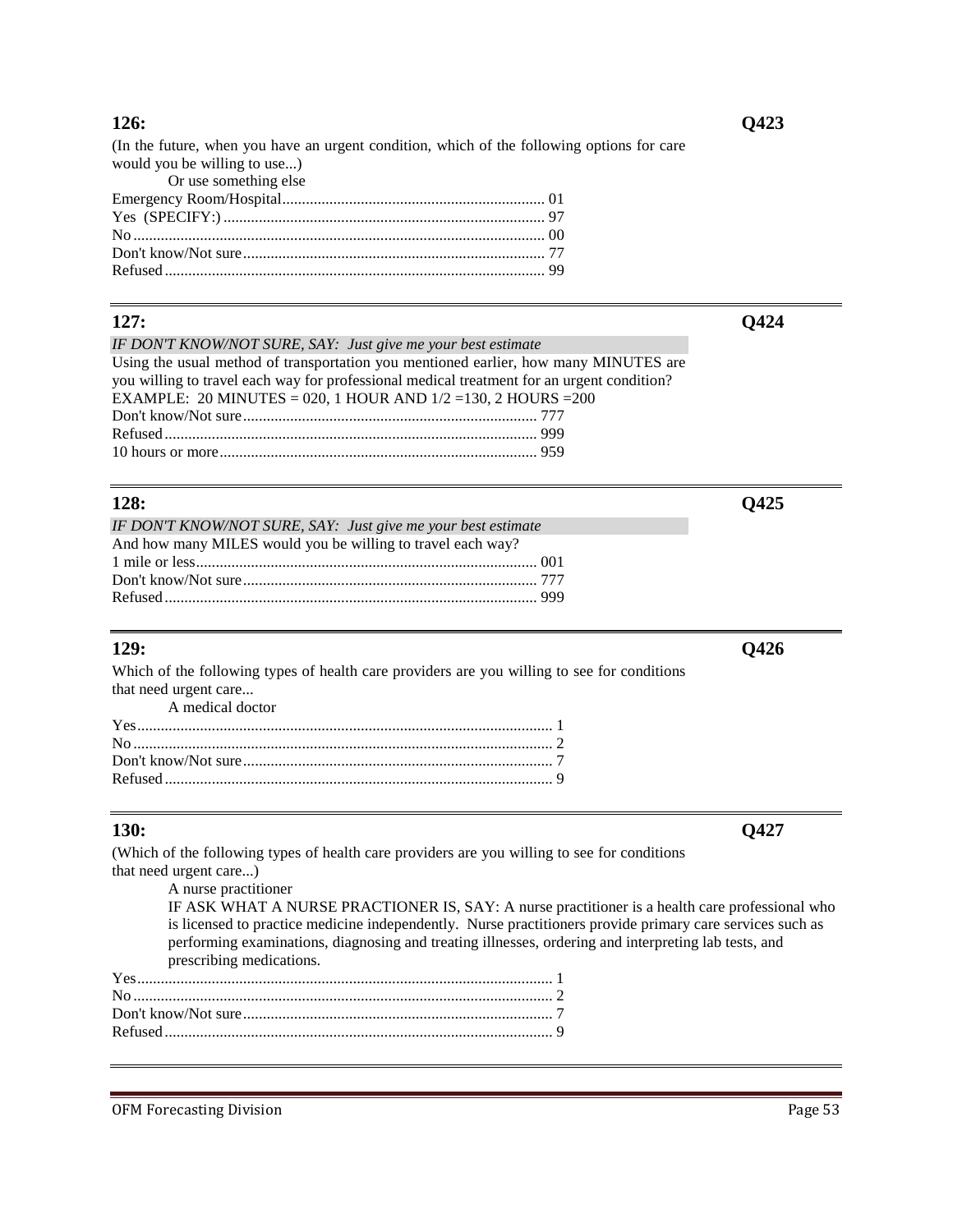**126:** **Q423**

(In the future, when you have an urgent condition, which of the following options for care would you be willing to use...)

Or use something else

Emergency Room/Hospital.................................................................. 01
Yes (SPECIFY:)................................................................................ 97
No........................................................................................................ 00
Don't know/Not sure............................................................................ 77
Refused................................................................................................ 99

---

**127:** **Q424**

*IF DON'T KNOW/NOT SURE, SAY: Just give me your best estimate*

Using the usual method of transportation you mentioned earlier, how many MINUTES are you willing to travel each way for professional medical treatment for an urgent condition?

EXAMPLE: 20 MINUTES = 020, 1 HOUR AND 1/2 =130, 2 HOURS =200

Don't know/Not sure.......................................................................... 777
Refused.............................................................................................. 999
10 hours or more................................................................................ 959

---

**128:** **Q425**

*IF DON'T KNOW/NOT SURE, SAY: Just give me your best estimate*

And how many MILES would you be willing to travel each way?

1 mile or less...................................................................................... 001
Don't know/Not sure.......................................................................... 777
Refused.............................................................................................. 999

---

**129:** **Q426**

Which of the following types of health care providers are you willing to see for conditions that need urgent care...

A medical doctor

Yes......................................................................................................... 1
No.......................................................................................................... 2
Don't know/Not sure.............................................................................. 7
Refused.................................................................................................. 9

---

**130:** **Q427**

(Which of the following types of health care providers are you willing to see for conditions that need urgent care...)

A nurse practitioner

IF ASK WHAT A NURSE PRACTIONER IS, SAY: A nurse practitioner is a health care professional who is licensed to practice medicine independently. Nurse practitioners provide primary care services such as performing examinations, diagnosing and treating illnesses, ordering and interpreting lab tests, and prescribing medications.

Yes......................................................................................................... 1
No.......................................................................................................... 2
Don't know/Not sure.............................................................................. 7
Refused.................................................................................................. 9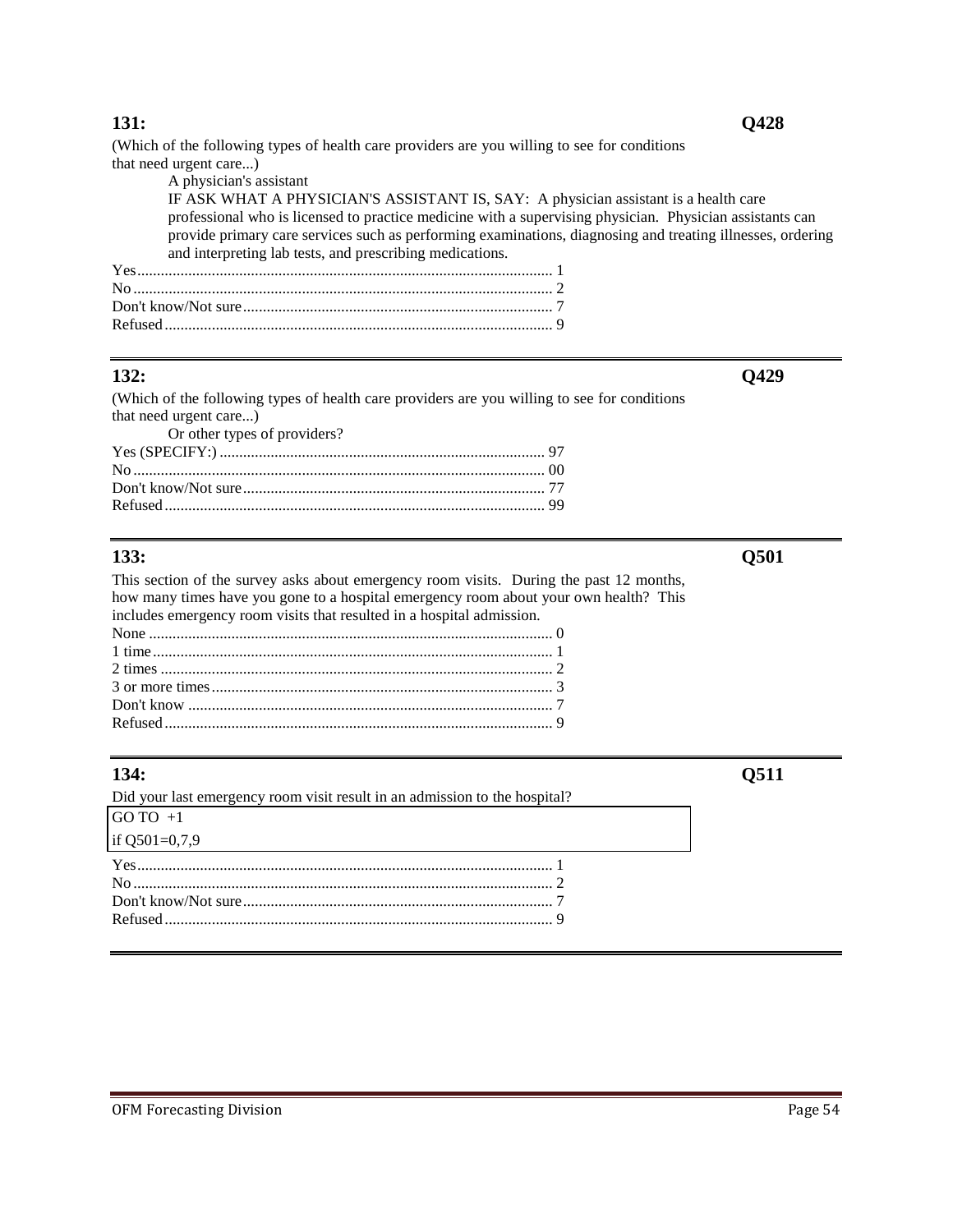## 131: Q428

(Which of the following types of health care providers are you willing to see for conditions that need urgent care...)

A physician's assistant

IF ASK WHAT A PHYSICIAN'S ASSISTANT IS, SAY: A physician assistant is a health care professional who is licensed to practice medicine with a supervising physician. Physician assistants can provide primary care services such as performing examinations, diagnosing and treating illnesses, ordering and interpreting lab tests, and prescribing medications.

| Response | Code |
|---|---|
| Yes | 1 |
| No | 2 |
| Don't know/Not sure | 7 |
| Refused | 9 |

---

## 132: Q429

(Which of the following types of health care providers are you willing to see for conditions that need urgent care...)

Or other types of providers?

| Response | Code |
|---|---|
| Yes (SPECIFY:) | 97 |
| No | 00 |
| Don't know/Not sure | 77 |
| Refused | 99 |

---

## 133: Q501

This section of the survey asks about emergency room visits. During the past 12 months, how many times have you gone to a hospital emergency room about your own health? This includes emergency room visits that resulted in a hospital admission.

| Response | Code |
|---|---|
| None | 0 |
| 1 time | 1 |
| 2 times | 2 |
| 3 or more times | 3 |
| Don't know | 7 |
| Refused | 9 |

---

## 134: Q511

Did your last emergency room visit result in an admission to the hospital?

GO TO +1
if Q501=0,7,9

| Response | Code |
|---|---|
| Yes | 1 |
| No | 2 |
| Don't know/Not sure | 7 |
| Refused | 9 |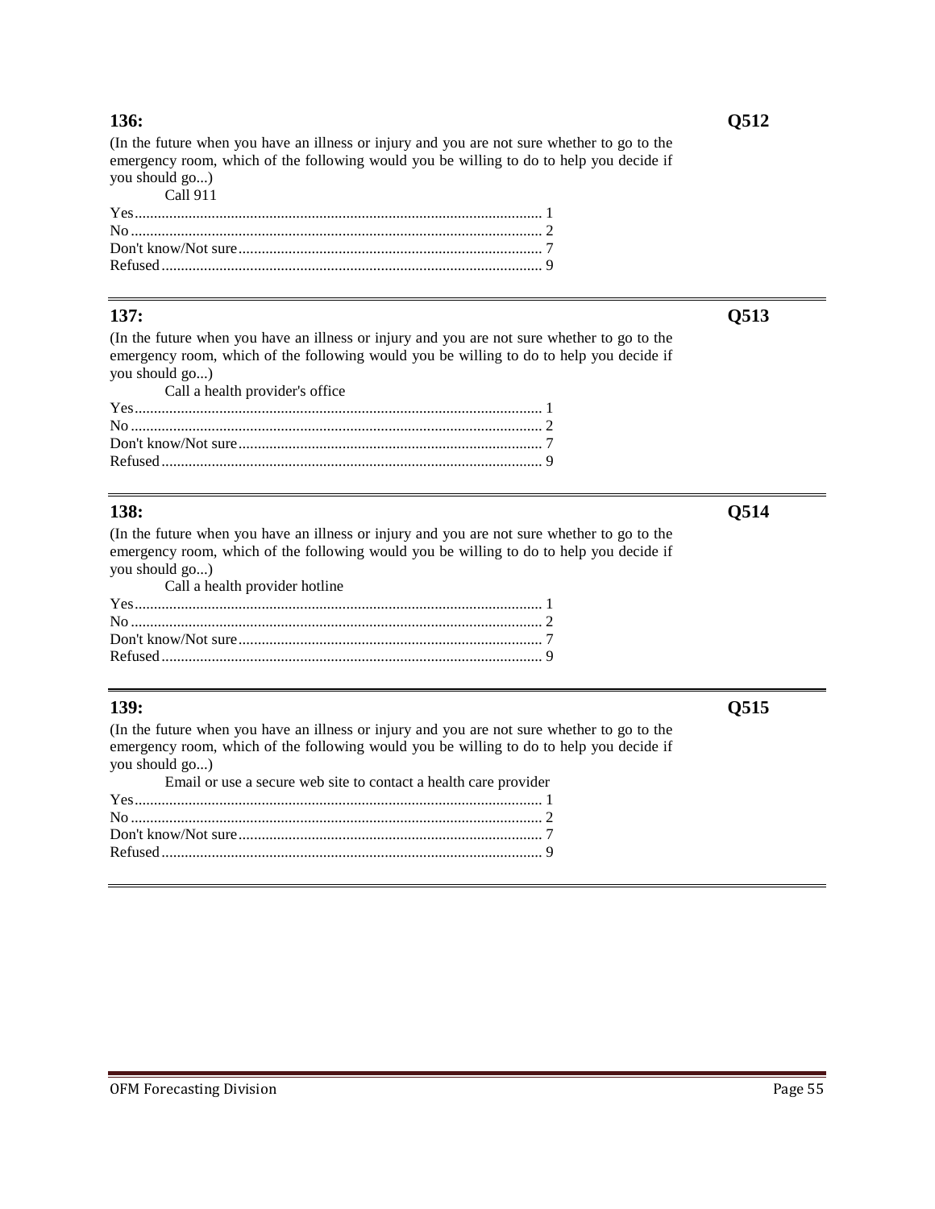**136:** **Q512**

(In the future when you have an illness or injury and you are not sure whether to go to the emergency room, which of the following would you be willing to do to help you decide if you should go...)

Call 911

Yes........................................................................................................ 1
No......................................................................................................... 2
Don't know/Not sure.............................................................................. 7
Refused.................................................................................................. 9

---

**137:** **Q513**

(In the future when you have an illness or injury and you are not sure whether to go to the emergency room, which of the following would you be willing to do to help you decide if you should go...)

Call a health provider's office

Yes........................................................................................................ 1
No......................................................................................................... 2
Don't know/Not sure.............................................................................. 7
Refused.................................................................................................. 9

---

**138:** **Q514**

(In the future when you have an illness or injury and you are not sure whether to go to the emergency room, which of the following would you be willing to do to help you decide if you should go...)

Call a health provider hotline

Yes........................................................................................................ 1
No......................................................................................................... 2
Don't know/Not sure.............................................................................. 7
Refused.................................................................................................. 9

---

**139:** **Q515**

(In the future when you have an illness or injury and you are not sure whether to go to the emergency room, which of the following would you be willing to do to help you decide if you should go...)

Email or use a secure web site to contact a health care provider

Yes........................................................................................................ 1
No......................................................................................................... 2
Don't know/Not sure.............................................................................. 7
Refused.................................................................................................. 9

---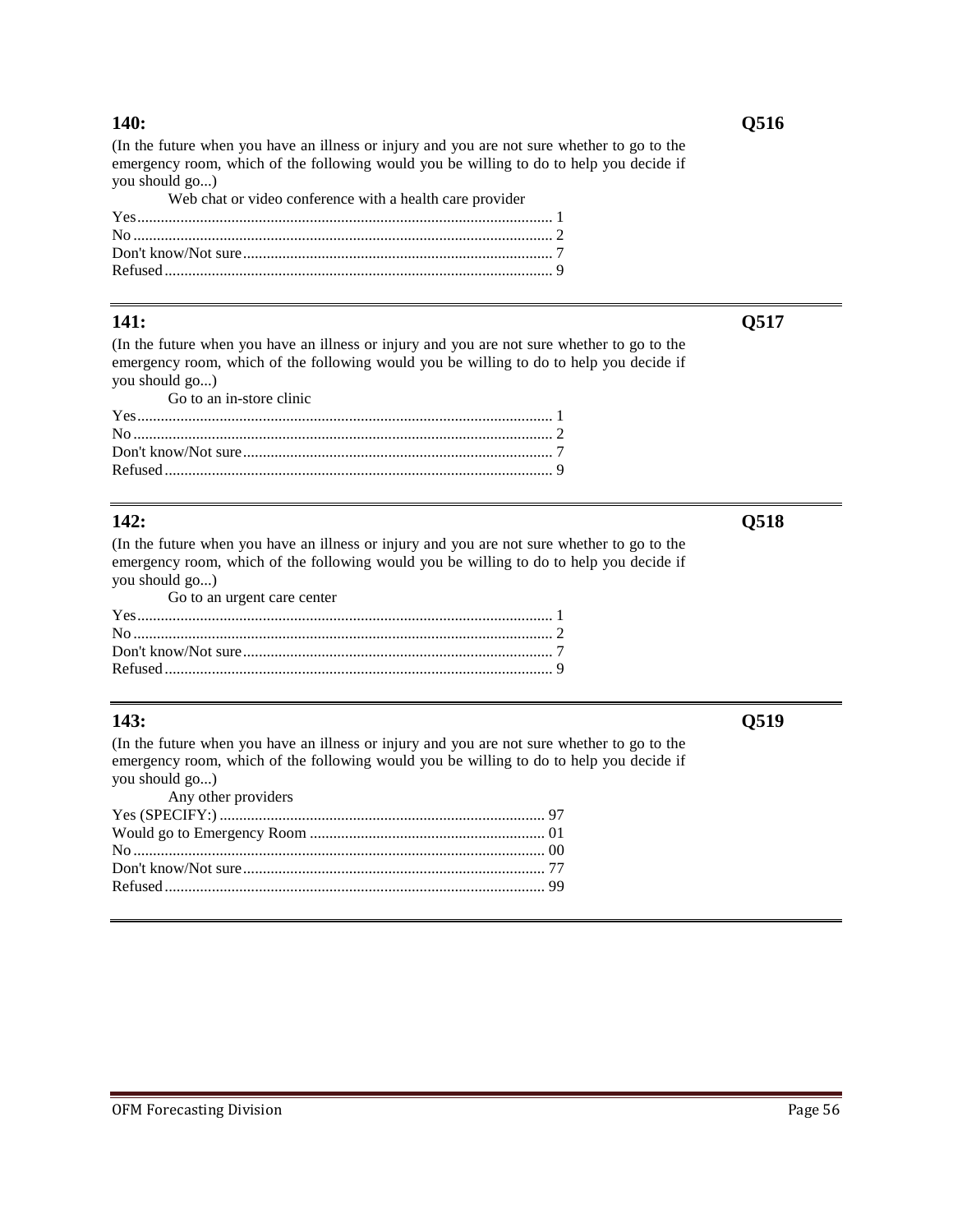**140:** **Q516**

(In the future when you have an illness or injury and you are not sure whether to go to the emergency room, which of the following would you be willing to do to help you decide if you should go...)

Web chat or video conference with a health care provider

Yes........................................................................................................ 1
No.......................................................................................................... 2
Don't know/Not sure.............................................................................. 7
Refused.................................................................................................. 9

---

**141:** **Q517**

(In the future when you have an illness or injury and you are not sure whether to go to the emergency room, which of the following would you be willing to do to help you decide if you should go...)

Go to an in-store clinic

Yes........................................................................................................ 1
No.......................................................................................................... 2
Don't know/Not sure.............................................................................. 7
Refused.................................................................................................. 9

---

**142:** **Q518**

(In the future when you have an illness or injury and you are not sure whether to go to the emergency room, which of the following would you be willing to do to help you decide if you should go...)

Go to an urgent care center

Yes........................................................................................................ 1
No.......................................................................................................... 2
Don't know/Not sure.............................................................................. 7
Refused.................................................................................................. 9

---

**143:** **Q519**

(In the future when you have an illness or injury and you are not sure whether to go to the emergency room, which of the following would you be willing to do to help you decide if you should go...)

Any other providers

Yes (SPECIFY:)................................................................................... 97
Would go to Emergency Room ............................................................ 01
No......................................................................................................... 00
Don't know/Not sure............................................................................. 77
Refused................................................................................................. 99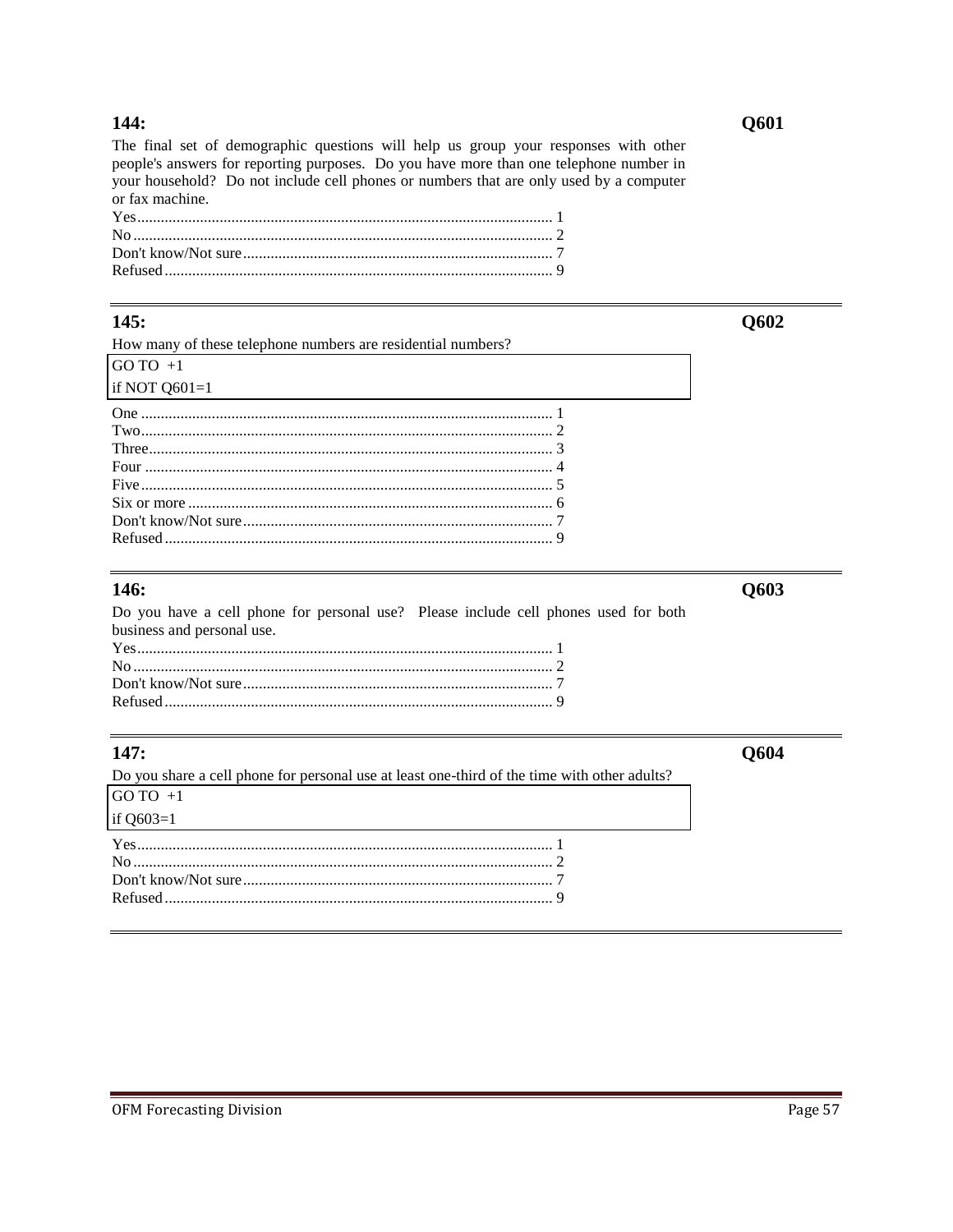### 144: **Q601**

The final set of demographic questions will help us group your responses with other people's answers for reporting purposes. Do you have more than one telephone number in your household? Do not include cell phones or numbers that are only used by a computer or fax machine.

Yes........................................................................................................ 1
No.......................................................................................................... 2
Don't know/Not sure.............................................................................. 7
Refused................................................................................................. 9

---

### 145: **Q602**

How many of these telephone numbers are residential numbers?

| GO TO +1 |
|---|
| if NOT Q601=1 |

One ....................................................................................................... 1
Two........................................................................................................ 2
Three..................................................................................................... 3
Four ....................................................................................................... 4
Five........................................................................................................ 5
Six or more ............................................................................................ 6
Don't know/Not sure.............................................................................. 7
Refused................................................................................................. 9

---

### 146: **Q603**

Do you have a cell phone for personal use? Please include cell phones used for both business and personal use.

Yes........................................................................................................ 1
No.......................................................................................................... 2
Don't know/Not sure.............................................................................. 7
Refused................................................................................................. 9

---

### 147: **Q604**

Do you share a cell phone for personal use at least one-third of the time with other adults?

| GO TO +1 |
|---|
| if Q603=1 |

Yes........................................................................................................ 1
No.......................................................................................................... 2
Don't know/Not sure.............................................................................. 7
Refused................................................................................................. 9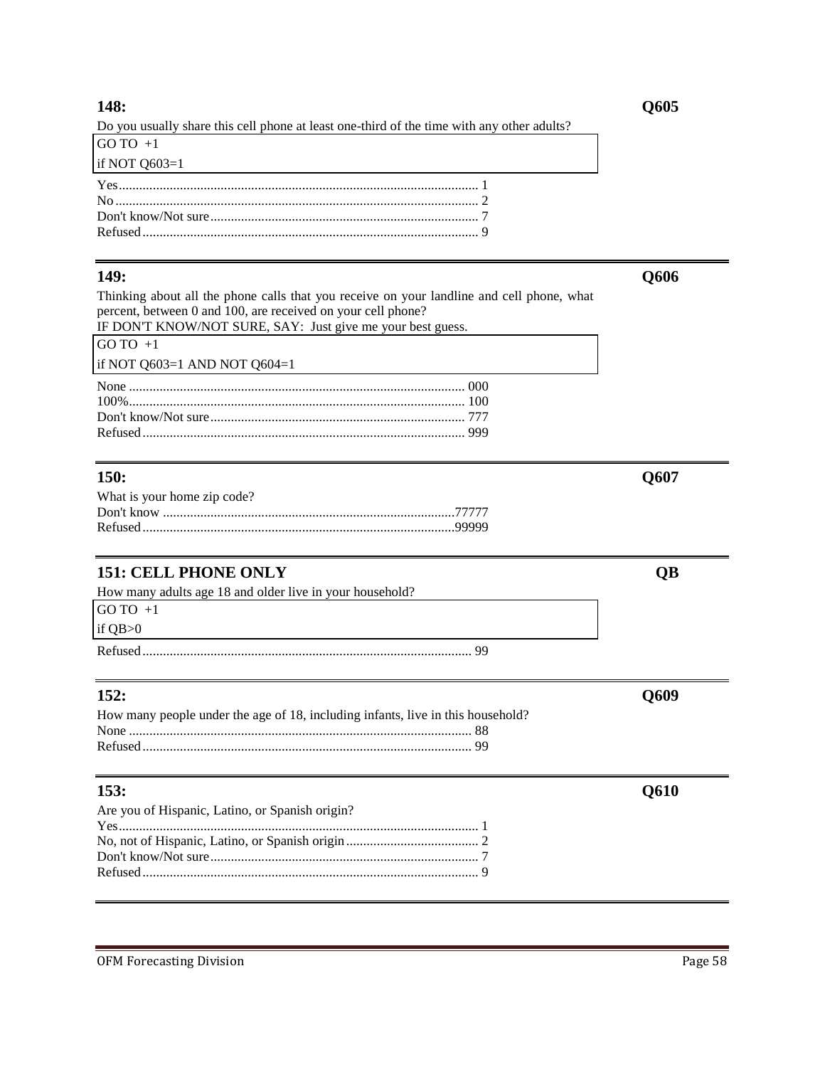### 148: **Q605**

Do you usually share this cell phone at least one-third of the time with any other adults?

GO TO +1
if NOT Q603=1

Yes........................................................................................................ 1
No......................................................................................................... 2
Don't know/Not sure.............................................................................. 7
Refused................................................................................................. 9

---

### 149: **Q606**

Thinking about all the phone calls that you receive on your landline and cell phone, what percent, between 0 and 100, are received on your cell phone?
IF DON'T KNOW/NOT SURE, SAY: Just give me your best guess.

GO TO +1
if NOT Q603=1 AND NOT Q604=1

None .................................................................................................. 000
100%.................................................................................................. 100
Don't know/Not sure.......................................................................... 777
Refused.............................................................................................. 999

---

### 150: **Q607**

What is your home zip code?
Don't know .....................................................................................77777
Refused..........................................................................................99999

---

### 151: CELL PHONE ONLY **QB**

How many adults age 18 and older live in your household?

GO TO +1
if QB>0

Refused............................................................................................... 99

---

### 152: **Q609**

How many people under the age of 18, including infants, live in this household?
None ................................................................................................... 88
Refused............................................................................................... 99

---

### 153: **Q610**

Are you of Hispanic, Latino, or Spanish origin?
Yes........................................................................................................ 1
No, not of Hispanic, Latino, or Spanish origin....................................... 2
Don't know/Not sure.............................................................................. 7
Refused................................................................................................. 9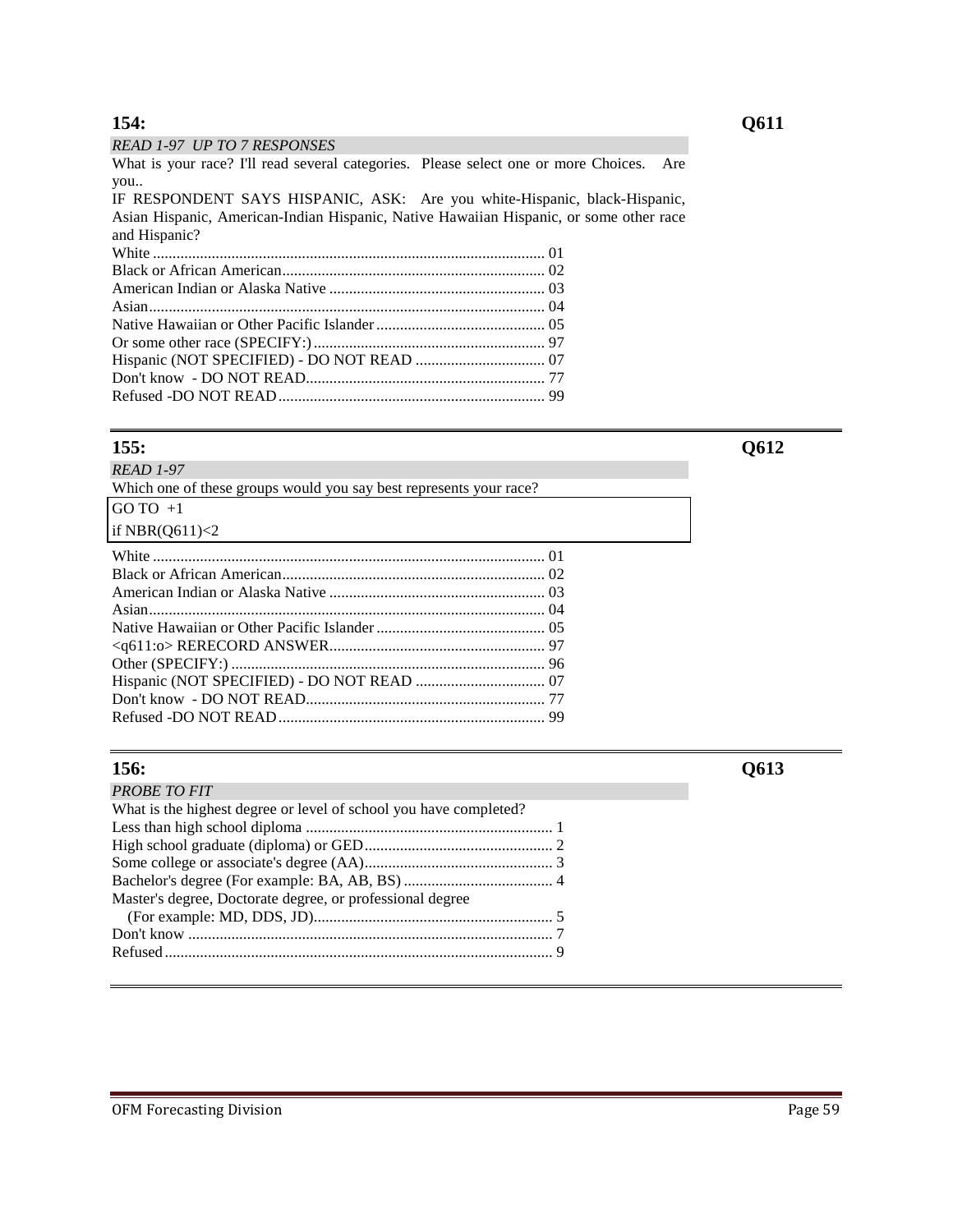## 154: Q611

*READ 1-97 UP TO 7 RESPONSES*

What is your race? I'll read several categories. Please select one or more Choices. Are you..

IF RESPONDENT SAYS HISPANIC, ASK: Are you white-Hispanic, black-Hispanic, Asian Hispanic, American-Indian Hispanic, Native Hawaiian Hispanic, or some other race and Hispanic?

| Response | Code |
|---|---|
| White | 01 |
| Black or African American | 02 |
| American Indian or Alaska Native | 03 |
| Asian | 04 |
| Native Hawaiian or Other Pacific Islander | 05 |
| Or some other race (SPECIFY:) | 97 |
| Hispanic (NOT SPECIFIED) - DO NOT READ | 07 |
| Don't know - DO NOT READ | 77 |
| Refused -DO NOT READ | 99 |

---

## 155: Q612

*READ 1-97*

Which one of these groups would you say best represents your race?

GO TO +1
if NBR(Q611)<2

| Response | Code |
|---|---|
| White | 01 |
| Black or African American | 02 |
| American Indian or Alaska Native | 03 |
| Asian | 04 |
| Native Hawaiian or Other Pacific Islander | 05 |
| <q611:o> RERECORD ANSWER | 97 |
| Other (SPECIFY:) | 96 |
| Hispanic (NOT SPECIFIED) - DO NOT READ | 07 |
| Don't know - DO NOT READ | 77 |
| Refused -DO NOT READ | 99 |

---

## 156: Q613

*PROBE TO FIT*

What is the highest degree or level of school you have completed?

| Response | Code |
|---|---|
| Less than high school diploma | 1 |
| High school graduate (diploma) or GED | 2 |
| Some college or associate's degree (AA) | 3 |
| Bachelor's degree (For example: BA, AB, BS) | 4 |
| Master's degree, Doctorate degree, or professional degree (For example: MD, DDS, JD) | 5 |
| Don't know | 7 |
| Refused | 9 |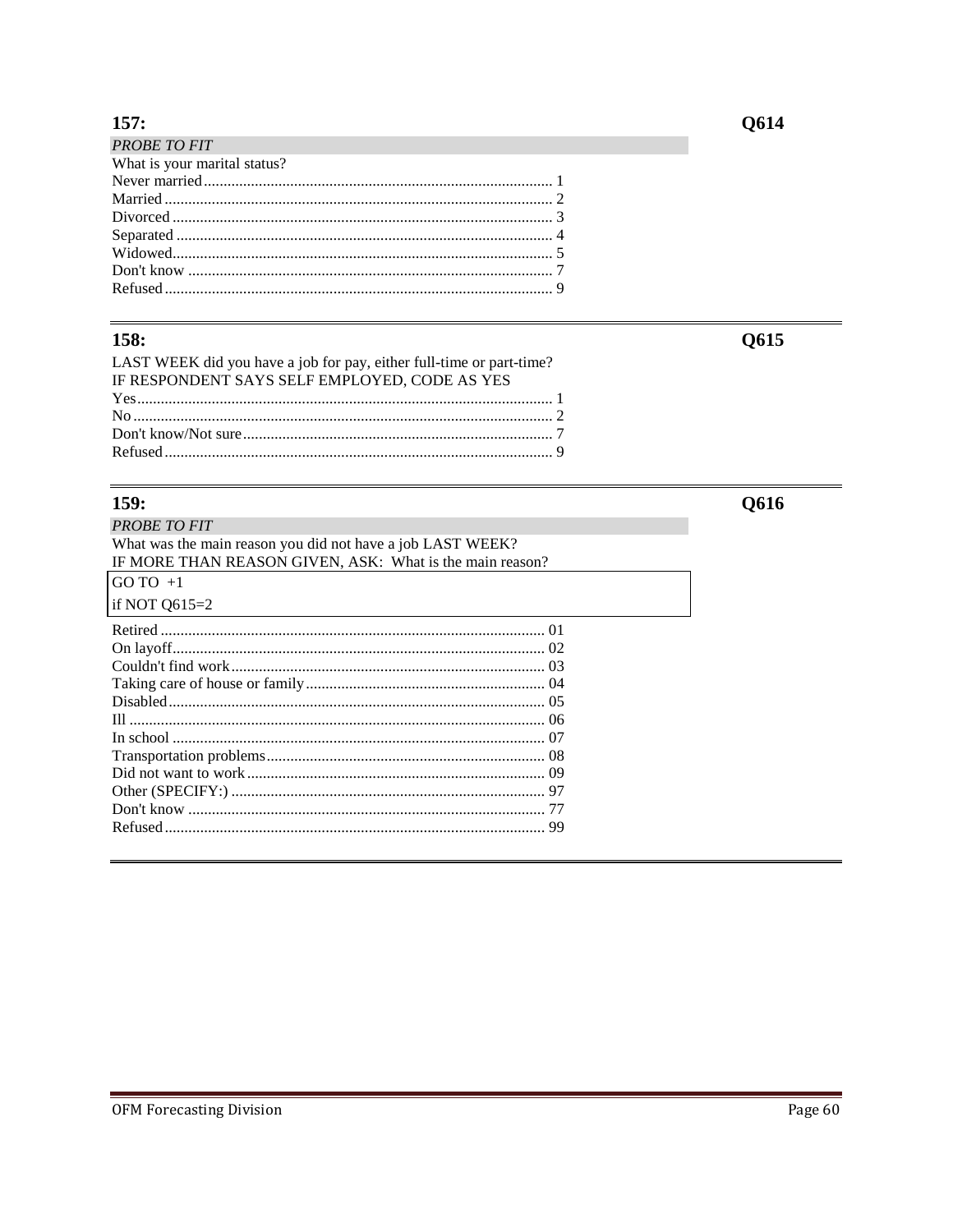## 157: Q614

*PROBE TO FIT*

What is your marital status?

Never married........................................................................................ 1
Married.................................................................................................. 2
Divorced................................................................................................ 3
Separated.............................................................................................. 4
Widowed................................................................................................ 5
Don't know............................................................................................ 7
Refused.................................................................................................. 9

---

## 158: Q615

LAST WEEK did you have a job for pay, either full-time or part-time?
IF RESPONDENT SAYS SELF EMPLOYED, CODE AS YES

Yes........................................................................................................ 1
No.......................................................................................................... 2
Don't know/Not sure.............................................................................. 7
Refused.................................................................................................. 9

---

## 159: Q616

*PROBE TO FIT*

What was the main reason you did not have a job LAST WEEK?
IF MORE THAN REASON GIVEN, ASK: What is the main reason?

GO TO +1
if NOT Q615=2

Retired................................................................................................. 01
On layoff.............................................................................................. 02
Couldn't find work................................................................................ 03
Taking care of house or family............................................................. 04
Disabled............................................................................................... 05
Ill.......................................................................................................... 06
In school.............................................................................................. 07
Transportation problems....................................................................... 08
Did not want to work............................................................................ 09
Other (SPECIFY:)................................................................................ 97
Don't know........................................................................................... 77
Refused................................................................................................ 99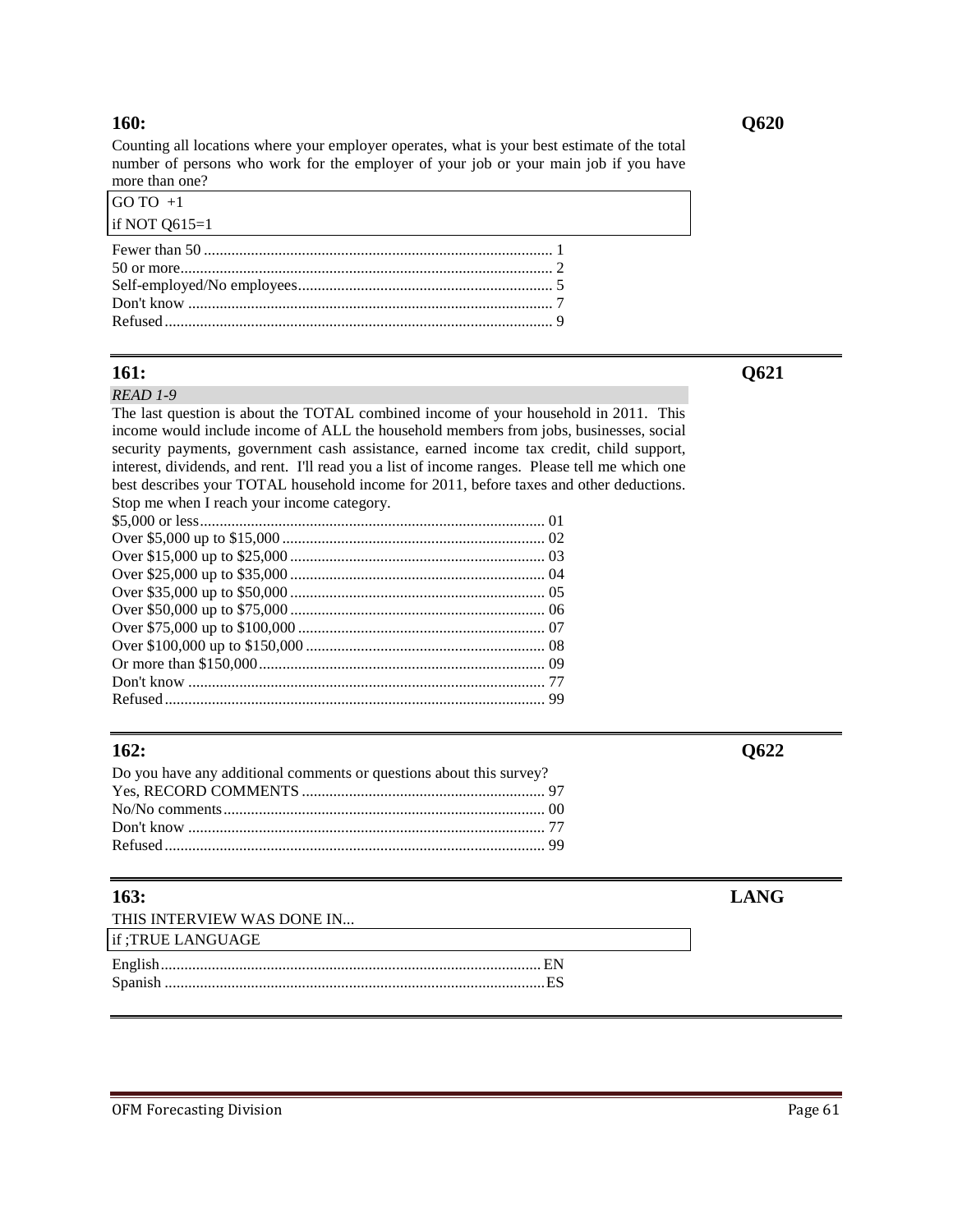## 160: Q620

Counting all locations where your employer operates, what is your best estimate of the total number of persons who work for the employer of your job or your main job if you have more than one?

GO TO +1
if NOT Q615=1

Fewer than 50 ........................................................................................ 1
50 or more............................................................................................. 2
Self-employed/No employees................................................................ 5
Don't know ............................................................................................ 7
Refused.................................................................................................. 9

---

## 161: Q621

*READ 1-9*

The last question is about the TOTAL combined income of your household in 2011. This income would include income of ALL the household members from jobs, businesses, social security payments, government cash assistance, earned income tax credit, child support, interest, dividends, and rent. I'll read you a list of income ranges. Please tell me which one best describes your TOTAL household income for 2011, before taxes and other deductions. Stop me when I reach your income category.

$5,000 or less....................................................................................... 01
Over $5,000 up to $15,000 .................................................................. 02
Over $15,000 up to $25,000 ................................................................ 03
Over $25,000 up to $35,000 ................................................................ 04
Over $35,000 up to $50,000 ................................................................ 05
Over $50,000 up to $75,000 ................................................................ 06
Over $75,000 up to $100,000 .............................................................. 07
Over $100,000 up to $150,000 ............................................................ 08
Or more than $150,000......................................................................... 09
Don't know .......................................................................................... 77
Refused................................................................................................ 99

---

## 162: Q622

Do you have any additional comments or questions about this survey?

Yes, RECORD COMMENTS .............................................................. 97
No/No comments................................................................................. 00
Don't know .......................................................................................... 77
Refused................................................................................................ 99

---

## 163: LANG

THIS INTERVIEW WAS DONE IN...

if ;TRUE LANGUAGE

English................................................................................................ EN
Spanish ................................................................................................ES